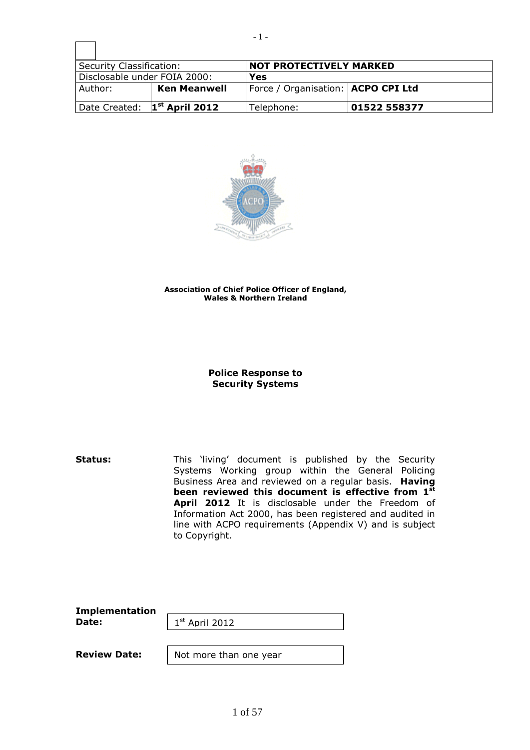| Security Classification: | | NOT PROTECTIVELY MARKED | |
|---|---|---|---|
| Disclosable under FOIA 2000: | | **Yes** | |
| Author: | **Ken Meanwell** | Force / Organisation: | **ACPO CPI Ltd** |
| Date Created: | **1st April 2012** | Telephone: | **01522 558377** |

**Association of Chief Police Officer of England, Wales & Northern Ireland**

# Police Response to Security Systems

**Status:** This 'living' document is published by the Security Systems Working group within the General Policing Business Area and reviewed on a regular basis. **Having been reviewed this document is effective from 1st April 2012** It is disclosable under the Freedom of Information Act 2000, has been registered and audited in line with ACPO requirements (Appendix V) and is subject to Copyright.

**Implementation Date:** 1st April 2012

**Review Date:** Not more than one year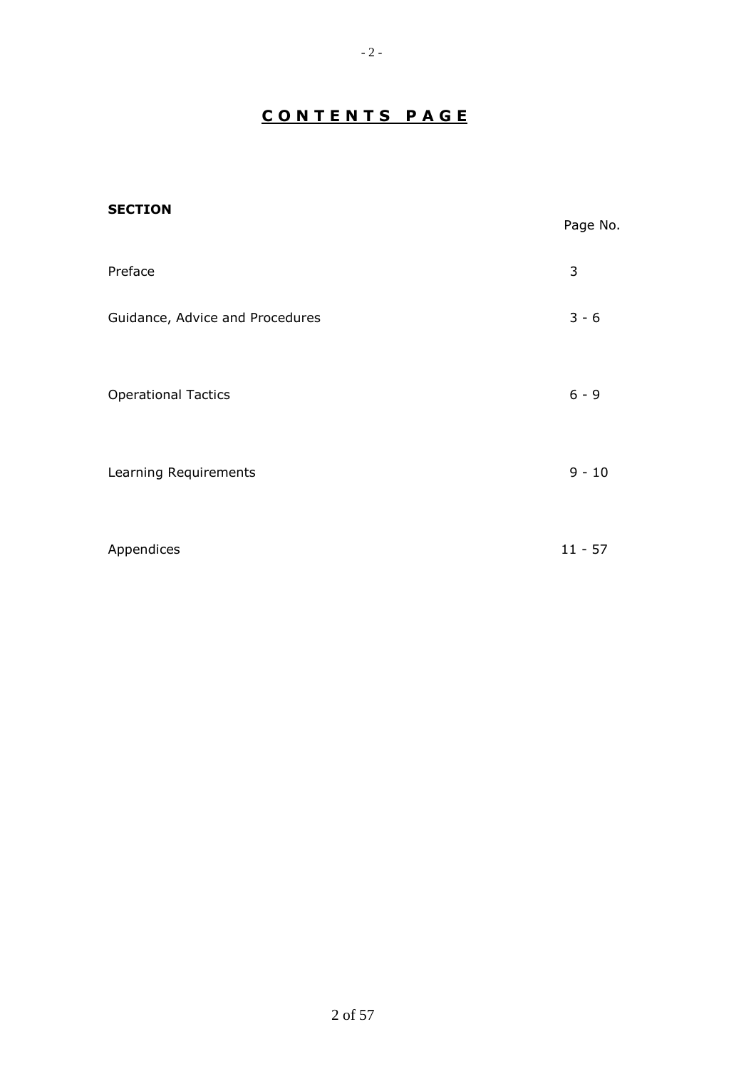# **C O N T E N T S   P A G E**

| **SECTION** | Page No. |
| --- | --- |
| Preface | 3 |
| Guidance, Advice and Procedures | 3 - 6 |
| Operational Tactics | 6 - 9 |
| Learning Requirements | 9 - 10 |
| Appendices | 11 - 57 |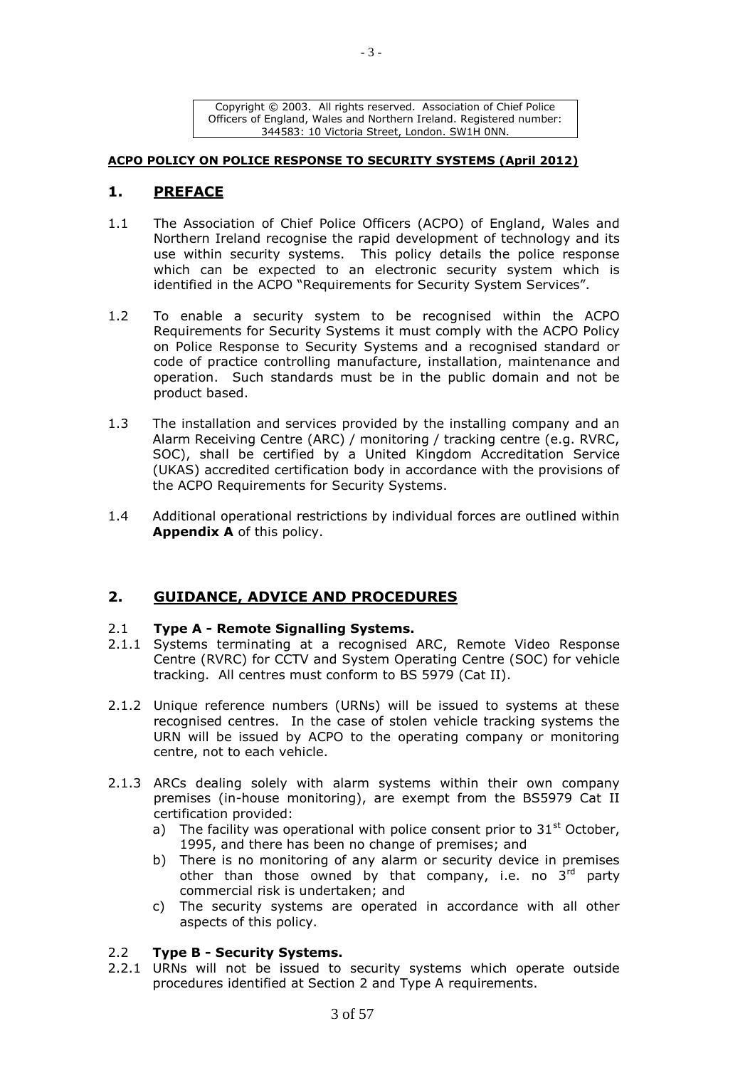Copyright © 2003. All rights reserved. Association of Chief Police Officers of England, Wales and Northern Ireland. Registered number: 344583: 10 Victoria Street, London. SW1H 0NN.

**ACPO POLICY ON POLICE RESPONSE TO SECURITY SYSTEMS (April 2012)**

## 1. PREFACE

1.1 The Association of Chief Police Officers (ACPO) of England, Wales and Northern Ireland recognise the rapid development of technology and its use within security systems. This policy details the police response which can be expected to an electronic security system which is identified in the ACPO "Requirements for Security System Services".

1.2 To enable a security system to be recognised within the ACPO Requirements for Security Systems it must comply with the ACPO Policy on Police Response to Security Systems and a recognised standard or code of practice controlling manufacture, installation, maintenance and operation. Such standards must be in the public domain and not be product based.

1.3 The installation and services provided by the installing company and an Alarm Receiving Centre (ARC) / monitoring / tracking centre (e.g. RVRC, SOC), shall be certified by a United Kingdom Accreditation Service (UKAS) accredited certification body in accordance with the provisions of the ACPO Requirements for Security Systems.

1.4 Additional operational restrictions by individual forces are outlined within **Appendix A** of this policy.

## 2. GUIDANCE, ADVICE AND PROCEDURES

### 2.1 Type A - Remote Signalling Systems.

2.1.1 Systems terminating at a recognised ARC, Remote Video Response Centre (RVRC) for CCTV and System Operating Centre (SOC) for vehicle tracking. All centres must conform to BS 5979 (Cat II).

2.1.2 Unique reference numbers (URNs) will be issued to systems at these recognised centres. In the case of stolen vehicle tracking systems the URN will be issued by ACPO to the operating company or monitoring centre, not to each vehicle.

2.1.3 ARCs dealing solely with alarm systems within their own company premises (in-house monitoring), are exempt from the BS5979 Cat II certification provided:

a) The facility was operational with police consent prior to 31st October, 1995, and there has been no change of premises; and

b) There is no monitoring of any alarm or security device in premises other than those owned by that company, i.e. no 3rd party commercial risk is undertaken; and

c) The security systems are operated in accordance with all other aspects of this policy.

### 2.2 Type B - Security Systems.

2.2.1 URNs will not be issued to security systems which operate outside procedures identified at Section 2 and Type A requirements.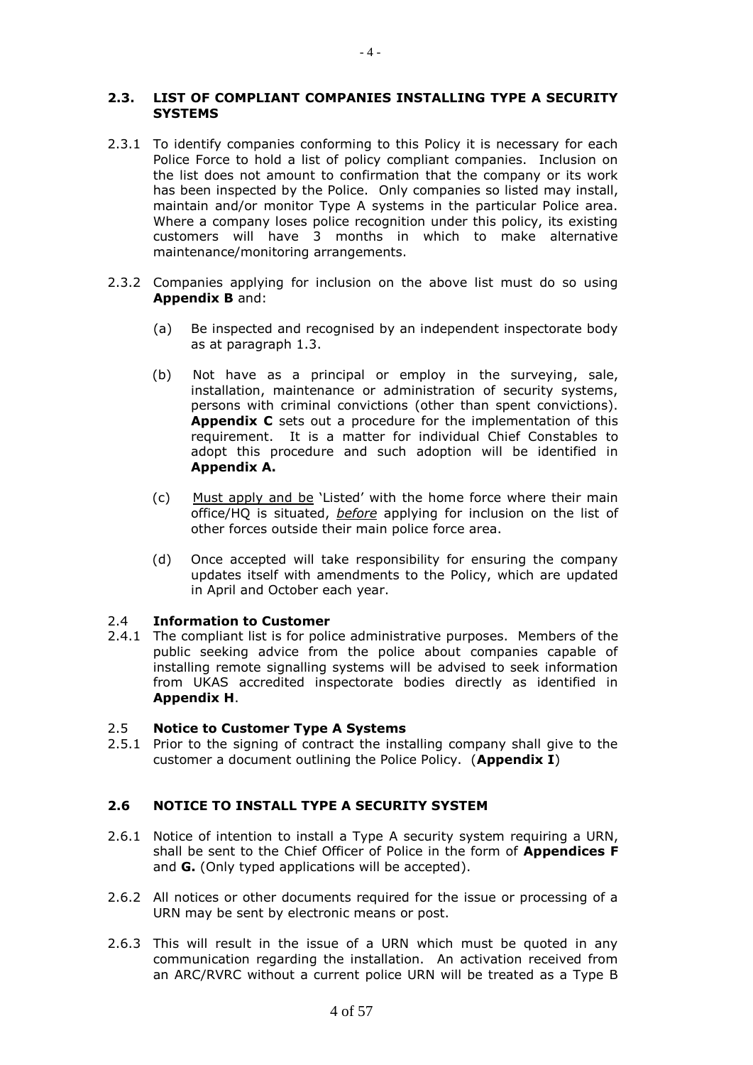## 2.3. LIST OF COMPLIANT COMPANIES INSTALLING TYPE A SECURITY SYSTEMS

2.3.1 To identify companies conforming to this Policy it is necessary for each Police Force to hold a list of policy compliant companies. Inclusion on the list does not amount to confirmation that the company or its work has been inspected by the Police. Only companies so listed may install, maintain and/or monitor Type A systems in the particular Police area. Where a company loses police recognition under this policy, its existing customers will have 3 months in which to make alternative maintenance/monitoring arrangements.

2.3.2 Companies applying for inclusion on the above list must do so using **Appendix B** and:

(a) Be inspected and recognised by an independent inspectorate body as at paragraph 1.3.

(b) Not have as a principal or employ in the surveying, sale, installation, maintenance or administration of security systems, persons with criminal convictions (other than spent convictions). **Appendix C** sets out a procedure for the implementation of this requirement. It is a matter for individual Chief Constables to adopt this procedure and such adoption will be identified in **Appendix A.**

(c) <u>Must apply and be</u> 'Listed' with the home force where their main office/HQ is situated, <u>*before*</u> applying for inclusion on the list of other forces outside their main police force area.

(d) Once accepted will take responsibility for ensuring the company updates itself with amendments to the Policy, which are updated in April and October each year.

### 2.4 Information to Customer

2.4.1 The compliant list is for police administrative purposes. Members of the public seeking advice from the police about companies capable of installing remote signalling systems will be advised to seek information from UKAS accredited inspectorate bodies directly as identified in **Appendix H**.

### 2.5 Notice to Customer Type A Systems

2.5.1 Prior to the signing of contract the installing company shall give to the customer a document outlining the Police Policy. (**Appendix I**)

## 2.6 NOTICE TO INSTALL TYPE A SECURITY SYSTEM

2.6.1 Notice of intention to install a Type A security system requiring a URN, shall be sent to the Chief Officer of Police in the form of **Appendices F** and **G.** (Only typed applications will be accepted).

2.6.2 All notices or other documents required for the issue or processing of a URN may be sent by electronic means or post.

2.6.3 This will result in the issue of a URN which must be quoted in any communication regarding the installation. An activation received from an ARC/RVRC without a current police URN will be treated as a Type B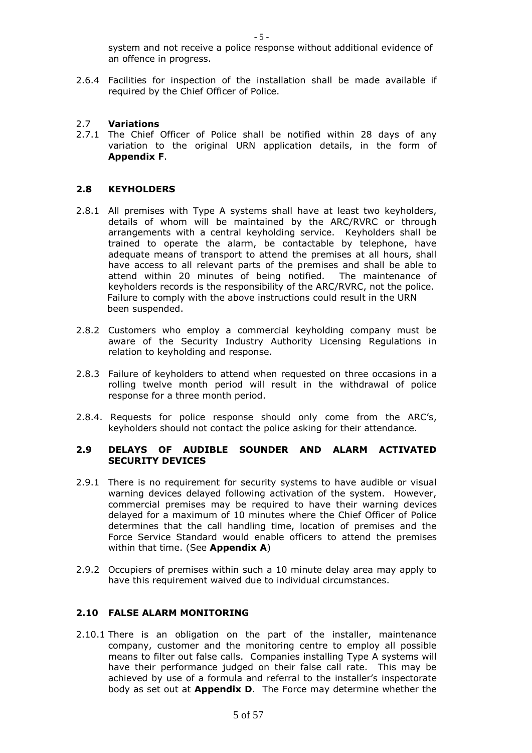system and not receive a police response without additional evidence of an offence in progress.

2.6.4 Facilities for inspection of the installation shall be made available if required by the Chief Officer of Police.

### 2.7 Variations

2.7.1 The Chief Officer of Police shall be notified within 28 days of any variation to the original URN application details, in the form of **Appendix F**.

### 2.8 KEYHOLDERS

2.8.1 All premises with Type A systems shall have at least two keyholders, details of whom will be maintained by the ARC/RVRC or through arrangements with a central keyholding service. Keyholders shall be trained to operate the alarm, be contactable by telephone, have adequate means of transport to attend the premises at all hours, shall have access to all relevant parts of the premises and shall be able to attend within 20 minutes of being notified. The maintenance of keyholders records is the responsibility of the ARC/RVRC, not the police. Failure to comply with the above instructions could result in the URN been suspended.

2.8.2 Customers who employ a commercial keyholding company must be aware of the Security Industry Authority Licensing Regulations in relation to keyholding and response.

2.8.3 Failure of keyholders to attend when requested on three occasions in a rolling twelve month period will result in the withdrawal of police response for a three month period.

2.8.4. Requests for police response should only come from the ARC's, keyholders should not contact the police asking for their attendance.

### 2.9 DELAYS OF AUDIBLE SOUNDER AND ALARM ACTIVATED SECURITY DEVICES

2.9.1 There is no requirement for security systems to have audible or visual warning devices delayed following activation of the system. However, commercial premises may be required to have their warning devices delayed for a maximum of 10 minutes where the Chief Officer of Police determines that the call handling time, location of premises and the Force Service Standard would enable officers to attend the premises within that time. (See **Appendix A**)

2.9.2 Occupiers of premises within such a 10 minute delay area may apply to have this requirement waived due to individual circumstances.

### 2.10 FALSE ALARM MONITORING

2.10.1 There is an obligation on the part of the installer, maintenance company, customer and the monitoring centre to employ all possible means to filter out false calls. Companies installing Type A systems will have their performance judged on their false call rate. This may be achieved by use of a formula and referral to the installer's inspectorate body as set out at **Appendix D**. The Force may determine whether the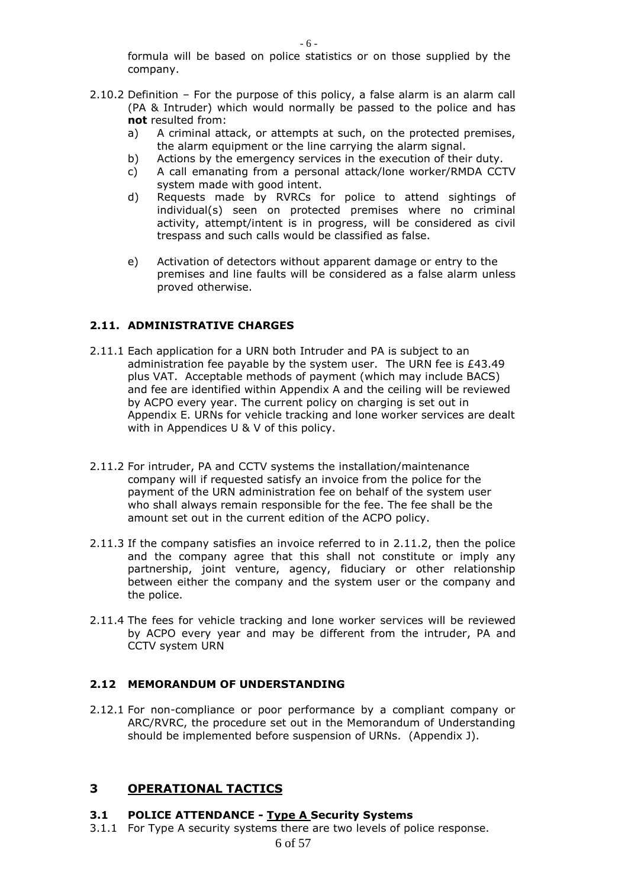formula will be based on police statistics or on those supplied by the company.

2.10.2 Definition – For the purpose of this policy, a false alarm is an alarm call (PA & Intruder) which would normally be passed to the police and has **not** resulted from:

a) A criminal attack, or attempts at such, on the protected premises, the alarm equipment or the line carrying the alarm signal.
b) Actions by the emergency services in the execution of their duty.
c) A call emanating from a personal attack/lone worker/RMDA CCTV system made with good intent.
d) Requests made by RVRCs for police to attend sightings of individual(s) seen on protected premises where no criminal activity, attempt/intent is in progress, will be considered as civil trespass and such calls would be classified as false.
e) Activation of detectors without apparent damage or entry to the premises and line faults will be considered as a false alarm unless proved otherwise.

### 2.11. ADMINISTRATIVE CHARGES

2.11.1 Each application for a URN both Intruder and PA is subject to an administration fee payable by the system user. The URN fee is £43.49 plus VAT. Acceptable methods of payment (which may include BACS) and fee are identified within Appendix A and the ceiling will be reviewed by ACPO every year. The current policy on charging is set out in Appendix E. URNs for vehicle tracking and lone worker services are dealt with in Appendices U & V of this policy.

2.11.2 For intruder, PA and CCTV systems the installation/maintenance company will if requested satisfy an invoice from the police for the payment of the URN administration fee on behalf of the system user who shall always remain responsible for the fee. The fee shall be the amount set out in the current edition of the ACPO policy.

2.11.3 If the company satisfies an invoice referred to in 2.11.2, then the police and the company agree that this shall not constitute or imply any partnership, joint venture, agency, fiduciary or other relationship between either the company and the system user or the company and the police.

2.11.4 The fees for vehicle tracking and lone worker services will be reviewed by ACPO every year and may be different from the intruder, PA and CCTV system URN

### 2.12 MEMORANDUM OF UNDERSTANDING

2.12.1 For non-compliance or poor performance by a compliant company or ARC/RVRC, the procedure set out in the Memorandum of Understanding should be implemented before suspension of URNs. (Appendix J).

## 3 OPERATIONAL TACTICS

### 3.1 POLICE ATTENDANCE - Type A Security Systems

3.1.1 For Type A security systems there are two levels of police response.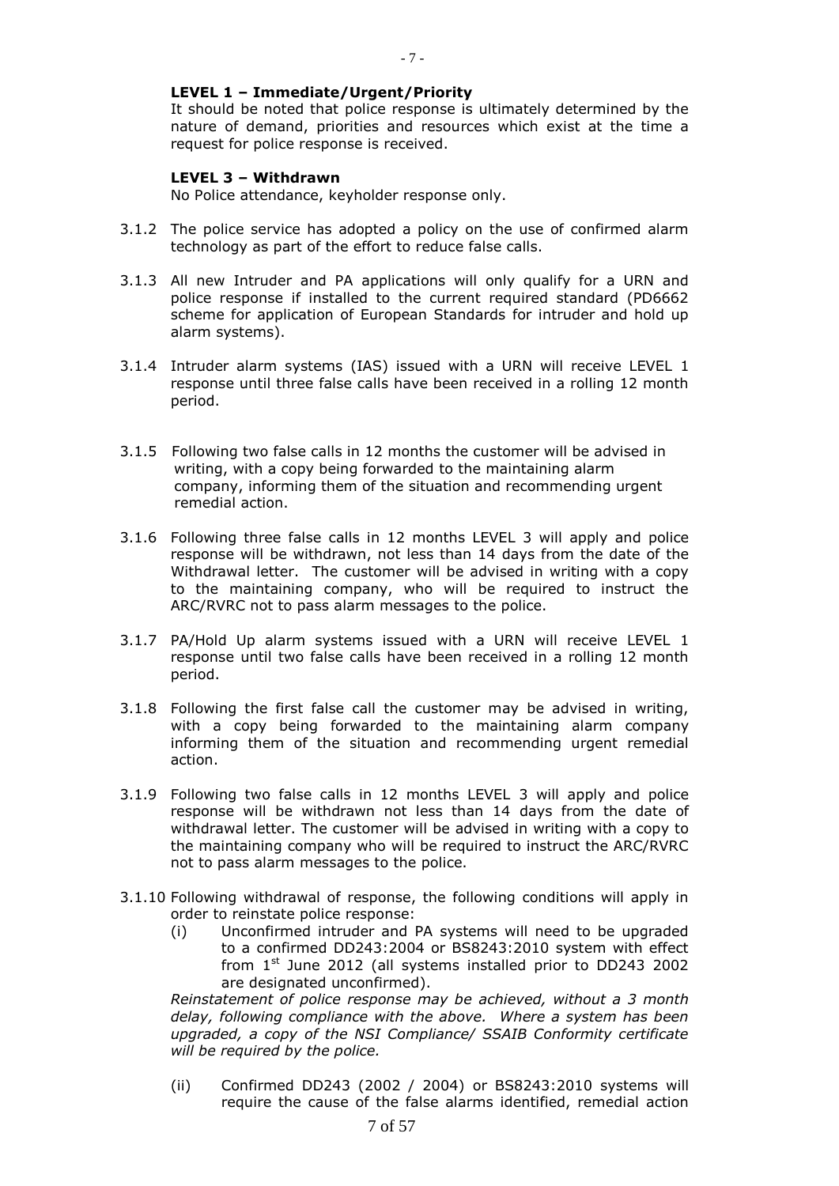**LEVEL 1 – Immediate/Urgent/Priority**
It should be noted that police response is ultimately determined by the nature of demand, priorities and resources which exist at the time a request for police response is received.

**LEVEL 3 – Withdrawn**
No Police attendance, keyholder response only.

3.1.2 The police service has adopted a policy on the use of confirmed alarm technology as part of the effort to reduce false calls.

3.1.3 All new Intruder and PA applications will only qualify for a URN and police response if installed to the current required standard (PD6662 scheme for application of European Standards for intruder and hold up alarm systems).

3.1.4 Intruder alarm systems (IAS) issued with a URN will receive LEVEL 1 response until three false calls have been received in a rolling 12 month period.

3.1.5 Following two false calls in 12 months the customer will be advised in writing, with a copy being forwarded to the maintaining alarm company, informing them of the situation and recommending urgent remedial action.

3.1.6 Following three false calls in 12 months LEVEL 3 will apply and police response will be withdrawn, not less than 14 days from the date of the Withdrawal letter. The customer will be advised in writing with a copy to the maintaining company, who will be required to instruct the ARC/RVRC not to pass alarm messages to the police.

3.1.7 PA/Hold Up alarm systems issued with a URN will receive LEVEL 1 response until two false calls have been received in a rolling 12 month period.

3.1.8 Following the first false call the customer may be advised in writing, with a copy being forwarded to the maintaining alarm company informing them of the situation and recommending urgent remedial action.

3.1.9 Following two false calls in 12 months LEVEL 3 will apply and police response will be withdrawn not less than 14 days from the date of withdrawal letter. The customer will be advised in writing with a copy to the maintaining company who will be required to instruct the ARC/RVRC not to pass alarm messages to the police.

3.1.10 Following withdrawal of response, the following conditions will apply in order to reinstate police response:

(i) Unconfirmed intruder and PA systems will need to be upgraded to a confirmed DD243:2004 or BS8243:2010 system with effect from 1st June 2012 (all systems installed prior to DD243 2002 are designated unconfirmed).

*Reinstatement of police response may be achieved, without a 3 month delay, following compliance with the above. Where a system has been upgraded, a copy of the NSI Compliance/ SSAIB Conformity certificate will be required by the police.*

(ii) Confirmed DD243 (2002 / 2004) or BS8243:2010 systems will require the cause of the false alarms identified, remedial action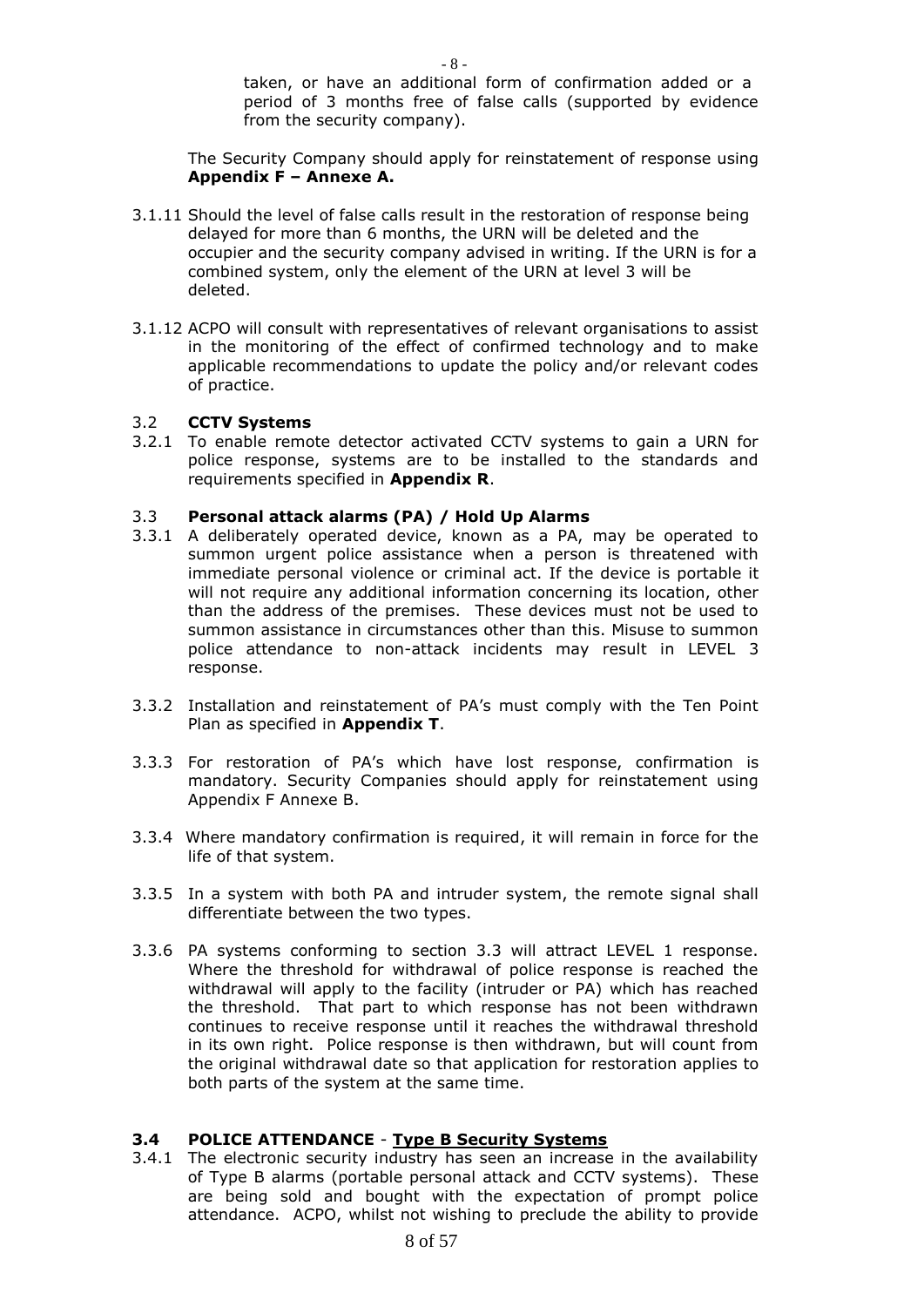taken, or have an additional form of confirmation added or a period of 3 months free of false calls (supported by evidence from the security company).

The Security Company should apply for reinstatement of response using **Appendix F – Annexe A.**

3.1.11 Should the level of false calls result in the restoration of response being delayed for more than 6 months, the URN will be deleted and the occupier and the security company advised in writing. If the URN is for a combined system, only the element of the URN at level 3 will be deleted.

3.1.12 ACPO will consult with representatives of relevant organisations to assist in the monitoring of the effect of confirmed technology and to make applicable recommendations to update the policy and/or relevant codes of practice.

### 3.2 **CCTV Systems**

3.2.1 To enable remote detector activated CCTV systems to gain a URN for police response, systems are to be installed to the standards and requirements specified in **Appendix R**.

### 3.3 **Personal attack alarms (PA) / Hold Up Alarms**

3.3.1 A deliberately operated device, known as a PA, may be operated to summon urgent police assistance when a person is threatened with immediate personal violence or criminal act. If the device is portable it will not require any additional information concerning its location, other than the address of the premises. These devices must not be used to summon assistance in circumstances other than this. Misuse to summon police attendance to non-attack incidents may result in LEVEL 3 response.

3.3.2 Installation and reinstatement of PA's must comply with the Ten Point Plan as specified in **Appendix T**.

3.3.3 For restoration of PA's which have lost response, confirmation is mandatory. Security Companies should apply for reinstatement using Appendix F Annexe B.

3.3.4 Where mandatory confirmation is required, it will remain in force for the life of that system.

3.3.5 In a system with both PA and intruder system, the remote signal shall differentiate between the two types.

3.3.6 PA systems conforming to section 3.3 will attract LEVEL 1 response. Where the threshold for withdrawal of police response is reached the withdrawal will apply to the facility (intruder or PA) which has reached the threshold. That part to which response has not been withdrawn continues to receive response until it reaches the withdrawal threshold in its own right. Police response is then withdrawn, but will count from the original withdrawal date so that application for restoration applies to both parts of the system at the same time.

### **3.4 POLICE ATTENDANCE** - **Type B Security Systems**

3.4.1 The electronic security industry has seen an increase in the availability of Type B alarms (portable personal attack and CCTV systems). These are being sold and bought with the expectation of prompt police attendance. ACPO, whilst not wishing to preclude the ability to provide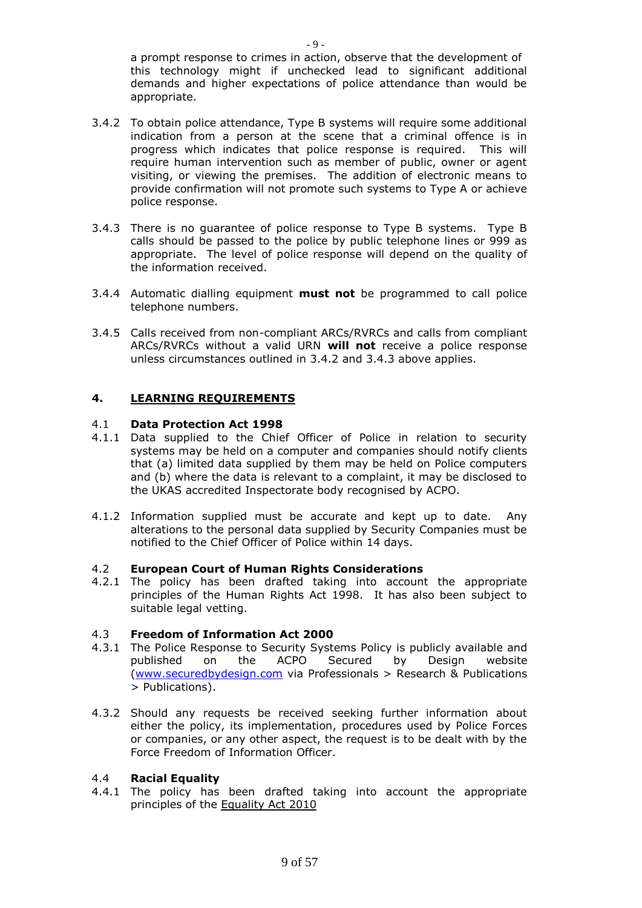a prompt response to crimes in action, observe that the development of this technology might if unchecked lead to significant additional demands and higher expectations of police attendance than would be appropriate.

3.4.2 To obtain police attendance, Type B systems will require some additional indication from a person at the scene that a criminal offence is in progress which indicates that police response is required. This will require human intervention such as member of public, owner or agent visiting, or viewing the premises. The addition of electronic means to provide confirmation will not promote such systems to Type A or achieve police response.

3.4.3 There is no guarantee of police response to Type B systems. Type B calls should be passed to the police by public telephone lines or 999 as appropriate. The level of police response will depend on the quality of the information received.

3.4.4 Automatic dialling equipment **must not** be programmed to call police telephone numbers.

3.4.5 Calls received from non-compliant ARCs/RVRCs and calls from compliant ARCs/RVRCs without a valid URN **will not** receive a police response unless circumstances outlined in 3.4.2 and 3.4.3 above applies.

## 4. LEARNING REQUIREMENTS

### 4.1 Data Protection Act 1998

4.1.1 Data supplied to the Chief Officer of Police in relation to security systems may be held on a computer and companies should notify clients that (a) limited data supplied by them may be held on Police computers and (b) where the data is relevant to a complaint, it may be disclosed to the UKAS accredited Inspectorate body recognised by ACPO.

4.1.2 Information supplied must be accurate and kept up to date. Any alterations to the personal data supplied by Security Companies must be notified to the Chief Officer of Police within 14 days.

### 4.2 European Court of Human Rights Considerations

4.2.1 The policy has been drafted taking into account the appropriate principles of the Human Rights Act 1998. It has also been subject to suitable legal vetting.

### 4.3 Freedom of Information Act 2000

4.3.1 The Police Response to Security Systems Policy is publicly available and published on the ACPO Secured by Design website (www.securedbydesign.com via Professionals > Research & Publications > Publications).

4.3.2 Should any requests be received seeking further information about either the policy, its implementation, procedures used by Police Forces or companies, or any other aspect, the request is to be dealt with by the Force Freedom of Information Officer.

### 4.4 Racial Equality

4.4.1 The policy has been drafted taking into account the appropriate principles of the Equality Act 2010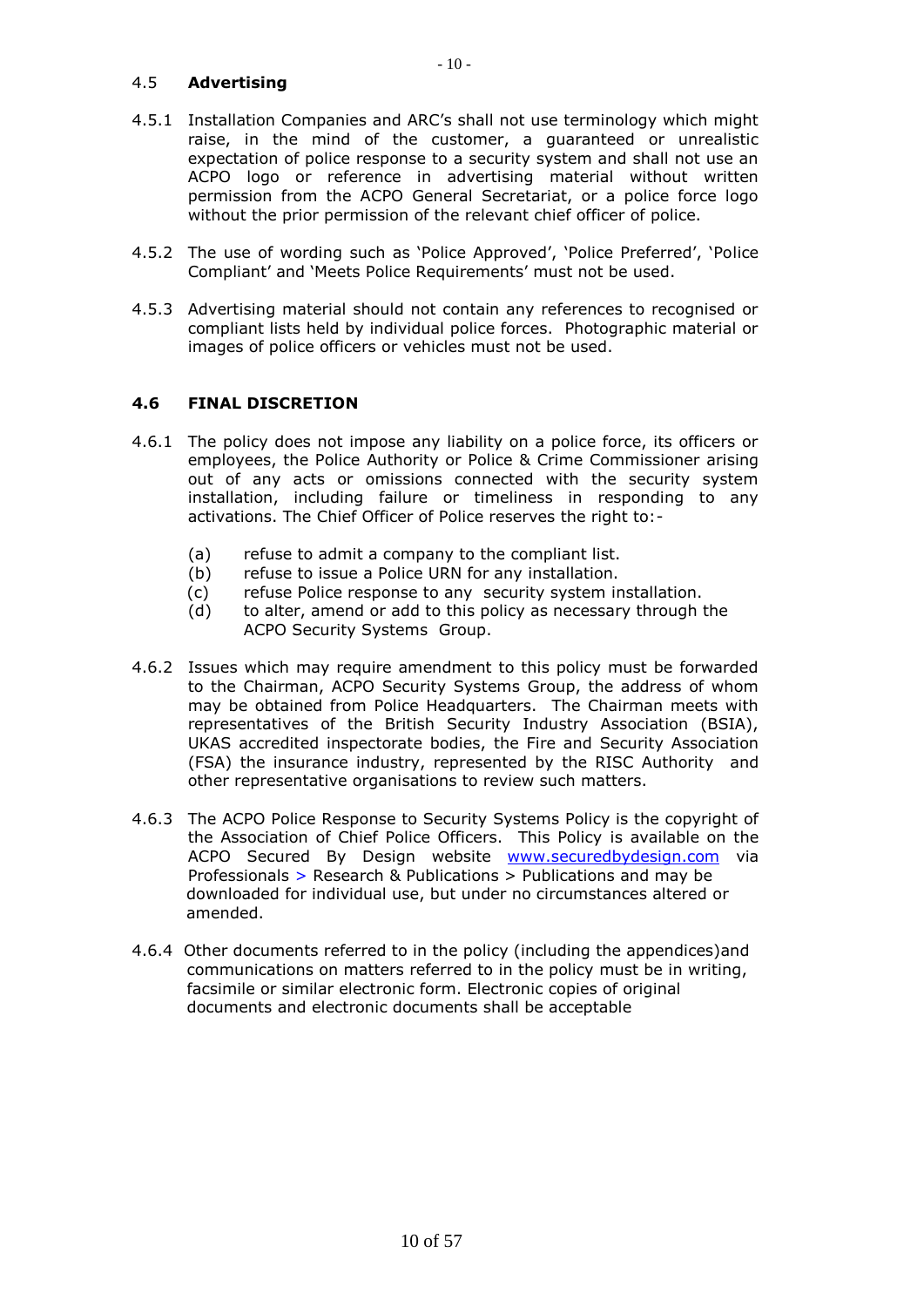## 4.5 **Advertising**

4.5.1 Installation Companies and ARC's shall not use terminology which might raise, in the mind of the customer, a guaranteed or unrealistic expectation of police response to a security system and shall not use an ACPO logo or reference in advertising material without written permission from the ACPO General Secretariat, or a police force logo without the prior permission of the relevant chief officer of police.

4.5.2 The use of wording such as 'Police Approved', 'Police Preferred', 'Police Compliant' and 'Meets Police Requirements' must not be used.

4.5.3 Advertising material should not contain any references to recognised or compliant lists held by individual police forces. Photographic material or images of police officers or vehicles must not be used.

## 4.6 FINAL DISCRETION

4.6.1 The policy does not impose any liability on a police force, its officers or employees, the Police Authority or Police & Crime Commissioner arising out of any acts or omissions connected with the security system installation, including failure or timeliness in responding to any activations. The Chief Officer of Police reserves the right to:-

(a) refuse to admit a company to the compliant list.
(b) refuse to issue a Police URN for any installation.
(c) refuse Police response to any security system installation.
(d) to alter, amend or add to this policy as necessary through the ACPO Security Systems Group.

4.6.2 Issues which may require amendment to this policy must be forwarded to the Chairman, ACPO Security Systems Group, the address of whom may be obtained from Police Headquarters. The Chairman meets with representatives of the British Security Industry Association (BSIA), UKAS accredited inspectorate bodies, the Fire and Security Association (FSA) the insurance industry, represented by the RISC Authority and other representative organisations to review such matters.

4.6.3 The ACPO Police Response to Security Systems Policy is the copyright of the Association of Chief Police Officers. This Policy is available on the ACPO Secured By Design website www.securedbydesign.com via Professionals > Research & Publications > Publications and may be downloaded for individual use, but under no circumstances altered or amended.

4.6.4 Other documents referred to in the policy (including the appendices)and communications on matters referred to in the policy must be in writing, facsimile or similar electronic form. Electronic copies of original documents and electronic documents shall be acceptable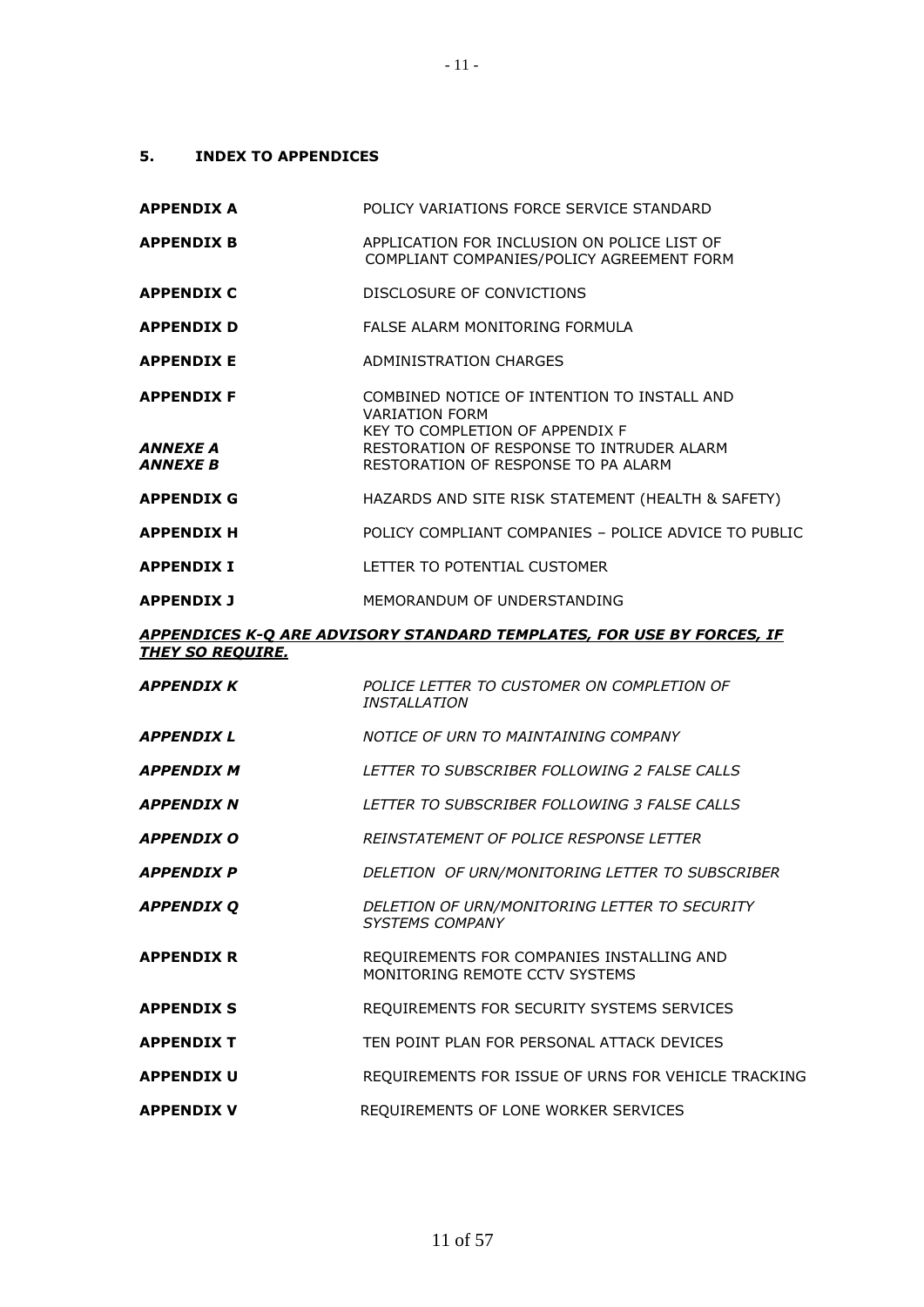## 5. INDEX TO APPENDICES

| | |
|---|---|
| **APPENDIX A** | POLICY VARIATIONS FORCE SERVICE STANDARD |
| **APPENDIX B** | APPLICATION FOR INCLUSION ON POLICE LIST OF COMPLIANT COMPANIES/POLICY AGREEMENT FORM |
| **APPENDIX C** | DISCLOSURE OF CONVICTIONS |
| **APPENDIX D** | FALSE ALARM MONITORING FORMULA |
| **APPENDIX E** | ADMINISTRATION CHARGES |
| **APPENDIX F** | COMBINED NOTICE OF INTENTION TO INSTALL AND VARIATION FORM<br>KEY TO COMPLETION OF APPENDIX F |
| ***ANNEXE A*** | RESTORATION OF RESPONSE TO INTRUDER ALARM |
| ***ANNEXE B*** | RESTORATION OF RESPONSE TO PA ALARM |
| **APPENDIX G** | HAZARDS AND SITE RISK STATEMENT (HEALTH & SAFETY) |
| **APPENDIX H** | POLICY COMPLIANT COMPANIES – POLICE ADVICE TO PUBLIC |
| **APPENDIX I** | LETTER TO POTENTIAL CUSTOMER |
| **APPENDIX J** | MEMORANDUM OF UNDERSTANDING |

***APPENDICES K-Q ARE ADVISORY STANDARD TEMPLATES, FOR USE BY FORCES, IF THEY SO REQUIRE.***

| | |
|---|---|
| ***APPENDIX K*** | *POLICE LETTER TO CUSTOMER ON COMPLETION OF INSTALLATION* |
| ***APPENDIX L*** | *NOTICE OF URN TO MAINTAINING COMPANY* |
| ***APPENDIX M*** | *LETTER TO SUBSCRIBER FOLLOWING 2 FALSE CALLS* |
| ***APPENDIX N*** | *LETTER TO SUBSCRIBER FOLLOWING 3 FALSE CALLS* |
| ***APPENDIX O*** | *REINSTATEMENT OF POLICE RESPONSE LETTER* |
| ***APPENDIX P*** | *DELETION OF URN/MONITORING LETTER TO SUBSCRIBER* |
| ***APPENDIX Q*** | *DELETION OF URN/MONITORING LETTER TO SECURITY SYSTEMS COMPANY* |
| **APPENDIX R** | REQUIREMENTS FOR COMPANIES INSTALLING AND MONITORING REMOTE CCTV SYSTEMS |
| **APPENDIX S** | REQUIREMENTS FOR SECURITY SYSTEMS SERVICES |
| **APPENDIX T** | TEN POINT PLAN FOR PERSONAL ATTACK DEVICES |
| **APPENDIX U** | REQUIREMENTS FOR ISSUE OF URNS FOR VEHICLE TRACKING |
| **APPENDIX V** | REQUIREMENTS OF LONE WORKER SERVICES |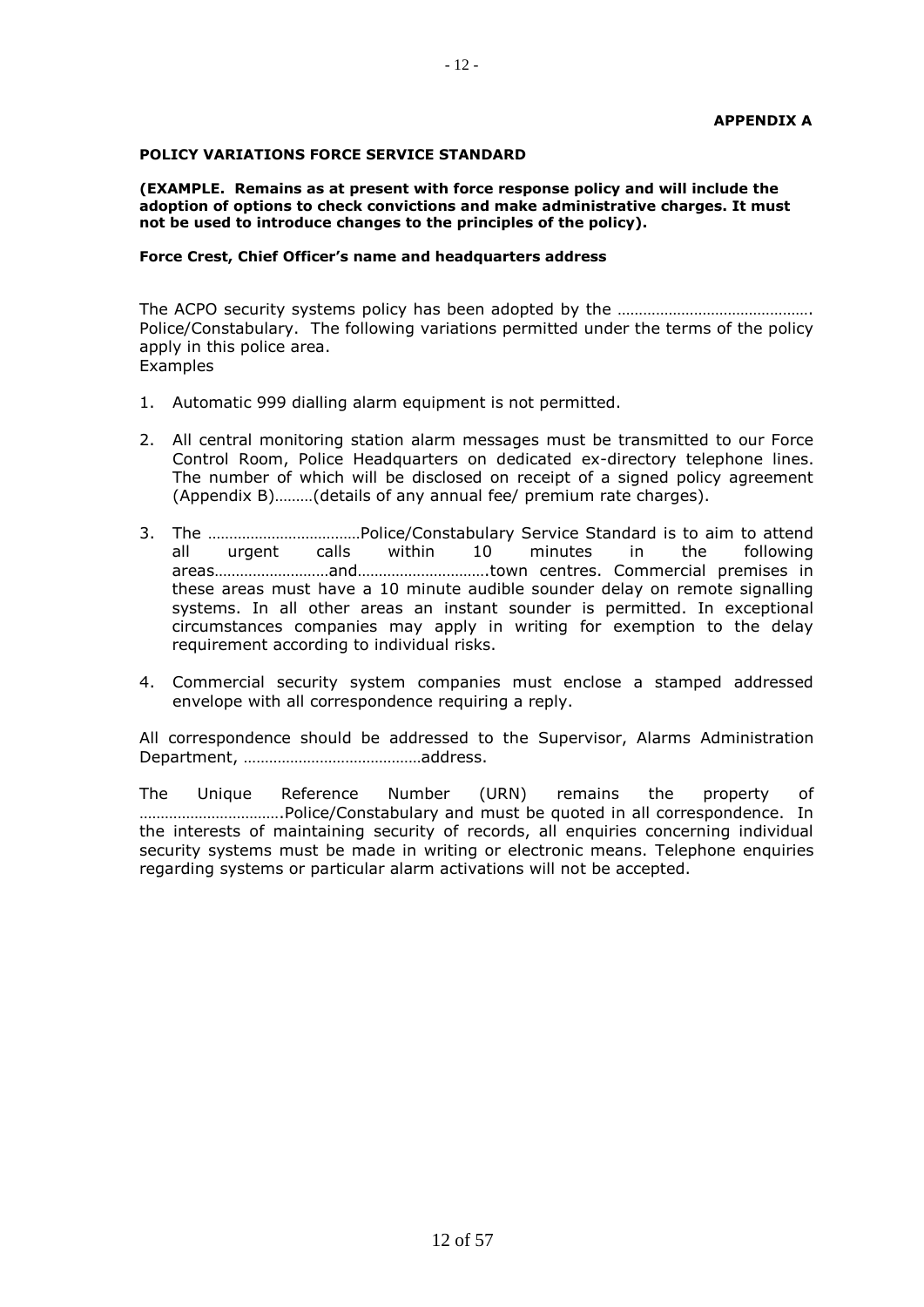**APPENDIX A**

**POLICY VARIATIONS FORCE SERVICE STANDARD**

**(EXAMPLE. Remains as at present with force response policy and will include the adoption of options to check convictions and make administrative charges. It must not be used to introduce changes to the principles of the policy).**

**Force Crest, Chief Officer's name and headquarters address**

The ACPO security systems policy has been adopted by the ………………………………………. Police/Constabulary. The following variations permitted under the terms of the policy apply in this police area.
Examples

1. Automatic 999 dialling alarm equipment is not permitted.

2. All central monitoring station alarm messages must be transmitted to our Force Control Room, Police Headquarters on dedicated ex-directory telephone lines. The number of which will be disclosed on receipt of a signed policy agreement (Appendix B)………(details of any annual fee/ premium rate charges).

3. The ………………………………Police/Constabulary Service Standard is to aim to attend all urgent calls within 10 minutes in the following areas………………………and………………………….town centres. Commercial premises in these areas must have a 10 minute audible sounder delay on remote signalling systems. In all other areas an instant sounder is permitted. In exceptional circumstances companies may apply in writing for exemption to the delay requirement according to individual risks.

4. Commercial security system companies must enclose a stamped addressed envelope with all correspondence requiring a reply.

All correspondence should be addressed to the Supervisor, Alarms Administration Department, ……………………………………address.

The Unique Reference Number (URN) remains the property of …………………………….Police/Constabulary and must be quoted in all correspondence. In the interests of maintaining security of records, all enquiries concerning individual security systems must be made in writing or electronic means. Telephone enquiries regarding systems or particular alarm activations will not be accepted.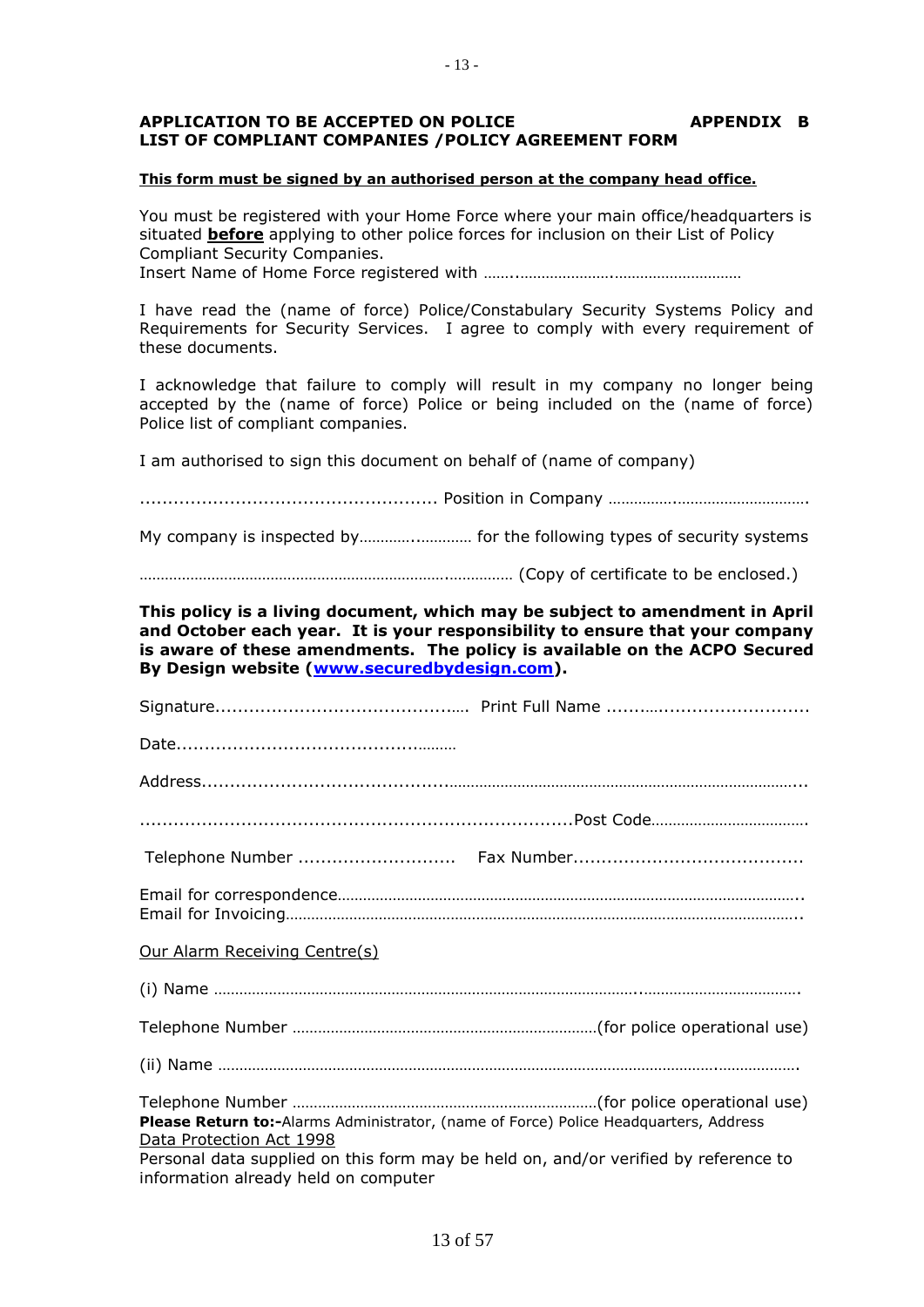**APPLICATION TO BE ACCEPTED ON POLICE LIST OF COMPLIANT COMPANIES /POLICY AGREEMENT FORM** **APPENDIX B**

**This form must be signed by an authorised person at the company head office.**

You must be registered with your Home Force where your main office/headquarters is situated **before** applying to other police forces for inclusion on their List of Policy Compliant Security Companies.
Insert Name of Home Force registered with ……..…………………..…………………………

I have read the (name of force) Police/Constabulary Security Systems Policy and Requirements for Security Services. I agree to comply with every requirement of these documents.

I acknowledge that failure to comply will result in my company no longer being accepted by the (name of force) Police or being included on the (name of force) Police list of compliant companies.

I am authorised to sign this document on behalf of (name of company)

..................................................... Position in Company …………….…………………………

My company is inspected by…………..………… for the following types of security systems

…………………………………………………………….……………… (Copy of certificate to be enclosed.)

**This policy is a living document, which may be subject to amendment in April and October each year. It is your responsibility to ensure that your company is aware of these amendments. The policy is available on the ACPO Secured By Design website ([www.securedbydesign.com](www.securedbydesign.com)).**

Signature...........................................…. Print Full Name ........…...........................

Date..................................................………

Address.........................................……………………………………………………………………...

...........................................................................Post Code……………………………….

Telephone Number ............................ Fax Number........................................

Email for correspondence………………………………………………………………………………………..
Email for Invoicing…………………………………………………………………………………………………..

Our Alarm Receiving Centre(s)

(i) Name ……………………………………………………………………………………..………………………………

Telephone Number ………………………………………………………………(for police operational use)

(ii) Name ………………………………………………………………………………………………….………………

Telephone Number ………………………………………………………………(for police operational use)

**Please Return to:-**Alarms Administrator, (name of Force) Police Headquarters, Address

Data Protection Act 1998

Personal data supplied on this form may be held on, and/or verified by reference to information already held on computer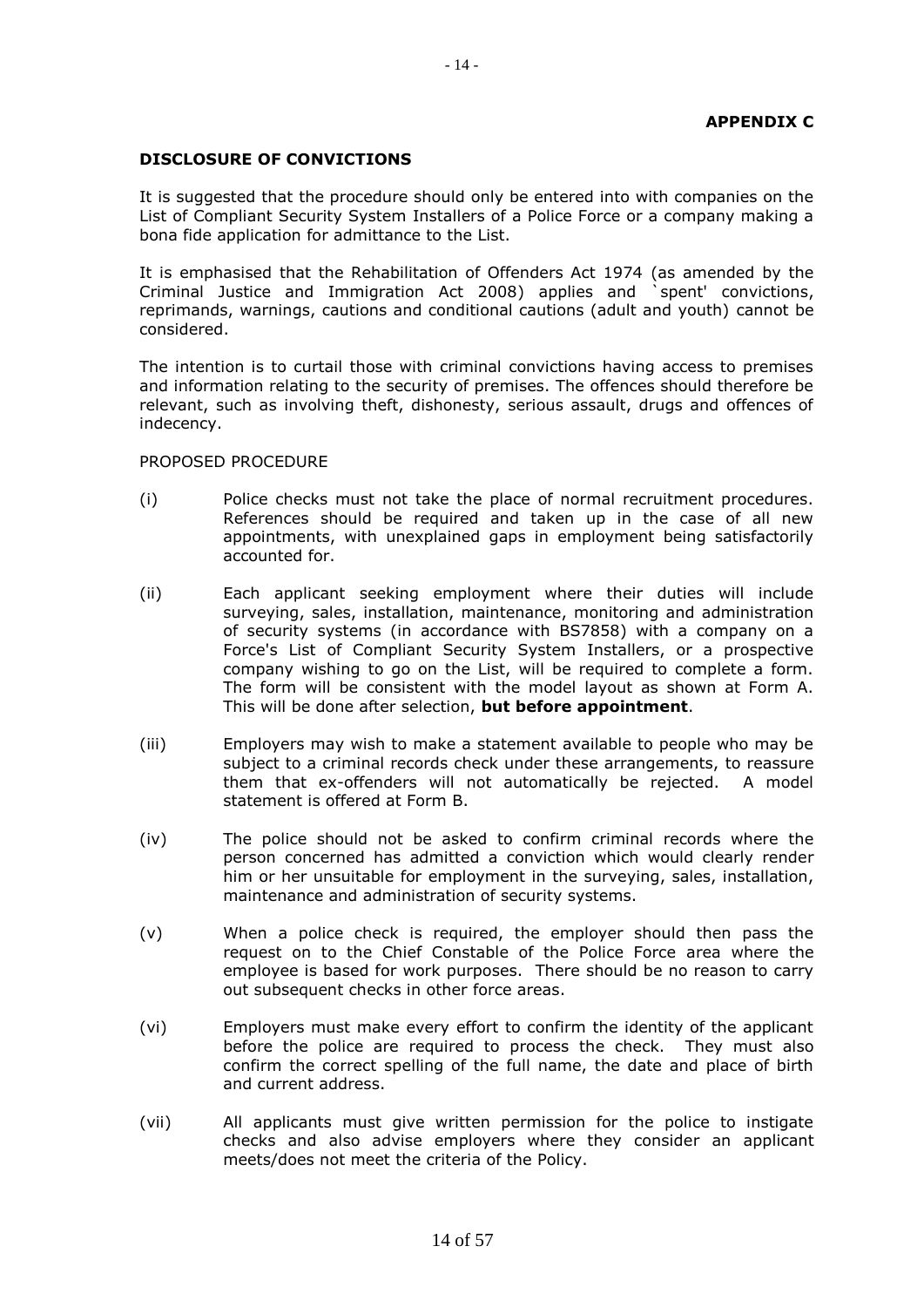**APPENDIX C**

## DISCLOSURE OF CONVICTIONS

It is suggested that the procedure should only be entered into with companies on the List of Compliant Security System Installers of a Police Force or a company making a bona fide application for admittance to the List.

It is emphasised that the Rehabilitation of Offenders Act 1974 (as amended by the Criminal Justice and Immigration Act 2008) applies and `spent' convictions, reprimands, warnings, cautions and conditional cautions (adult and youth) cannot be considered.

The intention is to curtail those with criminal convictions having access to premises and information relating to the security of premises. The offences should therefore be relevant, such as involving theft, dishonesty, serious assault, drugs and offences of indecency.

PROPOSED PROCEDURE

(i) Police checks must not take the place of normal recruitment procedures. References should be required and taken up in the case of all new appointments, with unexplained gaps in employment being satisfactorily accounted for.

(ii) Each applicant seeking employment where their duties will include surveying, sales, installation, maintenance, monitoring and administration of security systems (in accordance with BS7858) with a company on a Force's List of Compliant Security System Installers, or a prospective company wishing to go on the List, will be required to complete a form. The form will be consistent with the model layout as shown at Form A. This will be done after selection, **but before appointment**.

(iii) Employers may wish to make a statement available to people who may be subject to a criminal records check under these arrangements, to reassure them that ex-offenders will not automatically be rejected. A model statement is offered at Form B.

(iv) The police should not be asked to confirm criminal records where the person concerned has admitted a conviction which would clearly render him or her unsuitable for employment in the surveying, sales, installation, maintenance and administration of security systems.

(v) When a police check is required, the employer should then pass the request on to the Chief Constable of the Police Force area where the employee is based for work purposes. There should be no reason to carry out subsequent checks in other force areas.

(vi) Employers must make every effort to confirm the identity of the applicant before the police are required to process the check. They must also confirm the correct spelling of the full name, the date and place of birth and current address.

(vii) All applicants must give written permission for the police to instigate checks and also advise employers where they consider an applicant meets/does not meet the criteria of the Policy.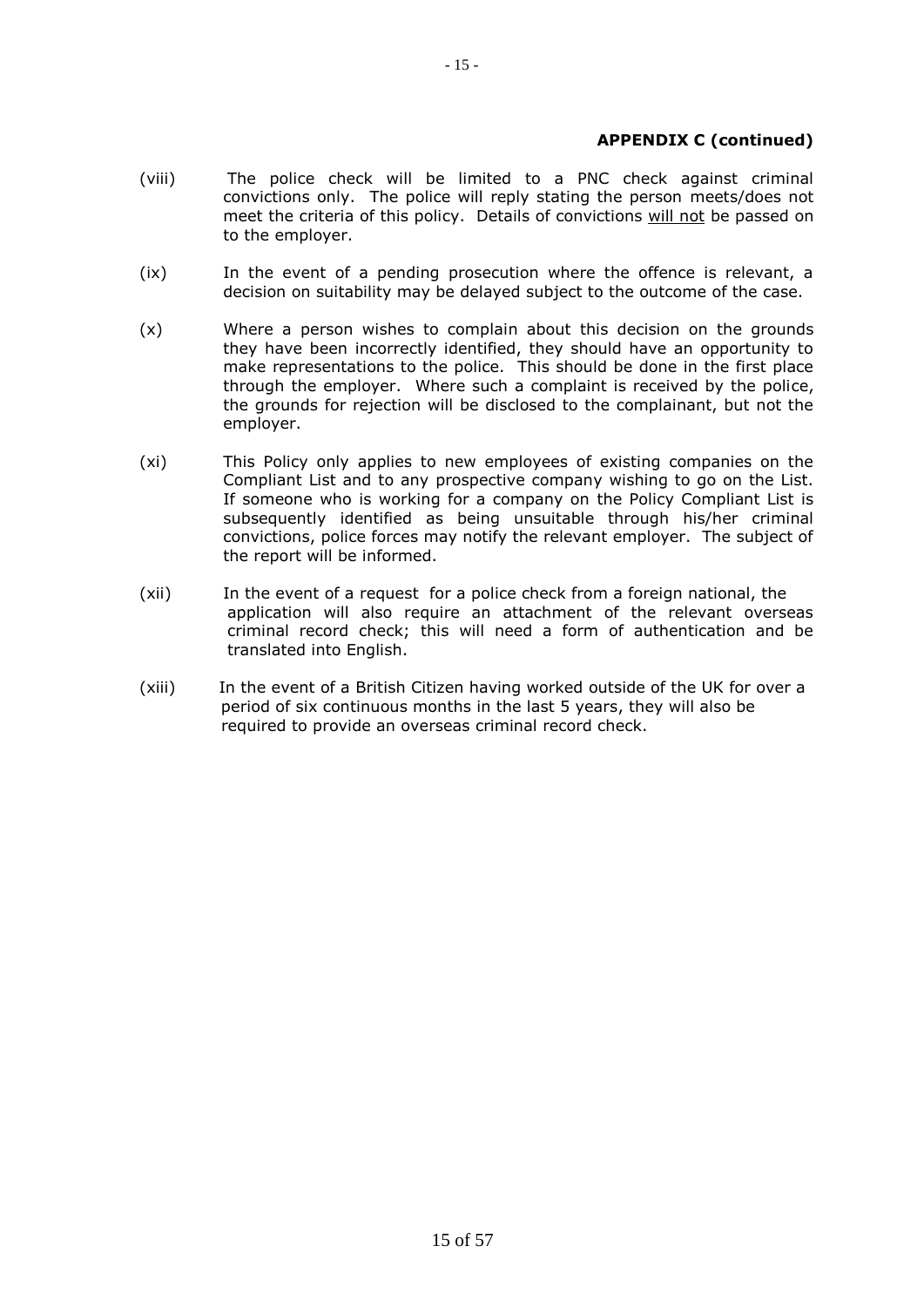**APPENDIX C (continued)**

(viii) The police check will be limited to a PNC check against criminal convictions only. The police will reply stating the person meets/does not meet the criteria of this policy. Details of convictions <u>will not</u> be passed on to the employer.

(ix) In the event of a pending prosecution where the offence is relevant, a decision on suitability may be delayed subject to the outcome of the case.

(x) Where a person wishes to complain about this decision on the grounds they have been incorrectly identified, they should have an opportunity to make representations to the police. This should be done in the first place through the employer. Where such a complaint is received by the police, the grounds for rejection will be disclosed to the complainant, but not the employer.

(xi) This Policy only applies to new employees of existing companies on the Compliant List and to any prospective company wishing to go on the List. If someone who is working for a company on the Policy Compliant List is subsequently identified as being unsuitable through his/her criminal convictions, police forces may notify the relevant employer. The subject of the report will be informed.

(xii) In the event of a request for a police check from a foreign national, the application will also require an attachment of the relevant overseas criminal record check; this will need a form of authentication and be translated into English.

(xiii) In the event of a British Citizen having worked outside of the UK for over a period of six continuous months in the last 5 years, they will also be required to provide an overseas criminal record check.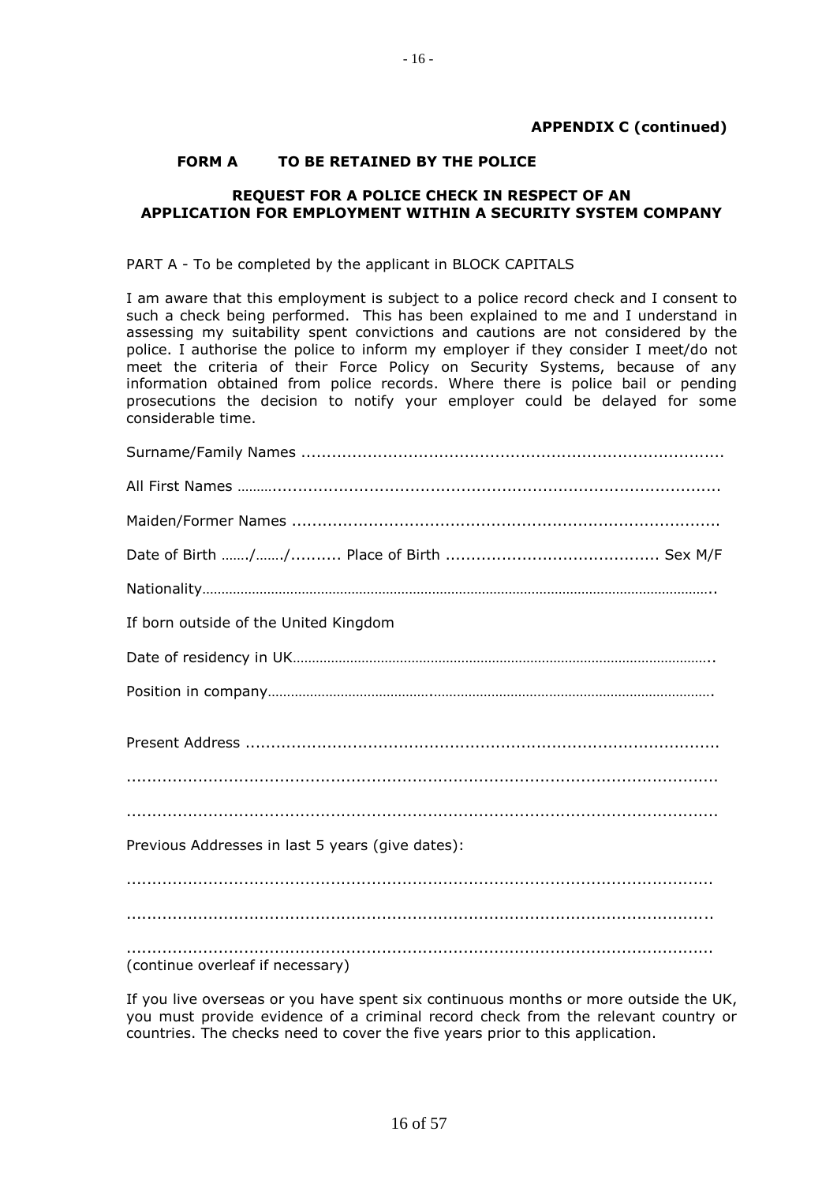**APPENDIX C (continued)**

**FORM A TO BE RETAINED BY THE POLICE**

**REQUEST FOR A POLICE CHECK IN RESPECT OF AN APPLICATION FOR EMPLOYMENT WITHIN A SECURITY SYSTEM COMPANY**

PART A - To be completed by the applicant in BLOCK CAPITALS

I am aware that this employment is subject to a police record check and I consent to such a check being performed. This has been explained to me and I understand in assessing my suitability spent convictions and cautions are not considered by the police. I authorise the police to inform my employer if they consider I meet/do not meet the criteria of their Force Policy on Security Systems, because of any information obtained from police records. Where there is police bail or pending prosecutions the decision to notify your employer could be delayed for some considerable time.

Surname/Family Names ...................................................................................

All First Names ...................................................................................

Maiden/Former Names ...................................................................................

Date of Birth ……/……/.......... Place of Birth ......................................... Sex M/F

Nationality……………………………………………………………………………………………………………..

If born outside of the United Kingdom

Date of residency in UK……………………………………………………………………………………………..

Position in company…………………………………………………………………………………………………….

Present Address ...................................................................................

...................................................................................

...................................................................................

Previous Addresses in last 5 years (give dates):

...................................................................................

...................................................................................

...................................................................................

(continue overleaf if necessary)

If you live overseas or you have spent six continuous months or more outside the UK, you must provide evidence of a criminal record check from the relevant country or countries. The checks need to cover the five years prior to this application.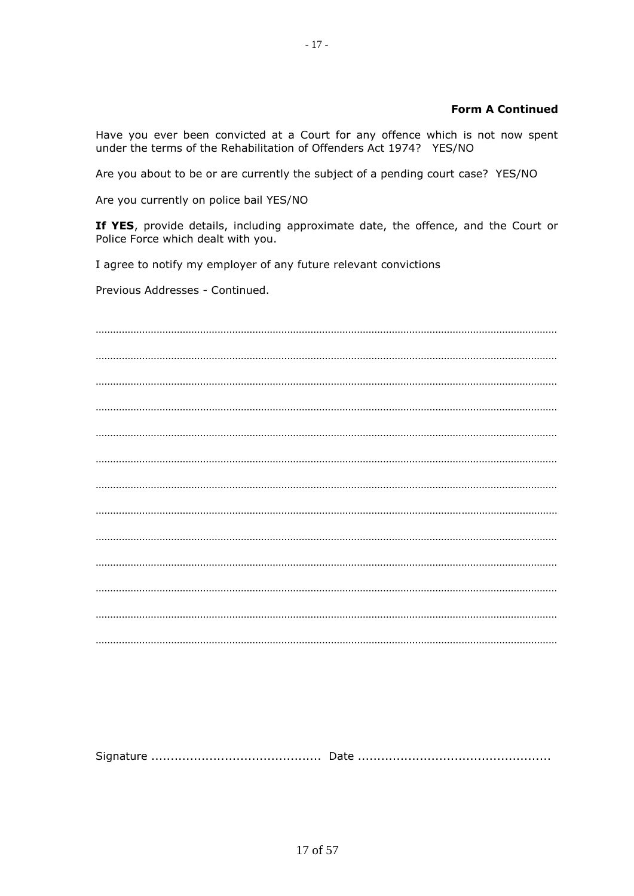**Form A Continued**

Have you ever been convicted at a Court for any offence which is not now spent under the terms of the Rehabilitation of Offenders Act 1974? YES/NO

Are you about to be or are currently the subject of a pending court case? YES/NO

Are you currently on police bail YES/NO

**If YES**, provide details, including approximate date, the offence, and the Court or Police Force which dealt with you.

I agree to notify my employer of any future relevant convictions

Previous Addresses - Continued.

……………………………………………………………………………………………………………………

……………………………………………………………………………………………………………………

……………………………………………………………………………………………………………………

……………………………………………………………………………………………………………………

……………………………………………………………………………………………………………………

……………………………………………………………………………………………………………………

……………………………………………………………………………………………………………………

……………………………………………………………………………………………………………………

……………………………………………………………………………………………………………………

……………………………………………………………………………………………………………………

……………………………………………………………………………………………………………………

……………………………………………………………………………………………………………………

……………………………………………………………………………………………………………………

Signature ........................................... Date .................................................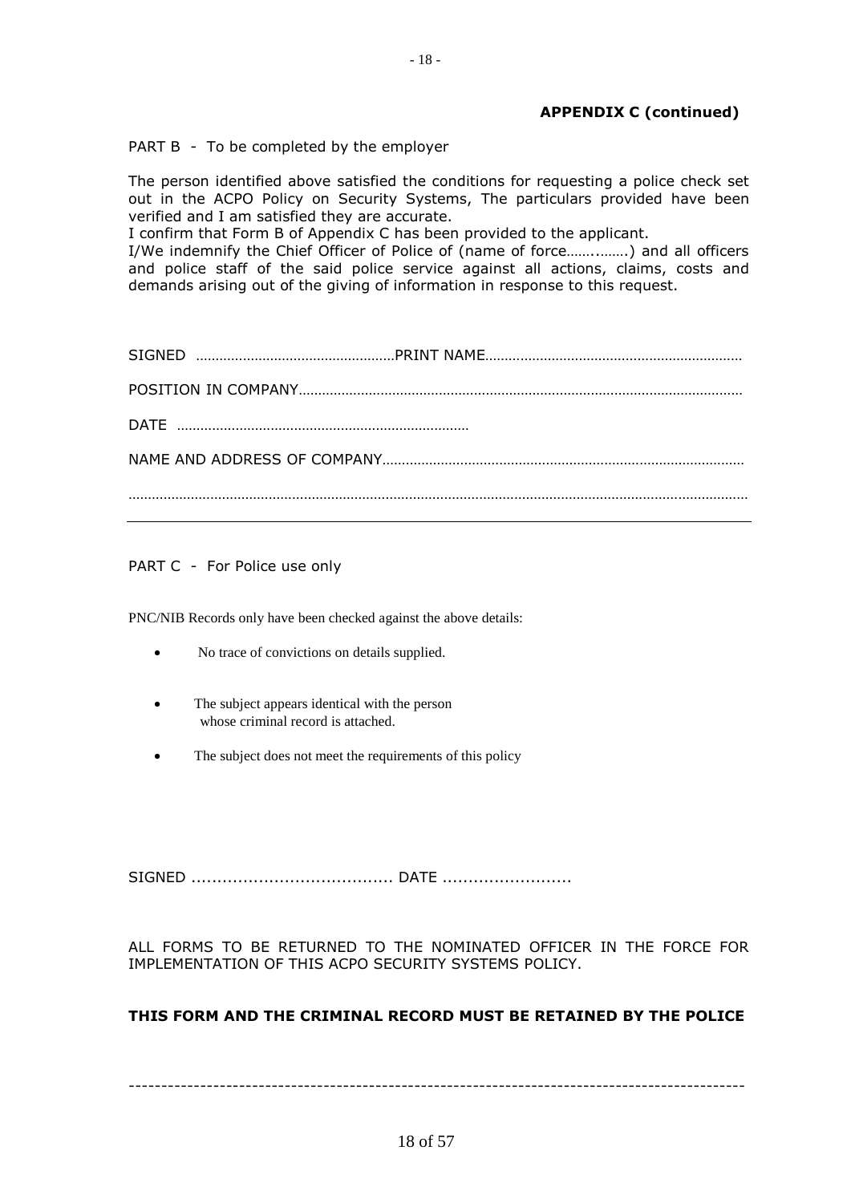**APPENDIX C (continued)**

PART B - To be completed by the employer

The person identified above satisfied the conditions for requesting a police check set out in the ACPO Policy on Security Systems, The particulars provided have been verified and I am satisfied they are accurate.
I confirm that Form B of Appendix C has been provided to the applicant.
I/We indemnify the Chief Officer of Police of (name of force……..…….) and all officers and police staff of the said police service against all actions, claims, costs and demands arising out of the giving of information in response to this request.

SIGNED …………………………………………… PRINT NAME…………………………………………………………

POSITION IN COMPANY……………………………………………………………………………………………………

DATE ………………………………………………………………

NAME AND ADDRESS OF COMPANY………………………………………………………………………………

……………………………………………………………………………………………………………………………………………

---

PART C - For Police use only

PNC/NIB Records only have been checked against the above details:

- No trace of convictions on details supplied.
- The subject appears identical with the person whose criminal record is attached.
- The subject does not meet the requirements of this policy

SIGNED ........................................ DATE .........................

ALL FORMS TO BE RETURNED TO THE NOMINATED OFFICER IN THE FORCE FOR IMPLEMENTATION OF THIS ACPO SECURITY SYSTEMS POLICY.

**THIS FORM AND THE CRIMINAL RECORD MUST BE RETAINED BY THE POLICE**

---------------------------------------------------------------------------------------------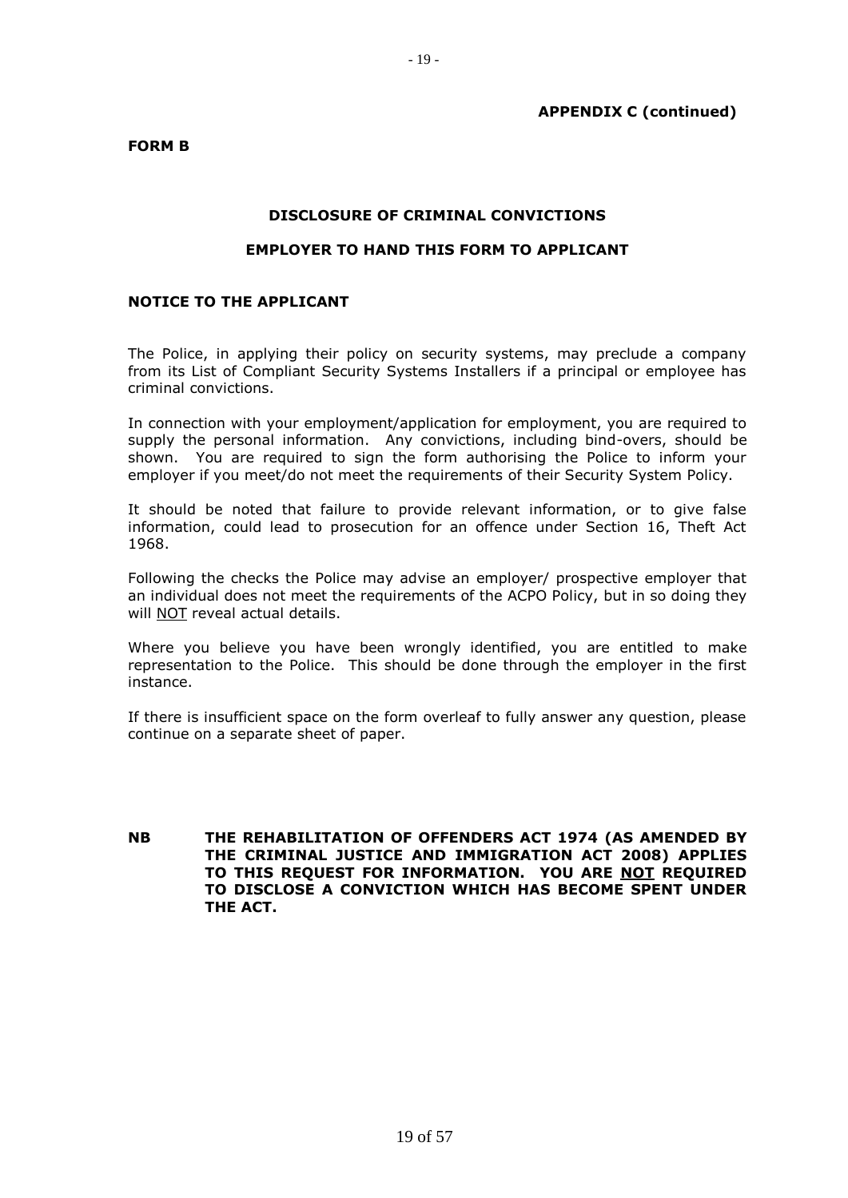**APPENDIX C (continued)**

**FORM B**

## DISCLOSURE OF CRIMINAL CONVICTIONS

### EMPLOYER TO HAND THIS FORM TO APPLICANT

### NOTICE TO THE APPLICANT

The Police, in applying their policy on security systems, may preclude a company from its List of Compliant Security Systems Installers if a principal or employee has criminal convictions.

In connection with your employment/application for employment, you are required to supply the personal information. Any convictions, including bind-overs, should be shown. You are required to sign the form authorising the Police to inform your employer if you meet/do not meet the requirements of their Security System Policy.

It should be noted that failure to provide relevant information, or to give false information, could lead to prosecution for an offence under Section 16, Theft Act 1968.

Following the checks the Police may advise an employer/ prospective employer that an individual does not meet the requirements of the ACPO Policy, but in so doing they will NOT reveal actual details.

Where you believe you have been wrongly identified, you are entitled to make representation to the Police. This should be done through the employer in the first instance.

If there is insufficient space on the form overleaf to fully answer any question, please continue on a separate sheet of paper.

**NB THE REHABILITATION OF OFFENDERS ACT 1974 (AS AMENDED BY THE CRIMINAL JUSTICE AND IMMIGRATION ACT 2008) APPLIES TO THIS REQUEST FOR INFORMATION. YOU ARE NOT REQUIRED TO DISCLOSE A CONVICTION WHICH HAS BECOME SPENT UNDER THE ACT.**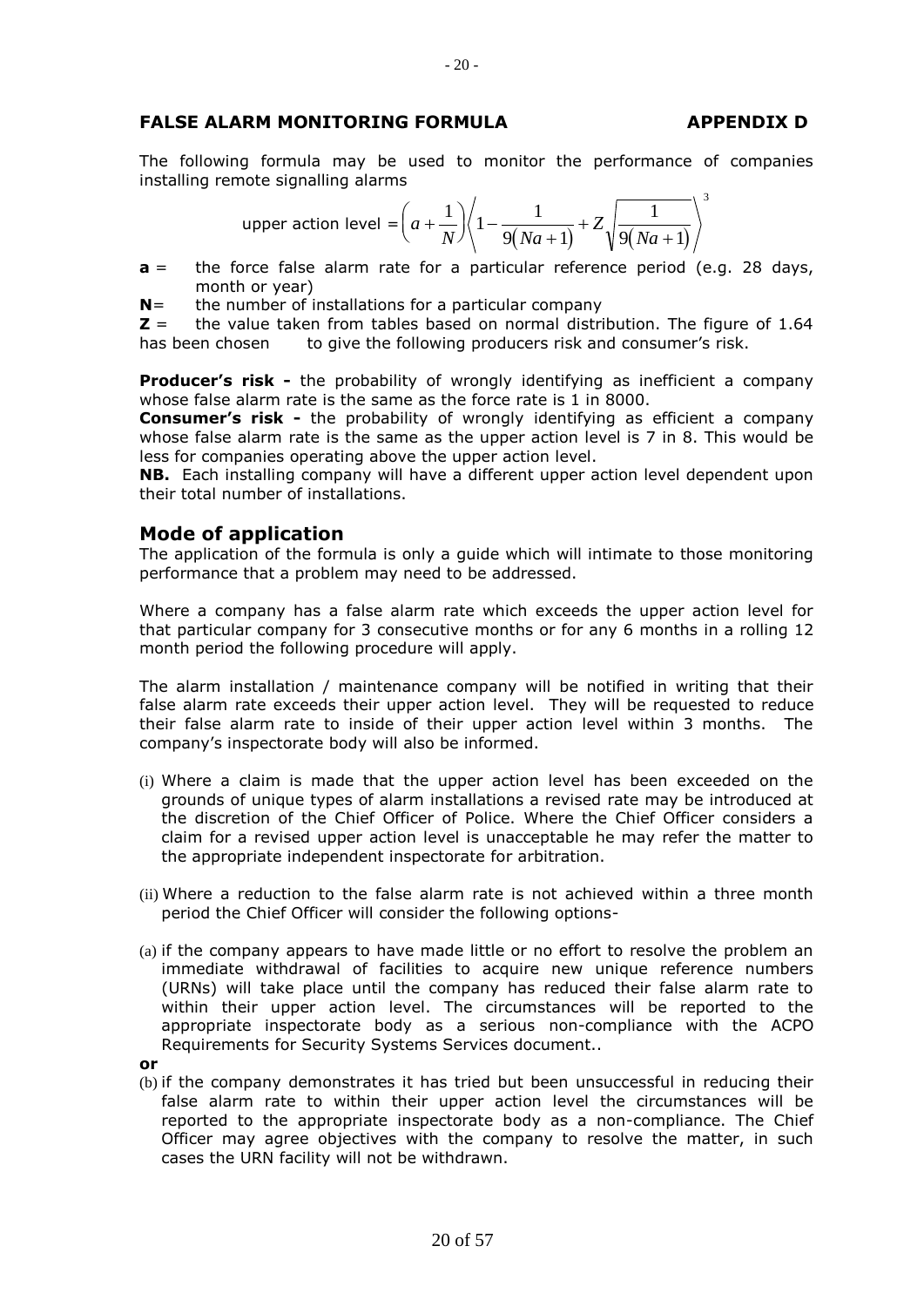## FALSE ALARM MONITORING FORMULA — APPENDIX D

The following formula may be used to monitor the performance of companies installing remote signalling alarms

$$\text{upper action level} = \left(a + \frac{1}{N}\right)\left\langle 1 - \frac{1}{9(Na+1)} + Z\sqrt{\frac{1}{9(Na+1)}}\right\rangle^3$$

**a** = the force false alarm rate for a particular reference period (e.g. 28 days, month or year)

**N**= the number of installations for a particular company

**Z** = the value taken from tables based on normal distribution. The figure of 1.64 has been chosen to give the following producers risk and consumer's risk.

**Producer's risk -** the probability of wrongly identifying as inefficient a company whose false alarm rate is the same as the force rate is 1 in 8000.

**Consumer's risk -** the probability of wrongly identifying as efficient a company whose false alarm rate is the same as the upper action level is 7 in 8. This would be less for companies operating above the upper action level.

**NB.** Each installing company will have a different upper action level dependent upon their total number of installations.

## Mode of application

The application of the formula is only a guide which will intimate to those monitoring performance that a problem may need to be addressed.

Where a company has a false alarm rate which exceeds the upper action level for that particular company for 3 consecutive months or for any 6 months in a rolling 12 month period the following procedure will apply.

The alarm installation / maintenance company will be notified in writing that their false alarm rate exceeds their upper action level. They will be requested to reduce their false alarm rate to inside of their upper action level within 3 months. The company's inspectorate body will also be informed.

(i) Where a claim is made that the upper action level has been exceeded on the grounds of unique types of alarm installations a revised rate may be introduced at the discretion of the Chief Officer of Police. Where the Chief Officer considers a claim for a revised upper action level is unacceptable he may refer the matter to the appropriate independent inspectorate for arbitration.

(ii) Where a reduction to the false alarm rate is not achieved within a three month period the Chief Officer will consider the following options-

(a) if the company appears to have made little or no effort to resolve the problem an immediate withdrawal of facilities to acquire new unique reference numbers (URNs) will take place until the company has reduced their false alarm rate to within their upper action level. The circumstances will be reported to the appropriate inspectorate body as a serious non-compliance with the ACPO Requirements for Security Systems Services document..

**or**

(b) if the company demonstrates it has tried but been unsuccessful in reducing their false alarm rate to within their upper action level the circumstances will be reported to the appropriate inspectorate body as a non-compliance. The Chief Officer may agree objectives with the company to resolve the matter, in such cases the URN facility will not be withdrawn.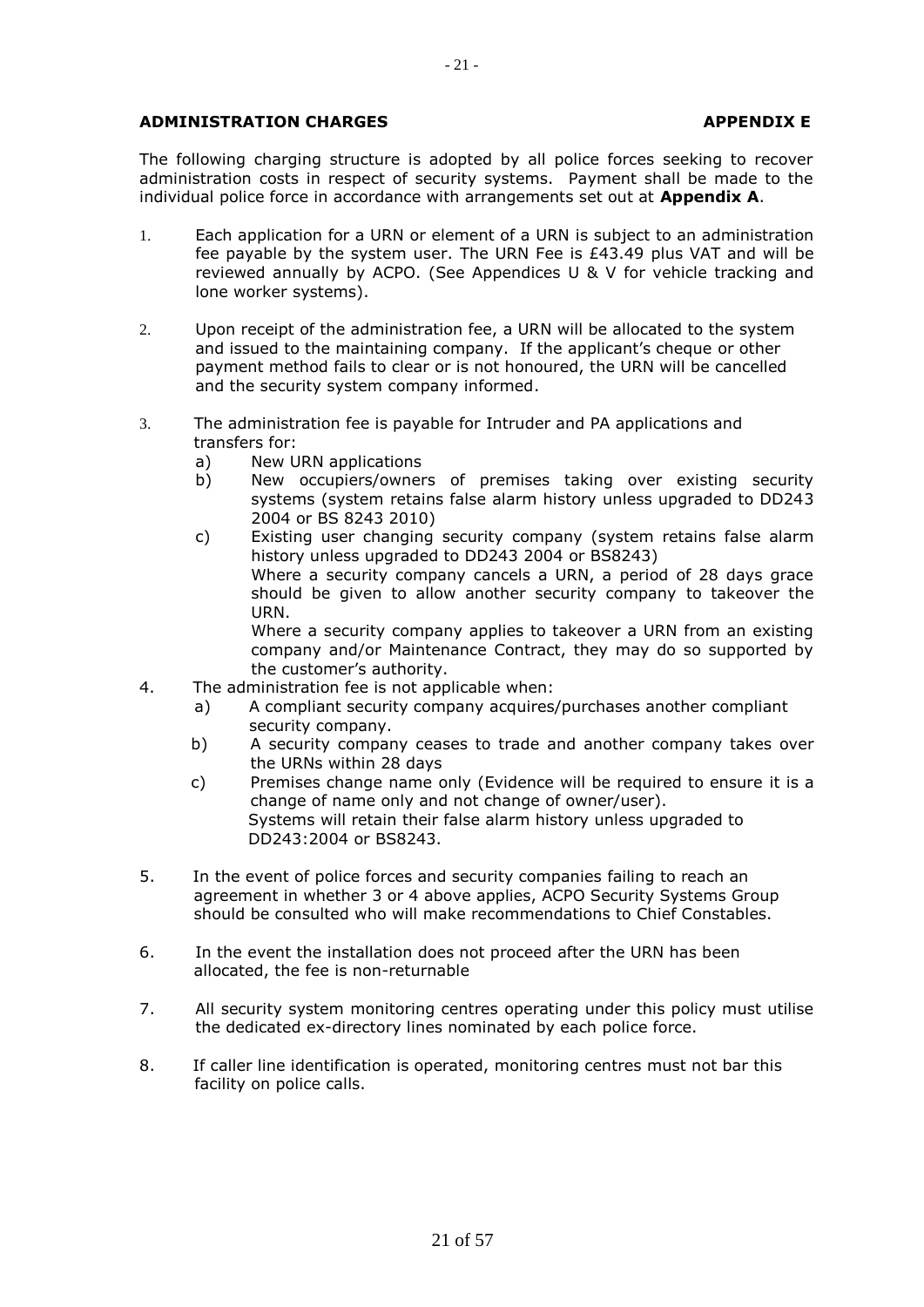## ADMINISTRATION CHARGES **APPENDIX E**

The following charging structure is adopted by all police forces seeking to recover administration costs in respect of security systems. Payment shall be made to the individual police force in accordance with arrangements set out at **Appendix A**.

1. Each application for a URN or element of a URN is subject to an administration fee payable by the system user. The URN Fee is £43.49 plus VAT and will be reviewed annually by ACPO. (See Appendices U & V for vehicle tracking and lone worker systems).

2. Upon receipt of the administration fee, a URN will be allocated to the system and issued to the maintaining company. If the applicant's cheque or other payment method fails to clear or is not honoured, the URN will be cancelled and the security system company informed.

3. The administration fee is payable for Intruder and PA applications and transfers for:
   a) New URN applications
   b) New occupiers/owners of premises taking over existing security systems (system retains false alarm history unless upgraded to DD243 2004 or BS 8243 2010)
   c) Existing user changing security company (system retains false alarm history unless upgraded to DD243 2004 or BS8243)
      Where a security company cancels a URN, a period of 28 days grace should be given to allow another security company to takeover the URN.
      Where a security company applies to takeover a URN from an existing company and/or Maintenance Contract, they may do so supported by the customer's authority.

4. The administration fee is not applicable when:
   a) A compliant security company acquires/purchases another compliant security company.
   b) A security company ceases to trade and another company takes over the URNs within 28 days
   c) Premises change name only (Evidence will be required to ensure it is a change of name only and not change of owner/user).
      Systems will retain their false alarm history unless upgraded to DD243:2004 or BS8243.

5. In the event of police forces and security companies failing to reach an agreement in whether 3 or 4 above applies, ACPO Security Systems Group should be consulted who will make recommendations to Chief Constables.

6. In the event the installation does not proceed after the URN has been allocated, the fee is non-returnable

7. All security system monitoring centres operating under this policy must utilise the dedicated ex-directory lines nominated by each police force.

8. If caller line identification is operated, monitoring centres must not bar this facility on police calls.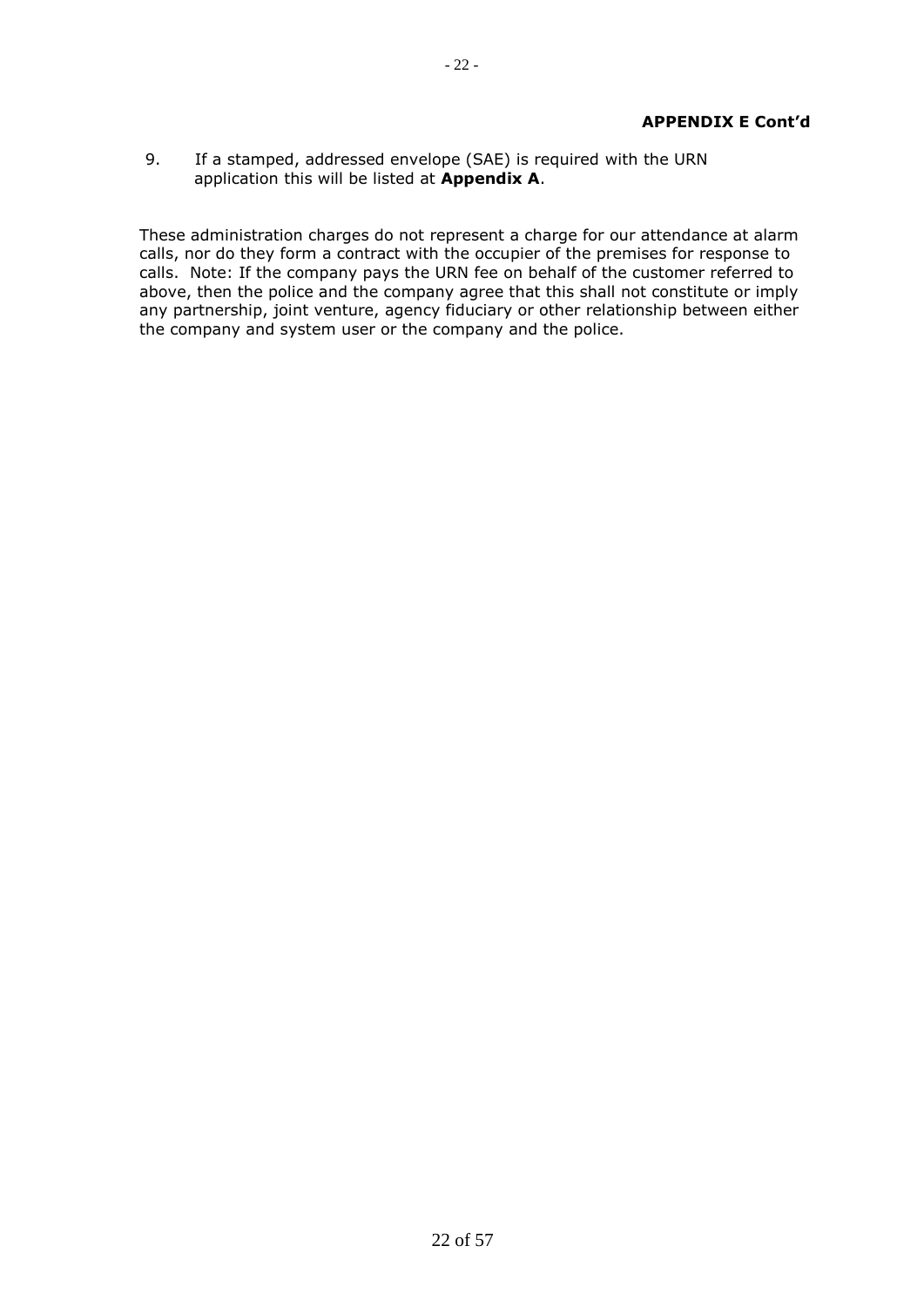**APPENDIX E Cont'd**

9. If a stamped, addressed envelope (SAE) is required with the URN application this will be listed at **Appendix A**.

These administration charges do not represent a charge for our attendance at alarm calls, nor do they form a contract with the occupier of the premises for response to calls. Note: If the company pays the URN fee on behalf of the customer referred to above, then the police and the company agree that this shall not constitute or imply any partnership, joint venture, agency fiduciary or other relationship between either the company and system user or the company and the police.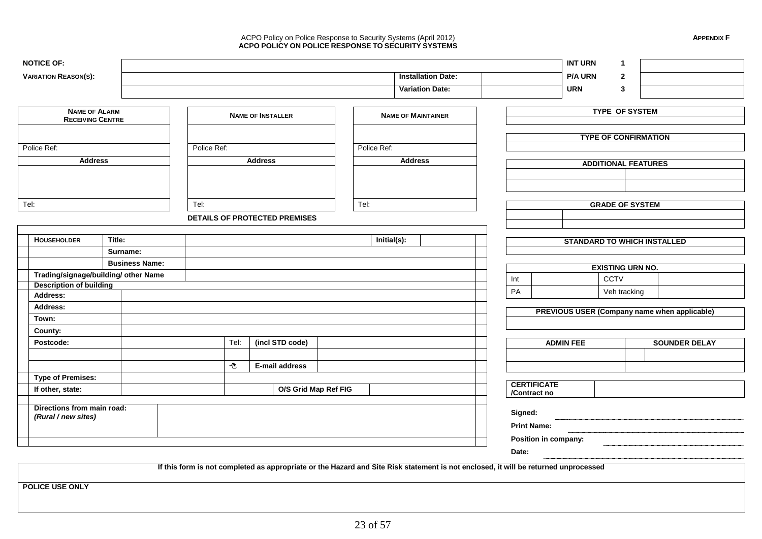ACPO Policy on Police Response to Security Systems (April 2012)

**ACPO POLICY ON POLICE RESPONSE TO SECURITY SYSTEMS**

**APPENDIX F**

| **NOTICE OF:** | | | | **INT URN** | **1** | |
|---|---|---|---|---|---|---|
| **VARIATION REASON(S):** | | **Installation Date:** | | **P/A URN** | **2** | |
| | | **Variation Date:** | | **URN** | **3** | |

| **NAME OF ALARM RECEIVING CENTRE** | **NAME OF INSTALLER** | **NAME OF MAINTAINER** |
|---|---|---|
| | | |
| Police Ref: | Police Ref: | Police Ref: |
| **Address** | **Address** | **Address** |
| | | |
| Tel: | Tel: | Tel: |

**DETAILS OF PROTECTED PREMISES**

| | | | | |
|---|---|---|---|---|
| **HOUSEHOLDER** | **Title:** | | **Initial(s):** | |
| | **Surname:** | | | |
| | **Business Name:** | | | |
| **Trading/signage/building/ other Name** | | | | |
| **Description of building** | | | | |
| **Address:** | | | | |
| **Address:** | | | | |
| **Town:** | | | | |
| **County:** | | | | |
| **Postcode:** | | Tel: | **(incl STD code)** | |
| | | | | |
| | | ✉ | **E-mail address** | |
| **Type of Premises:** | | | | |
| **If other, state:** | | | **O/S Grid Map Ref FIG** | |
| **Directions from main road:** *(Rural / new sites)* | | | | |

| **TYPE OF SYSTEM** |
|---|
| |

| **TYPE OF CONFIRMATION** |
|---|
| |

| **ADDITIONAL FEATURES** | |
|---|---|
| | |
| | |

| **GRADE OF SYSTEM** | |
|---|---|
| | |
| | |

| **STANDARD TO WHICH INSTALLED** |
|---|
| |

| **EXISTING URN NO.** | | | |
|---|---|---|---|
| Int | | CCTV | |
| PA | | Veh tracking | |

| **PREVIOUS USER (Company name when applicable)** |
|---|
| |

| **ADMIN FEE** | **SOUNDER DELAY** |
|---|---|
| | |
| | |

| **CERTIFICATE /Contract no** | |
|---|---|

**Signed:** ..............................

**Print Name:** ..............................

**Position in company:** ..............................

**Date:** ..............................

**If this form is not completed as appropriate or the Hazard and Site Risk statement is not enclosed, it will be returned unprocessed**

**POLICE USE ONLY**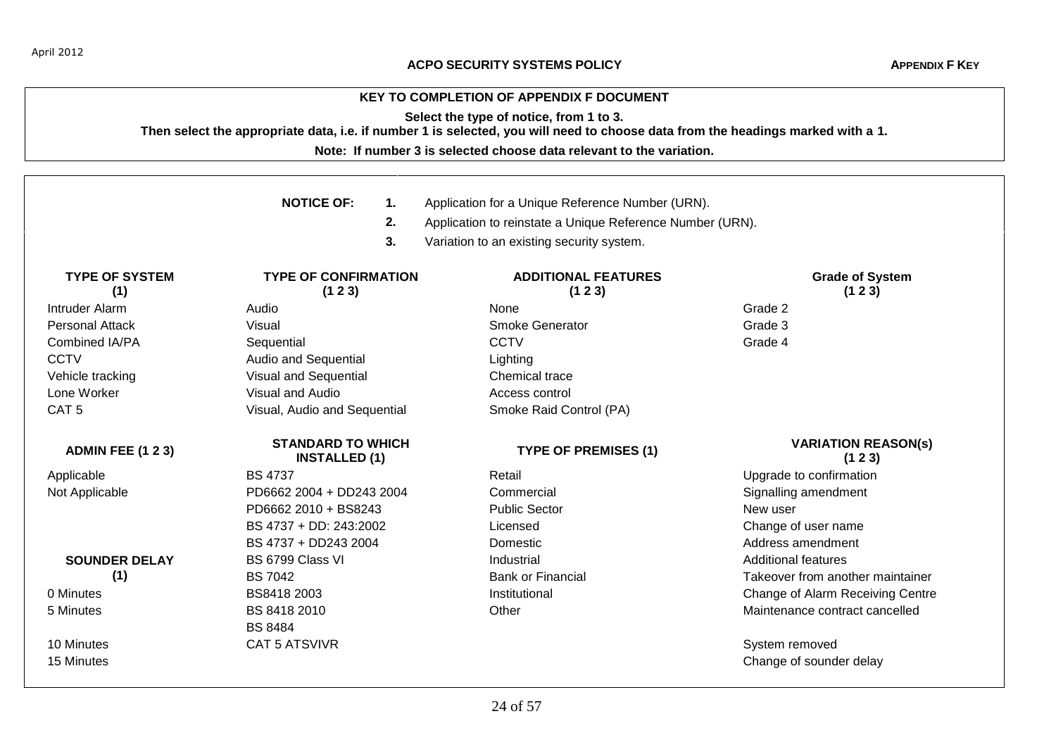## KEY TO COMPLETION OF APPENDIX F DOCUMENT

**Select the type of notice, from 1 to 3.**

**Then select the appropriate data, i.e. if number 1 is selected, you will need to choose data from the headings marked with a 1.**

**Note: If number 3 is selected choose data relevant to the variation.**

**NOTICE OF:**

1. Application for a Unique Reference Number (URN).
2. Application to reinstate a Unique Reference Number (URN).
3. Variation to an existing security system.

| TYPE OF SYSTEM (1) | TYPE OF CONFIRMATION (1 2 3) | ADDITIONAL FEATURES (1 2 3) | Grade of System (1 2 3) |
|---|---|---|---|
| Intruder Alarm | Audio | None | Grade 2 |
| Personal Attack | Visual | Smoke Generator | Grade 3 |
| Combined IA/PA | Sequential | CCTV | Grade 4 |
| CCTV | Audio and Sequential | Lighting | |
| Vehicle tracking | Visual and Sequential | Chemical trace | |
| Lone Worker | Visual and Audio | Access control | |
| CAT 5 | Visual, Audio and Sequential | Smoke Raid Control (PA) | |

| ADMIN FEE (1 2 3) | STANDARD TO WHICH INSTALLED (1) | TYPE OF PREMISES (1) | VARIATION REASON(s) (1 2 3) |
|---|---|---|---|
| Applicable | BS 4737 | Retail | Upgrade to confirmation |
| Not Applicable | PD6662 2004 + DD243 2004 | Commercial | Signalling amendment |
| | PD6662 2010 + BS8243 | Public Sector | New user |
| | BS 4737 + DD: 243:2002 | Licensed | Change of user name |
| | BS 4737 + DD243 2004 | Domestic | Address amendment |
| **SOUNDER DELAY (1)** | BS 6799 Class VI | Industrial | Additional features |
| | BS 7042 | Bank or Financial | Takeover from another maintainer |
| 0 Minutes | BS8418 2003 | Institutional | Change of Alarm Receiving Centre |
| 5 Minutes | BS 8418 2010 | Other | Maintenance contract cancelled |
| | BS 8484 | | |
| 10 Minutes | CAT 5 ATSVIVR | | System removed |
| 15 Minutes | | | Change of sounder delay |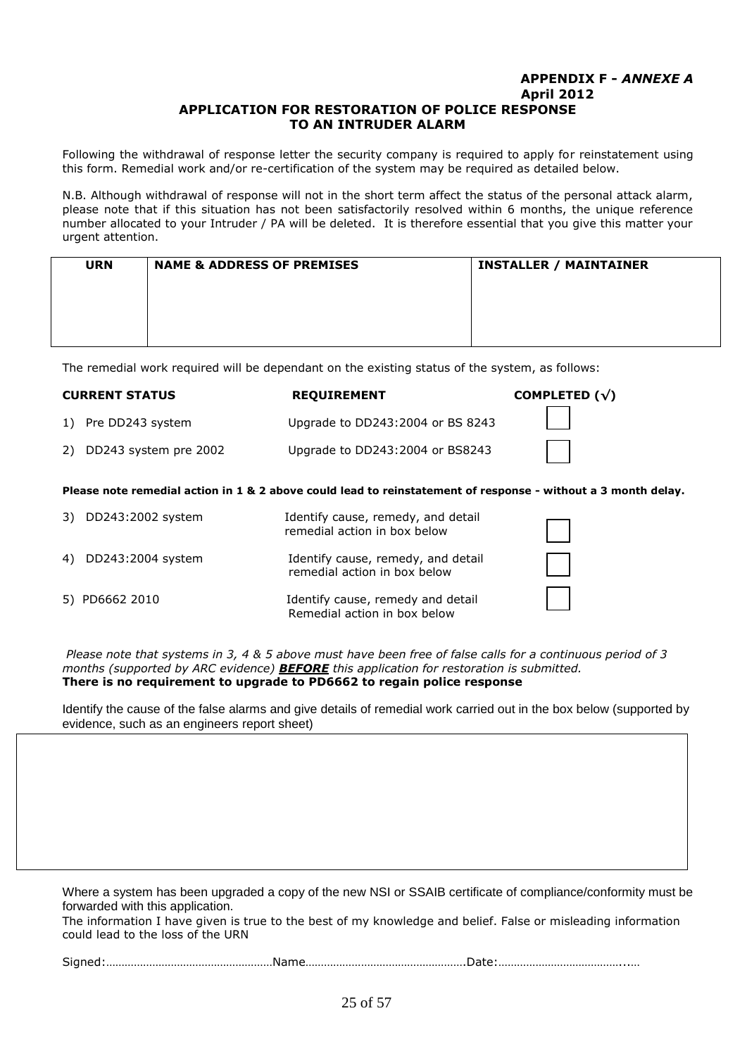**APPENDIX F - *ANNEXE A***
**April 2012**

# APPLICATION FOR RESTORATION OF POLICE RESPONSE TO AN INTRUDER ALARM

Following the withdrawal of response letter the security company is required to apply for reinstatement using this form. Remedial work and/or re-certification of the system may be required as detailed below.

N.B. Although withdrawal of response will not in the short term affect the status of the personal attack alarm, please note that if this situation has not been satisfactorily resolved within 6 months, the unique reference number allocated to your Intruder / PA will be deleted. It is therefore essential that you give this matter your urgent attention.

| URN | NAME & ADDRESS OF PREMISES | INSTALLER / MAINTAINER |
|---|---|---|
| | | |

The remedial work required will be dependant on the existing status of the system, as follows:

| CURRENT STATUS | REQUIREMENT | COMPLETED (√) |
|---|---|---|
| 1) Pre DD243 system | Upgrade to DD243:2004 or BS 8243 | ☐ |
| 2) DD243 system pre 2002 | Upgrade to DD243:2004 or BS8243 | ☐ |

**Please note remedial action in 1 & 2 above could lead to reinstatement of response - without a 3 month delay.**

| CURRENT STATUS | REQUIREMENT | COMPLETED (√) |
|---|---|---|
| 3) DD243:2002 system | Identify cause, remedy, and detail remedial action in box below | ☐ |
| 4) DD243:2004 system | Identify cause, remedy, and detail remedial action in box below | ☐ |
| 5) PD6662 2010 | Identify cause, remedy and detail Remedial action in box below | ☐ |

*Please note that systems in 3, 4 & 5 above must have been free of false calls for a continuous period of 3 months (supported by ARC evidence)* ***BEFORE*** *this application for restoration is submitted.*
**There is no requirement to upgrade to PD6662 to regain police response**

Identify the cause of the false alarms and give details of remedial work carried out in the box below (supported by evidence, such as an engineers report sheet)

| |
|---|
| |

Where a system has been upgraded a copy of the new NSI or SSAIB certificate of compliance/conformity must be forwarded with this application.
The information I have given is true to the best of my knowledge and belief. False or misleading information could lead to the loss of the URN

Signed:……………………………………………Name…………………………………………….Date:…………………………………..…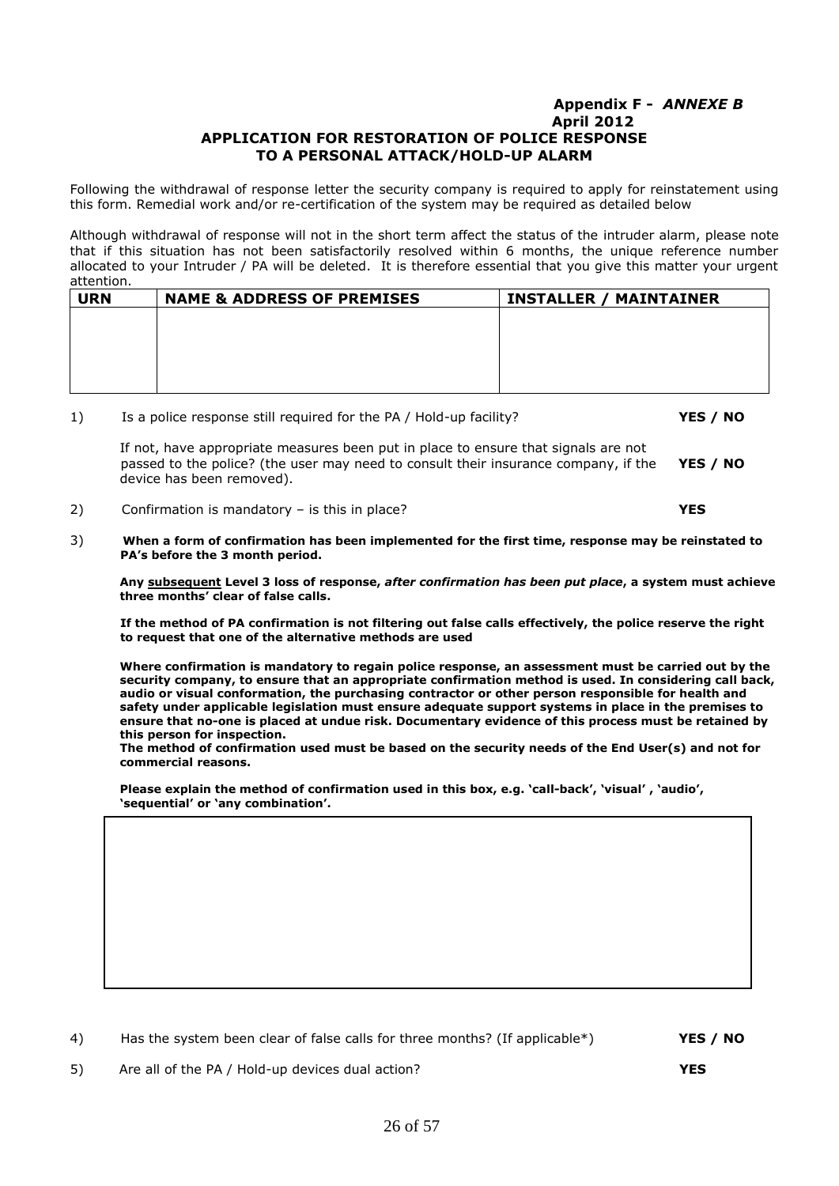**Appendix F - *ANNEXE B***
**April 2012**

**APPLICATION FOR RESTORATION OF POLICE RESPONSE TO A PERSONAL ATTACK/HOLD-UP ALARM**

Following the withdrawal of response letter the security company is required to apply for reinstatement using this form. Remedial work and/or re-certification of the system may be required as detailed below

Although withdrawal of response will not in the short term affect the status of the intruder alarm, please note that if this situation has not been satisfactorily resolved within 6 months, the unique reference number allocated to your Intruder / PA will be deleted. It is therefore essential that you give this matter your urgent attention.

| URN | NAME & ADDRESS OF PREMISES | INSTALLER / MAINTAINER |
|---|---|---|
| | | |

1) Is a police response still required for the PA / Hold-up facility? **YES / NO**

   If not, have appropriate measures been put in place to ensure that signals are not passed to the police? (the user may need to consult their insurance company, if the device has been removed). **YES / NO**

2) Confirmation is mandatory – is this in place? **YES**

3) **When a form of confirmation has been implemented for the first time, response may be reinstated to PA's before the 3 month period.**

   **Any <u>subsequent</u> Level 3 loss of response, *after confirmation has been put place*, a system must achieve three months' clear of false calls.**

   **If the method of PA confirmation is not filtering out false calls effectively, the police reserve the right to request that one of the alternative methods are used**

   **Where confirmation is mandatory to regain police response, an assessment must be carried out by the security company, to ensure that an appropriate confirmation method is used. In considering call back, audio or visual conformation, the purchasing contractor or other person responsible for health and safety under applicable legislation must ensure adequate support systems in place in the premises to ensure that no-one is placed at undue risk. Documentary evidence of this process must be retained by this person for inspection.**
   **The method of confirmation used must be based on the security needs of the End User(s) and not for commercial reasons.**

   **Please explain the method of confirmation used in this box, e.g. 'call-back', 'visual' , 'audio', 'sequential' or 'any combination'.**

| |
|---|
| |

4) Has the system been clear of false calls for three months? (If applicable*) **YES / NO**

5) Are all of the PA / Hold-up devices dual action? **YES**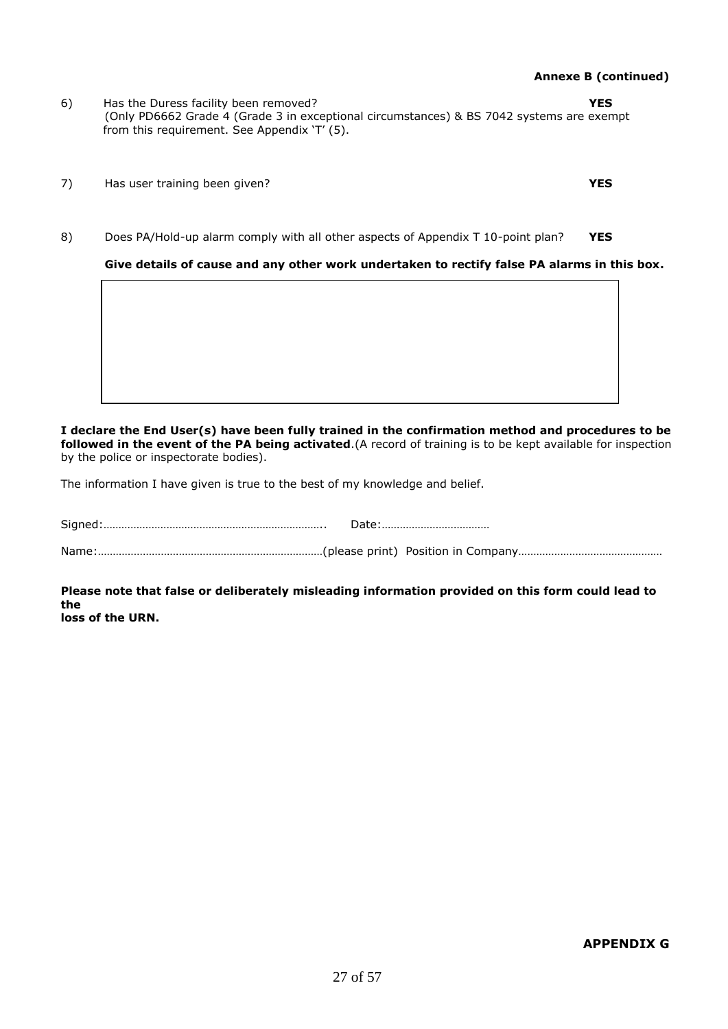**Annexe B (continued)**

6) Has the Duress facility been removed? **YES**
(Only PD6662 Grade 4 (Grade 3 in exceptional circumstances) & BS 7042 systems are exempt from this requirement. See Appendix 'T' (5).

7) Has user training been given? **YES**

8) Does PA/Hold-up alarm comply with all other aspects of Appendix T 10-point plan? **YES**

**Give details of cause and any other work undertaken to rectify false PA alarms in this box.**

| |
|---|
| |

**I declare the End User(s) have been fully trained in the confirmation method and procedures to be followed in the event of the PA being activated**.(A record of training is to be kept available for inspection by the police or inspectorate bodies).

The information I have given is true to the best of my knowledge and belief.

Signed:……………………………………………………………….. Date:………………………………

Name:…………………………………………………………………(please print) Position in Company…………………………………………

**Please note that false or deliberately misleading information provided on this form could lead to the loss of the URN.**

**APPENDIX G**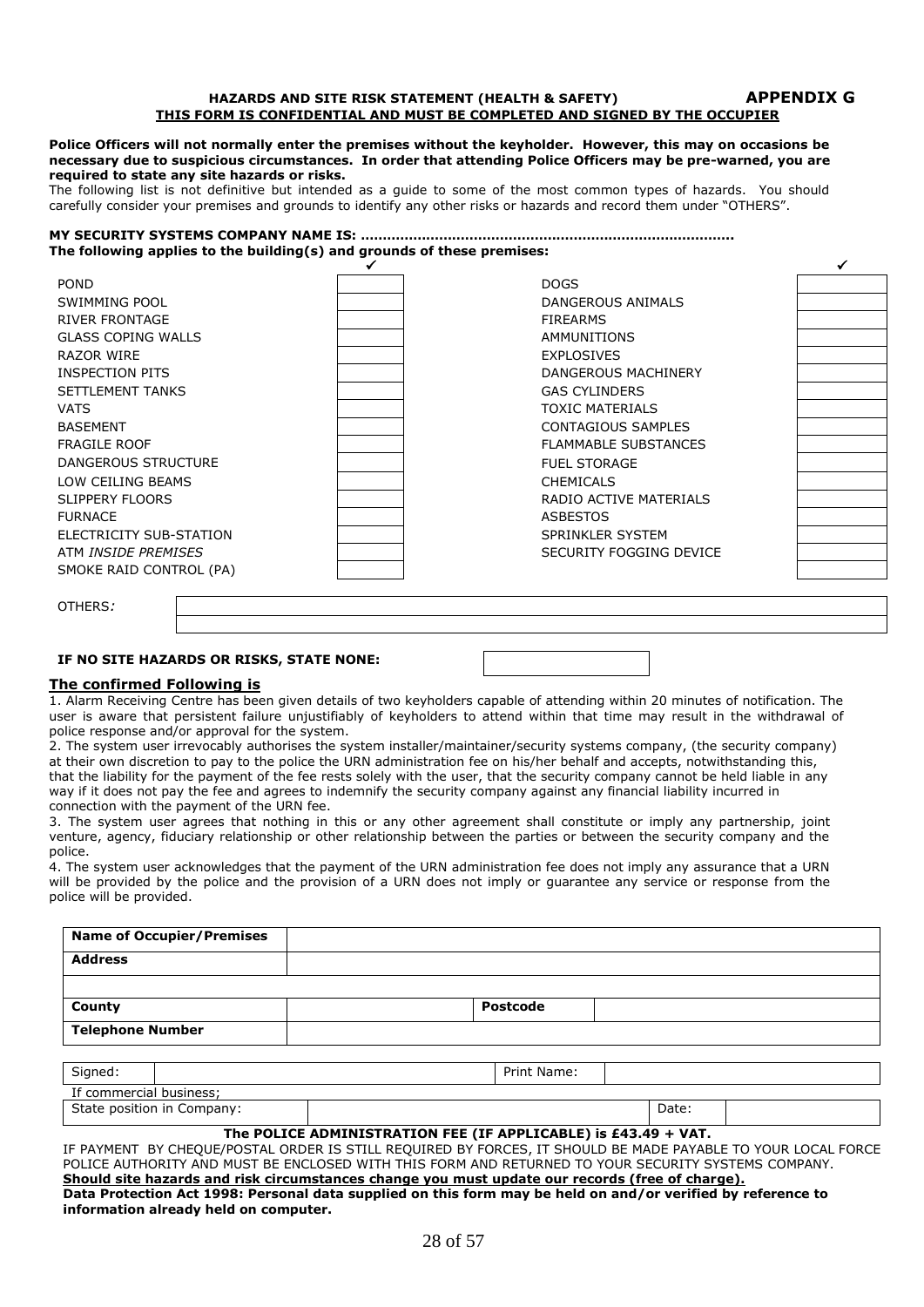**HAZARDS AND SITE RISK STATEMENT (HEALTH & SAFETY)** **APPENDIX G**

**THIS FORM IS CONFIDENTIAL AND MUST BE COMPLETED AND SIGNED BY THE OCCUPIER**

**Police Officers will not normally enter the premises without the keyholder. However, this may on occasions be necessary due to suspicious circumstances. In order that attending Police Officers may be pre-warned, you are required to state any site hazards or risks.**

The following list is not definitive but intended as a guide to some of the most common types of hazards. You should carefully consider your premises and grounds to identify any other risks or hazards and record them under "OTHERS".

**MY SECURITY SYSTEMS COMPANY NAME IS: ..................................................................................**

**The following applies to the building(s) and grounds of these premises:**

| | ✓ | | ✓ |
|---|---|---|---|
| POND | | DOGS | |
| SWIMMING POOL | | DANGEROUS ANIMALS | |
| RIVER FRONTAGE | | FIREARMS | |
| GLASS COPING WALLS | | AMMUNITIONS | |
| RAZOR WIRE | | EXPLOSIVES | |
| INSPECTION PITS | | DANGEROUS MACHINERY | |
| SETTLEMENT TANKS | | GAS CYLINDERS | |
| VATS | | TOXIC MATERIALS | |
| BASEMENT | | CONTAGIOUS SAMPLES | |
| FRAGILE ROOF | | FLAMMABLE SUBSTANCES | |
| DANGEROUS STRUCTURE | | FUEL STORAGE | |
| LOW CEILING BEAMS | | CHEMICALS | |
| SLIPPERY FLOORS | | RADIO ACTIVE MATERIALS | |
| FURNACE | | ASBESTOS | |
| ELECTRICITY SUB-STATION | | SPRINKLER SYSTEM | |
| ATM *INSIDE PREMISES* | | SECURITY FOGGING DEVICE | |
| SMOKE RAID CONTROL (PA) | | | |

OTHERS*:*

**IF NO SITE HAZARDS OR RISKS, STATE NONE:**

## The confirmed Following is

1. Alarm Receiving Centre has been given details of two keyholders capable of attending within 20 minutes of notification. The user is aware that persistent failure unjustifiably of keyholders to attend within that time may result in the withdrawal of police response and/or approval for the system.
2. The system user irrevocably authorises the system installer/maintainer/security systems company, (the security company) at their own discretion to pay to the police the URN administration fee on his/her behalf and accepts, notwithstanding this, that the liability for the payment of the fee rests solely with the user, that the security company cannot be held liable in any way if it does not pay the fee and agrees to indemnify the security company against any financial liability incurred in connection with the payment of the URN fee.
3. The system user agrees that nothing in this or any other agreement shall constitute or imply any partnership, joint venture, agency, fiduciary relationship or other relationship between the parties or between the security company and the police.
4. The system user acknowledges that the payment of the URN administration fee does not imply any assurance that a URN will be provided by the police and the provision of a URN does not imply or guarantee any service or response from the police will be provided.

| **Name of Occupier/Premises** | | | |
|---|---|---|---|
| **Address** | | | |
| | | | |
| **County** | | **Postcode** | |
| **Telephone Number** | | | |

| Signed: | | Print Name: | |
|---|---|---|---|
| If commercial business; | | | |
| State position in Company: | | Date: | |

**The POLICE ADMINISTRATION FEE (IF APPLICABLE) is £43.49 + VAT.**

IF PAYMENT BY CHEQUE/POSTAL ORDER IS STILL REQUIRED BY FORCES, IT SHOULD BE MADE PAYABLE TO YOUR LOCAL FORCE POLICE AUTHORITY AND MUST BE ENCLOSED WITH THIS FORM AND RETURNED TO YOUR SECURITY SYSTEMS COMPANY.

**Should site hazards and risk circumstances change you must update our records (free of charge).**

**Data Protection Act 1998: Personal data supplied on this form may be held on and/or verified by reference to information already held on computer.**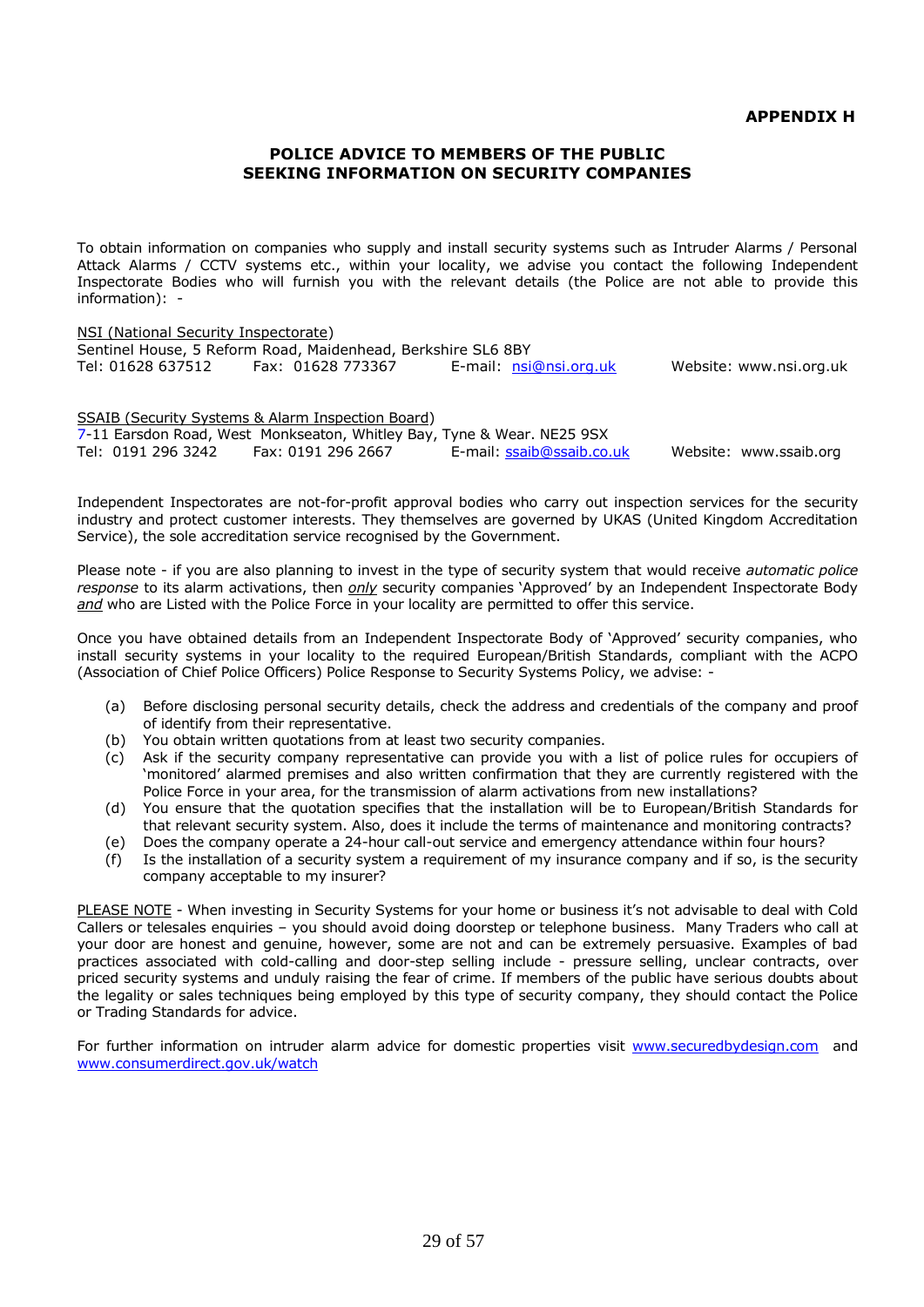**APPENDIX H**

# POLICE ADVICE TO MEMBERS OF THE PUBLIC SEEKING INFORMATION ON SECURITY COMPANIES

To obtain information on companies who supply and install security systems such as Intruder Alarms / Personal Attack Alarms / CCTV systems etc., within your locality, we advise you contact the following Independent Inspectorate Bodies who will furnish you with the relevant details (the Police are not able to provide this information): -

NSI (National Security Inspectorate)
Sentinel House, 5 Reform Road, Maidenhead, Berkshire SL6 8BY
Tel: 01628 637512 Fax: 01628 773367 E-mail: nsi@nsi.org.uk Website: www.nsi.org.uk

SSAIB (Security Systems & Alarm Inspection Board)
7-11 Earsdon Road, West Monkseaton, Whitley Bay, Tyne & Wear. NE25 9SX
Tel: 0191 296 3242 Fax: 0191 296 2667 E-mail: ssaib@ssaib.co.uk Website: www.ssaib.org

Independent Inspectorates are not-for-profit approval bodies who carry out inspection services for the security industry and protect customer interests. They themselves are governed by UKAS (United Kingdom Accreditation Service), the sole accreditation service recognised by the Government.

Please note - if you are also planning to invest in the type of security system that would receive *automatic police response* to its alarm activations, then *only* security companies 'Approved' by an Independent Inspectorate Body *and* who are Listed with the Police Force in your locality are permitted to offer this service.

Once you have obtained details from an Independent Inspectorate Body of 'Approved' security companies, who install security systems in your locality to the required European/British Standards, compliant with the ACPO (Association of Chief Police Officers) Police Response to Security Systems Policy, we advise: -

(a) Before disclosing personal security details, check the address and credentials of the company and proof of identify from their representative.
(b) You obtain written quotations from at least two security companies.
(c) Ask if the security company representative can provide you with a list of police rules for occupiers of 'monitored' alarmed premises and also written confirmation that they are currently registered with the Police Force in your area, for the transmission of alarm activations from new installations?
(d) You ensure that the quotation specifies that the installation will be to European/British Standards for that relevant security system. Also, does it include the terms of maintenance and monitoring contracts?
(e) Does the company operate a 24-hour call-out service and emergency attendance within four hours?
(f) Is the installation of a security system a requirement of my insurance company and if so, is the security company acceptable to my insurer?

PLEASE NOTE - When investing in Security Systems for your home or business it's not advisable to deal with Cold Callers or telesales enquiries – you should avoid doing doorstep or telephone business. Many Traders who call at your door are honest and genuine, however, some are not and can be extremely persuasive. Examples of bad practices associated with cold-calling and door-step selling include - pressure selling, unclear contracts, over priced security systems and unduly raising the fear of crime. If members of the public have serious doubts about the legality or sales techniques being employed by this type of security company, they should contact the Police or Trading Standards for advice.

For further information on intruder alarm advice for domestic properties visit www.securedbydesign.com and www.consumerdirect.gov.uk/watch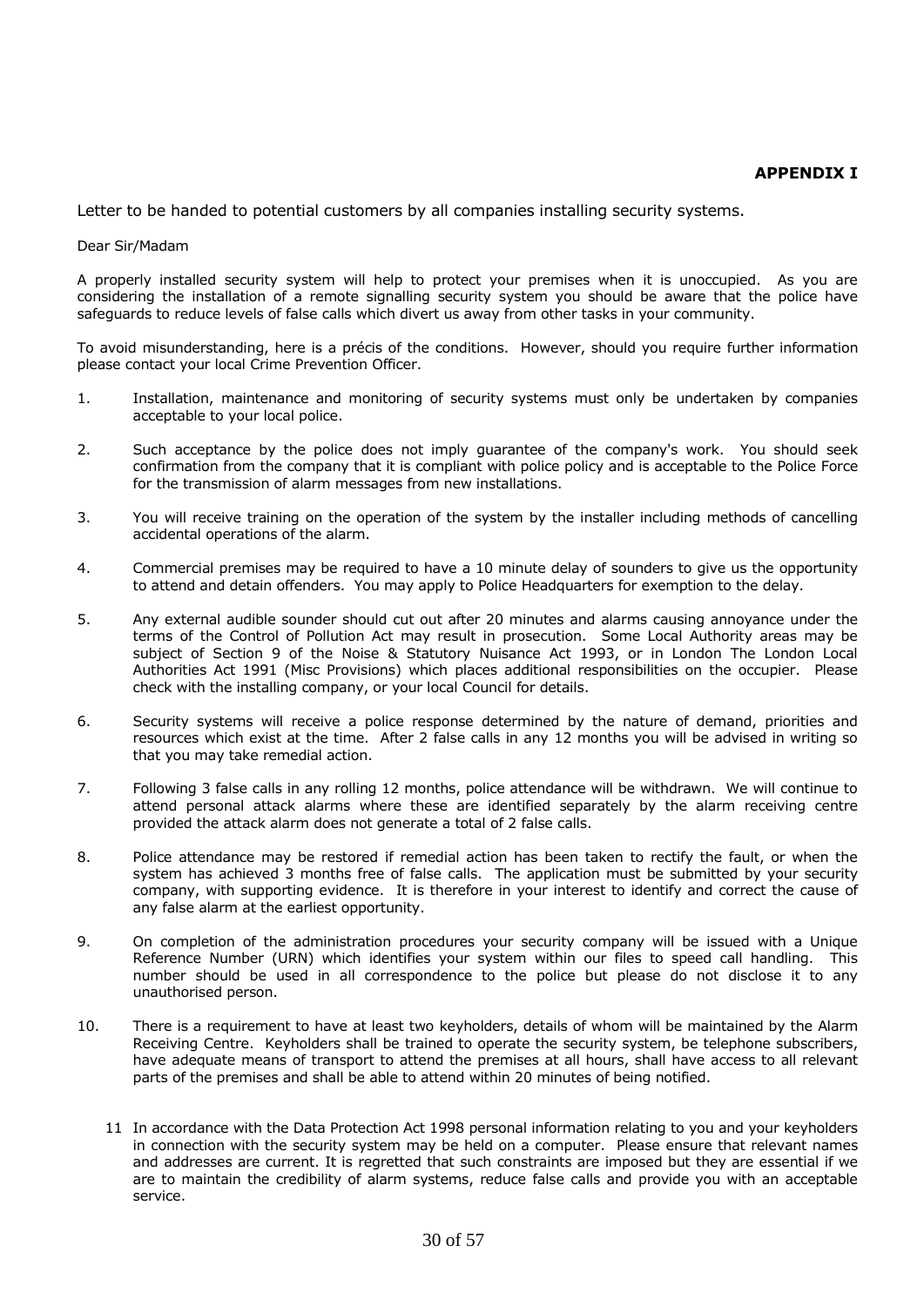**APPENDIX I**

Letter to be handed to potential customers by all companies installing security systems.

Dear Sir/Madam

A properly installed security system will help to protect your premises when it is unoccupied. As you are considering the installation of a remote signalling security system you should be aware that the police have safeguards to reduce levels of false calls which divert us away from other tasks in your community.

To avoid misunderstanding, here is a précis of the conditions. However, should you require further information please contact your local Crime Prevention Officer.

1. Installation, maintenance and monitoring of security systems must only be undertaken by companies acceptable to your local police.
2. Such acceptance by the police does not imply guarantee of the company's work. You should seek confirmation from the company that it is compliant with police policy and is acceptable to the Police Force for the transmission of alarm messages from new installations.
3. You will receive training on the operation of the system by the installer including methods of cancelling accidental operations of the alarm.
4. Commercial premises may be required to have a 10 minute delay of sounders to give us the opportunity to attend and detain offenders. You may apply to Police Headquarters for exemption to the delay.
5. Any external audible sounder should cut out after 20 minutes and alarms causing annoyance under the terms of the Control of Pollution Act may result in prosecution. Some Local Authority areas may be subject of Section 9 of the Noise & Statutory Nuisance Act 1993, or in London The London Local Authorities Act 1991 (Misc Provisions) which places additional responsibilities on the occupier. Please check with the installing company, or your local Council for details.
6. Security systems will receive a police response determined by the nature of demand, priorities and resources which exist at the time. After 2 false calls in any 12 months you will be advised in writing so that you may take remedial action.
7. Following 3 false calls in any rolling 12 months, police attendance will be withdrawn. We will continue to attend personal attack alarms where these are identified separately by the alarm receiving centre provided the attack alarm does not generate a total of 2 false calls.
8. Police attendance may be restored if remedial action has been taken to rectify the fault, or when the system has achieved 3 months free of false calls. The application must be submitted by your security company, with supporting evidence. It is therefore in your interest to identify and correct the cause of any false alarm at the earliest opportunity.
9. On completion of the administration procedures your security company will be issued with a Unique Reference Number (URN) which identifies your system within our files to speed call handling. This number should be used in all correspondence to the police but please do not disclose it to any unauthorised person.
10. There is a requirement to have at least two keyholders, details of whom will be maintained by the Alarm Receiving Centre. Keyholders shall be trained to operate the security system, be telephone subscribers, have adequate means of transport to attend the premises at all hours, shall have access to all relevant parts of the premises and shall be able to attend within 20 minutes of being notified.
11. In accordance with the Data Protection Act 1998 personal information relating to you and your keyholders in connection with the security system may be held on a computer. Please ensure that relevant names and addresses are current. It is regretted that such constraints are imposed but they are essential if we are to maintain the credibility of alarm systems, reduce false calls and provide you with an acceptable service.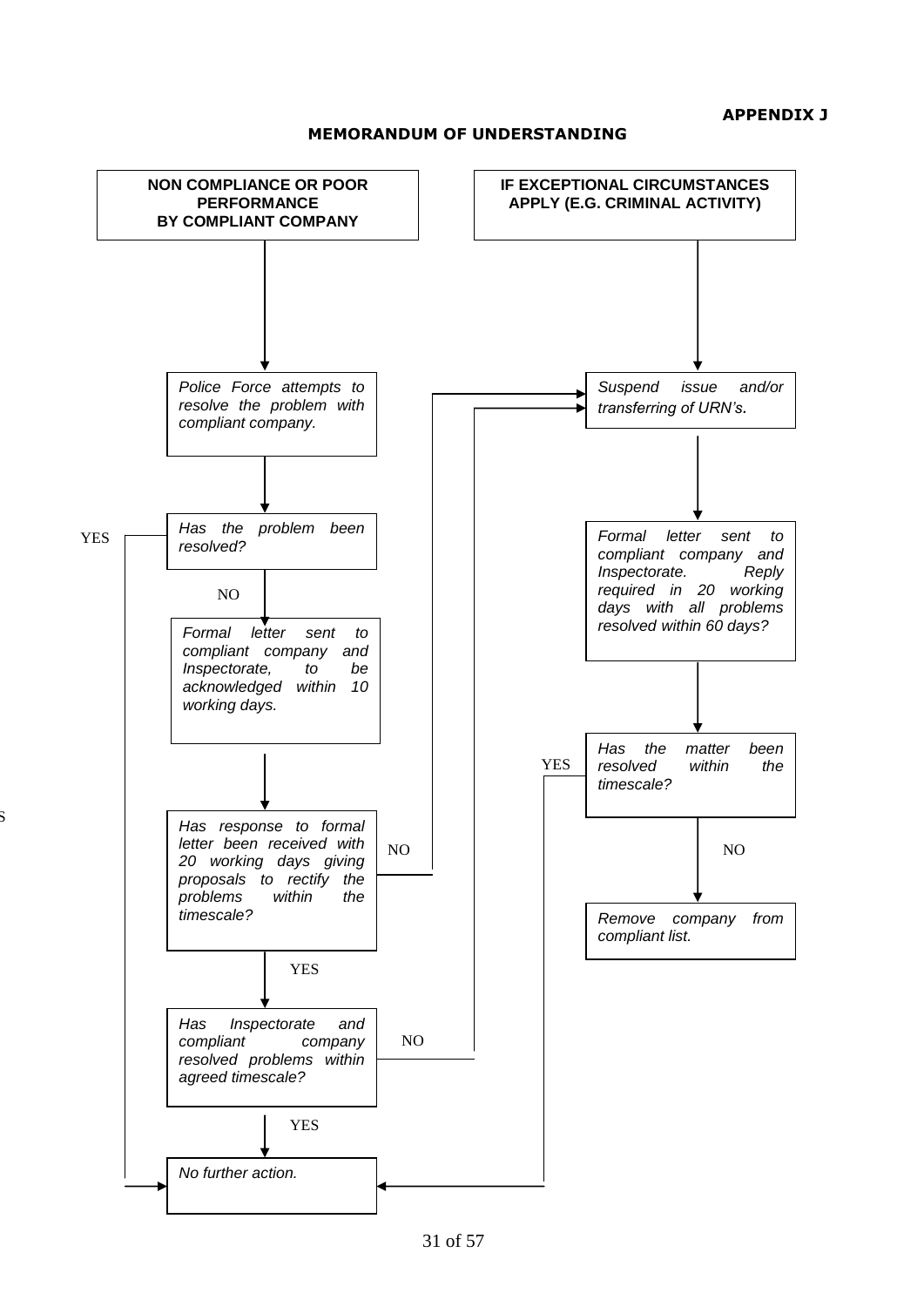**APPENDIX J**

## MEMORANDUM OF UNDERSTANDING

**NON COMPLIANCE OR POOR PERFORMANCE BY COMPLIANT COMPANY**

*Police Force attempts to resolve the problem with compliant company.*

*Has the problem been resolved?*

- YES → *No further action.*
- NO ↓

*Formal letter sent to compliant company and Inspectorate, to be acknowledged within 10 working days.*

*Has response to formal letter been received with 20 working days giving proposals to rectify the problems within the timescale?*

- NO → *Suspend issue and/or transferring of URN's.*
- YES ↓

*Has Inspectorate and compliant company resolved problems within agreed timescale?*

- NO → *Suspend issue and/or transferring of URN's.*
- YES → *No further action.*

**IF EXCEPTIONAL CIRCUMSTANCES APPLY (E.G. CRIMINAL ACTIVITY)**

*Suspend issue and/or transferring of URN's.*

*Formal letter sent to compliant company and Inspectorate. Reply required in 20 working days with all problems resolved within 60 days?*

*Has the matter been resolved within the timescale?*

- YES → *No further action.*
- NO → *Remove company from compliant list.*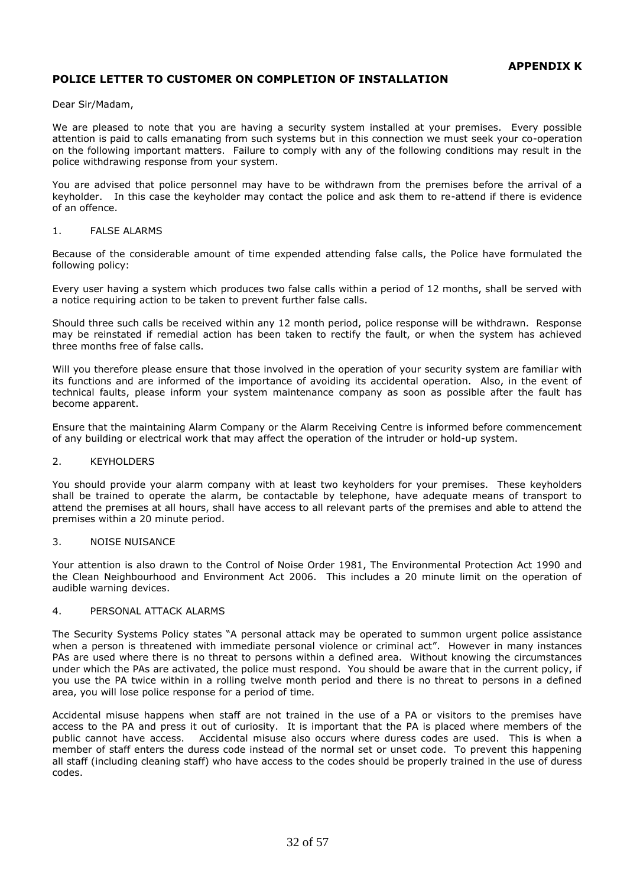**APPENDIX K**

## POLICE LETTER TO CUSTOMER ON COMPLETION OF INSTALLATION

Dear Sir/Madam,

We are pleased to note that you are having a security system installed at your premises. Every possible attention is paid to calls emanating from such systems but in this connection we must seek your co-operation on the following important matters. Failure to comply with any of the following conditions may result in the police withdrawing response from your system.

You are advised that police personnel may have to be withdrawn from the premises before the arrival of a keyholder. In this case the keyholder may contact the police and ask them to re-attend if there is evidence of an offence.

### 1. FALSE ALARMS

Because of the considerable amount of time expended attending false calls, the Police have formulated the following policy:

Every user having a system which produces two false calls within a period of 12 months, shall be served with a notice requiring action to be taken to prevent further false calls.

Should three such calls be received within any 12 month period, police response will be withdrawn. Response may be reinstated if remedial action has been taken to rectify the fault, or when the system has achieved three months free of false calls.

Will you therefore please ensure that those involved in the operation of your security system are familiar with its functions and are informed of the importance of avoiding its accidental operation. Also, in the event of technical faults, please inform your system maintenance company as soon as possible after the fault has become apparent.

Ensure that the maintaining Alarm Company or the Alarm Receiving Centre is informed before commencement of any building or electrical work that may affect the operation of the intruder or hold-up system.

### 2. KEYHOLDERS

You should provide your alarm company with at least two keyholders for your premises. These keyholders shall be trained to operate the alarm, be contactable by telephone, have adequate means of transport to attend the premises at all hours, shall have access to all relevant parts of the premises and able to attend the premises within a 20 minute period.

### 3. NOISE NUISANCE

Your attention is also drawn to the Control of Noise Order 1981, The Environmental Protection Act 1990 and the Clean Neighbourhood and Environment Act 2006. This includes a 20 minute limit on the operation of audible warning devices.

### 4. PERSONAL ATTACK ALARMS

The Security Systems Policy states "A personal attack may be operated to summon urgent police assistance when a person is threatened with immediate personal violence or criminal act". However in many instances PAs are used where there is no threat to persons within a defined area. Without knowing the circumstances under which the PAs are activated, the police must respond. You should be aware that in the current policy, if you use the PA twice within in a rolling twelve month period and there is no threat to persons in a defined area, you will lose police response for a period of time.

Accidental misuse happens when staff are not trained in the use of a PA or visitors to the premises have access to the PA and press it out of curiosity. It is important that the PA is placed where members of the public cannot have access. Accidental misuse also occurs where duress codes are used. This is when a member of staff enters the duress code instead of the normal set or unset code. To prevent this happening all staff (including cleaning staff) who have access to the codes should be properly trained in the use of duress codes.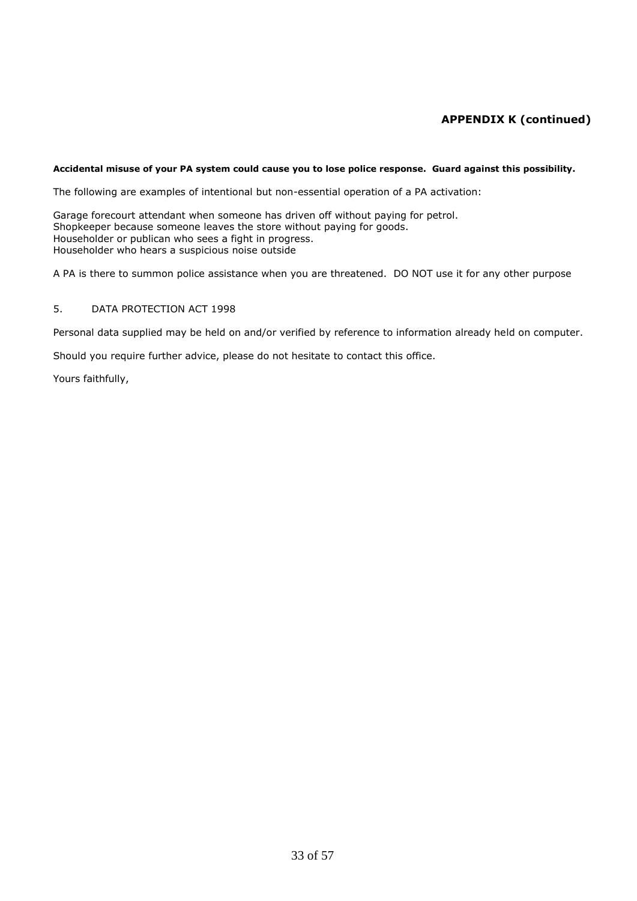**APPENDIX K (continued)**

**Accidental misuse of your PA system could cause you to lose police response. Guard against this possibility.**

The following are examples of intentional but non-essential operation of a PA activation:

Garage forecourt attendant when someone has driven off without paying for petrol.
Shopkeeper because someone leaves the store without paying for goods.
Householder or publican who sees a fight in progress.
Householder who hears a suspicious noise outside

A PA is there to summon police assistance when you are threatened. DO NOT use it for any other purpose

5. DATA PROTECTION ACT 1998

Personal data supplied may be held on and/or verified by reference to information already held on computer.

Should you require further advice, please do not hesitate to contact this office.

Yours faithfully,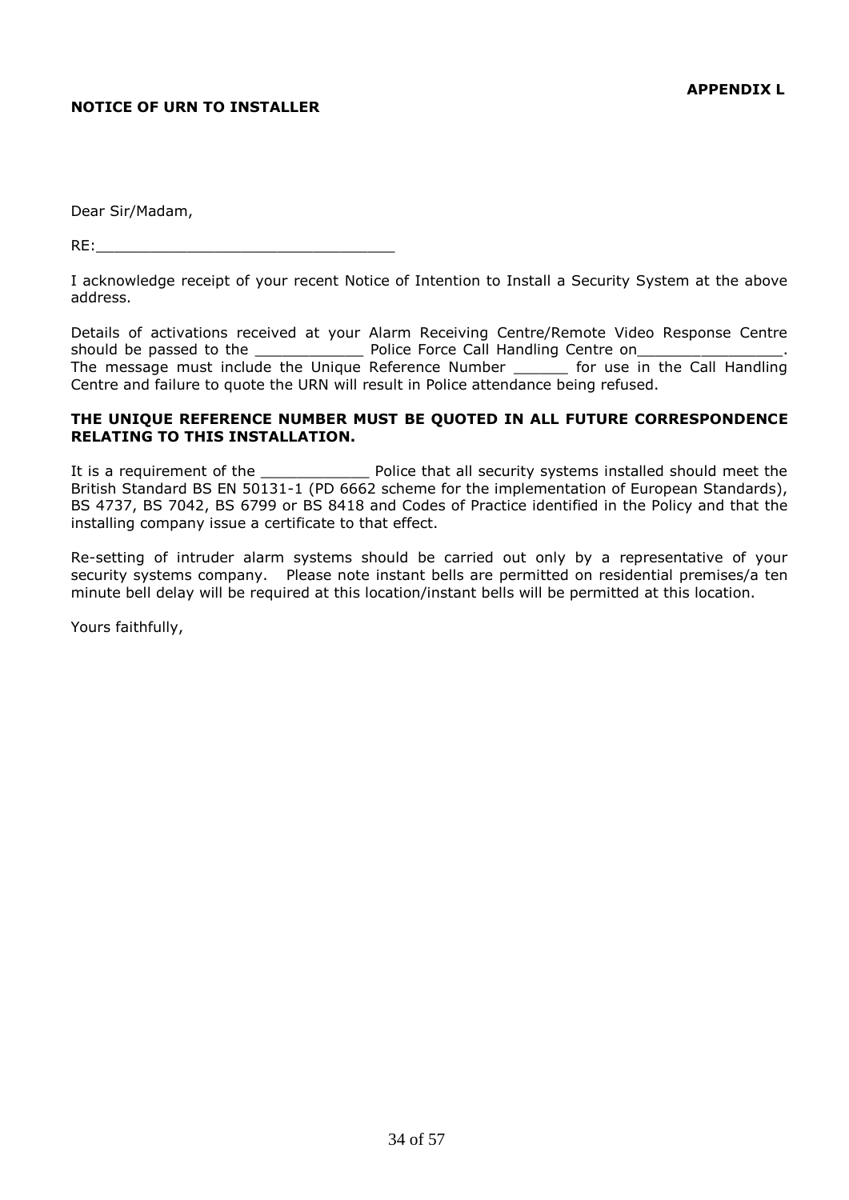**APPENDIX L**

**NOTICE OF URN TO INSTALLER**

Dear Sir/Madam,

RE:________________________________

I acknowledge receipt of your recent Notice of Intention to Install a Security System at the above address.

Details of activations received at your Alarm Receiving Centre/Remote Video Response Centre should be passed to the ____________ Police Force Call Handling Centre on________________. The message must include the Unique Reference Number ______ for use in the Call Handling Centre and failure to quote the URN will result in Police attendance being refused.

**THE UNIQUE REFERENCE NUMBER MUST BE QUOTED IN ALL FUTURE CORRESPONDENCE RELATING TO THIS INSTALLATION.**

It is a requirement of the ____________ Police that all security systems installed should meet the British Standard BS EN 50131-1 (PD 6662 scheme for the implementation of European Standards), BS 4737, BS 7042, BS 6799 or BS 8418 and Codes of Practice identified in the Policy and that the installing company issue a certificate to that effect.

Re-setting of intruder alarm systems should be carried out only by a representative of your security systems company. Please note instant bells are permitted on residential premises/a ten minute bell delay will be required at this location/instant bells will be permitted at this location.

Yours faithfully,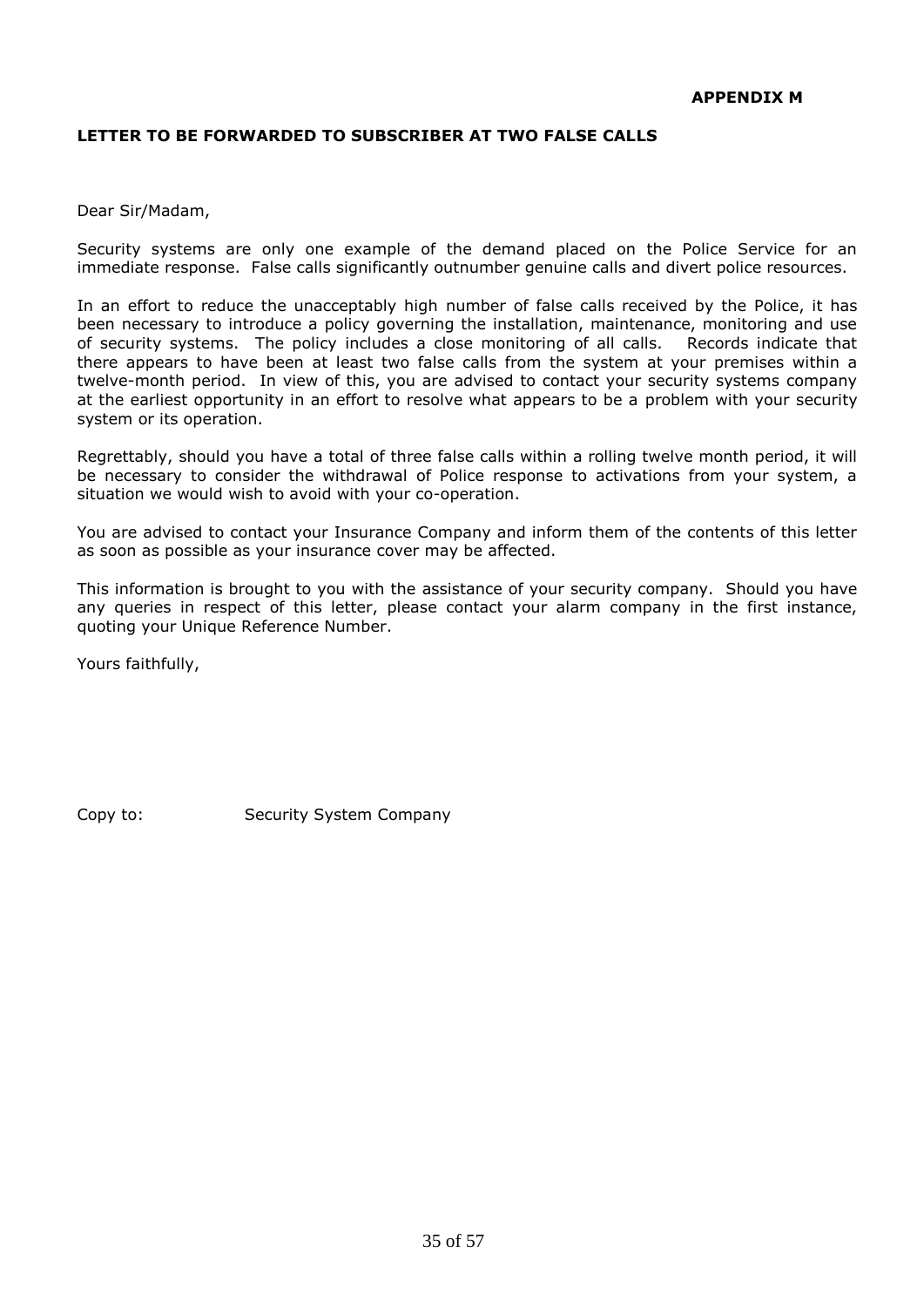**APPENDIX M**

**LETTER TO BE FORWARDED TO SUBSCRIBER AT TWO FALSE CALLS**

Dear Sir/Madam,

Security systems are only one example of the demand placed on the Police Service for an immediate response. False calls significantly outnumber genuine calls and divert police resources.

In an effort to reduce the unacceptably high number of false calls received by the Police, it has been necessary to introduce a policy governing the installation, maintenance, monitoring and use of security systems. The policy includes a close monitoring of all calls. Records indicate that there appears to have been at least two false calls from the system at your premises within a twelve-month period. In view of this, you are advised to contact your security systems company at the earliest opportunity in an effort to resolve what appears to be a problem with your security system or its operation.

Regrettably, should you have a total of three false calls within a rolling twelve month period, it will be necessary to consider the withdrawal of Police response to activations from your system, a situation we would wish to avoid with your co-operation.

You are advised to contact your Insurance Company and inform them of the contents of this letter as soon as possible as your insurance cover may be affected.

This information is brought to you with the assistance of your security company. Should you have any queries in respect of this letter, please contact your alarm company in the first instance, quoting your Unique Reference Number.

Yours faithfully,

Copy to: Security System Company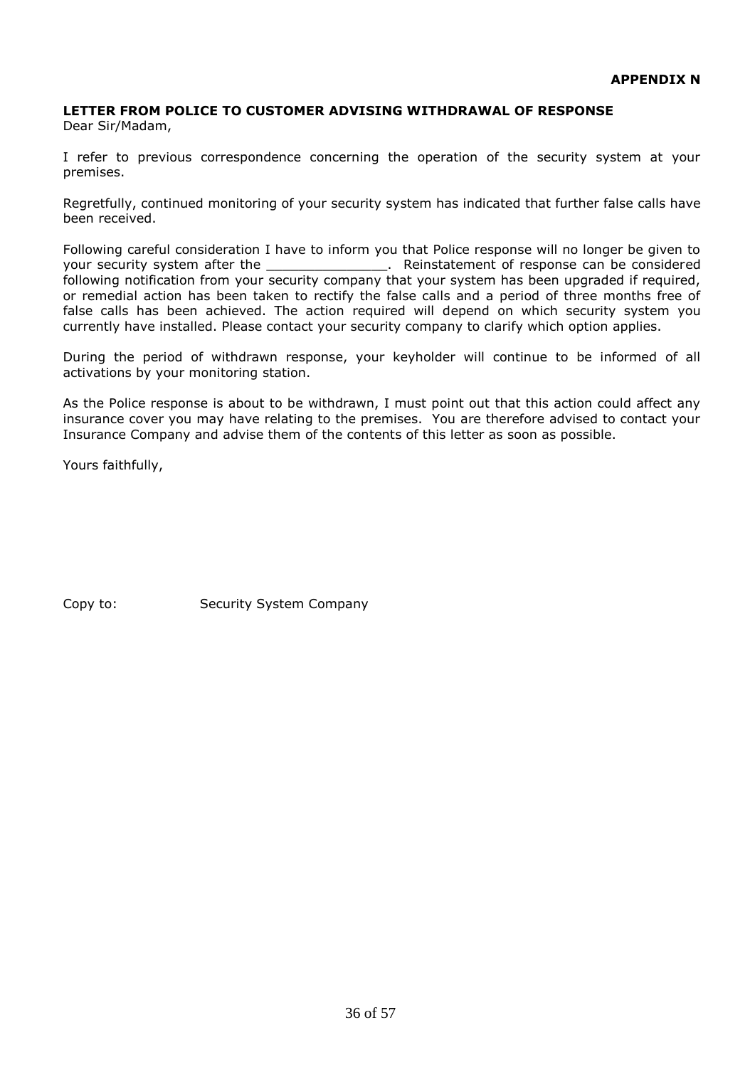**APPENDIX N**

**LETTER FROM POLICE TO CUSTOMER ADVISING WITHDRAWAL OF RESPONSE**

Dear Sir/Madam,

I refer to previous correspondence concerning the operation of the security system at your premises.

Regretfully, continued monitoring of your security system has indicated that further false calls have been received.

Following careful consideration I have to inform you that Police response will no longer be given to your security system after the _______________. Reinstatement of response can be considered following notification from your security company that your system has been upgraded if required, or remedial action has been taken to rectify the false calls and a period of three months free of false calls has been achieved. The action required will depend on which security system you currently have installed. Please contact your security company to clarify which option applies.

During the period of withdrawn response, your keyholder will continue to be informed of all activations by your monitoring station.

As the Police response is about to be withdrawn, I must point out that this action could affect any insurance cover you may have relating to the premises. You are therefore advised to contact your Insurance Company and advise them of the contents of this letter as soon as possible.

Yours faithfully,

Copy to: Security System Company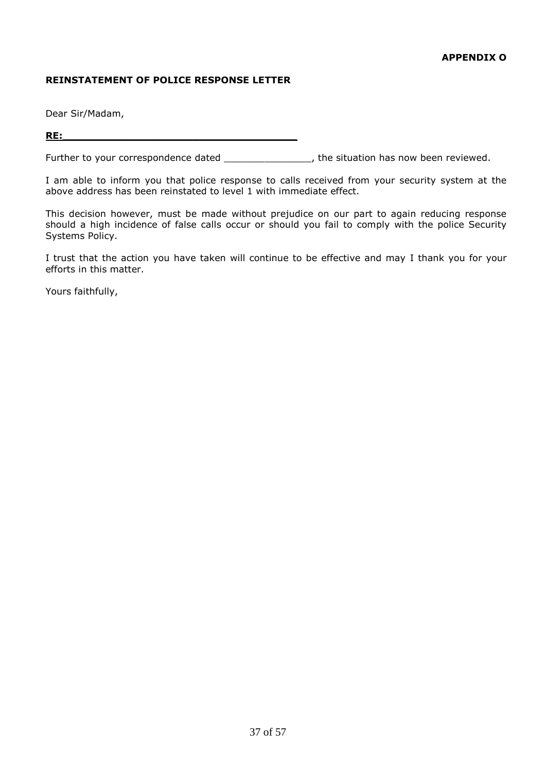**APPENDIX O**

**REINSTATEMENT OF POLICE RESPONSE LETTER**

Dear Sir/Madam,

**RE:____________________________________**

Further to your correspondence dated _______________, the situation has now been reviewed.

I am able to inform you that police response to calls received from your security system at the above address has been reinstated to level 1 with immediate effect.

This decision however, must be made without prejudice on our part to again reducing response should a high incidence of false calls occur or should you fail to comply with the police Security Systems Policy.

I trust that the action you have taken will continue to be effective and may I thank you for your efforts in this matter.

Yours faithfully,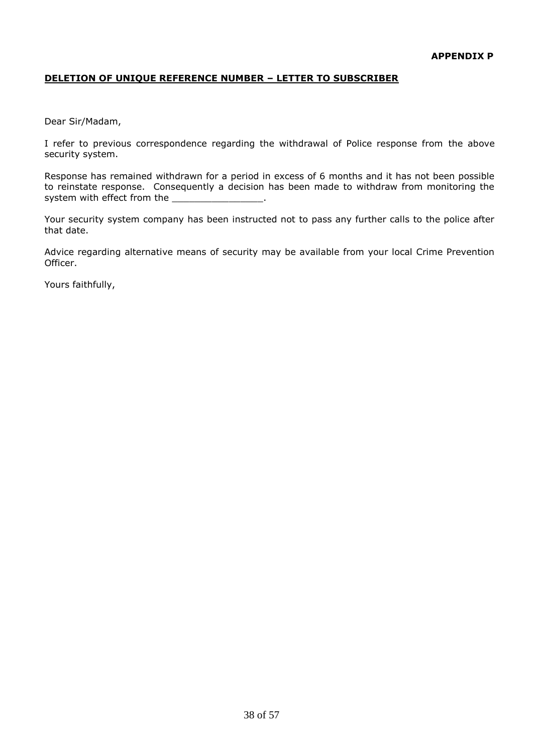**APPENDIX P**

**DELETION OF UNIQUE REFERENCE NUMBER – LETTER TO SUBSCRIBER**

Dear Sir/Madam,

I refer to previous correspondence regarding the withdrawal of Police response from the above security system.

Response has remained withdrawn for a period in excess of 6 months and it has not been possible to reinstate response. Consequently a decision has been made to withdraw from monitoring the system with effect from the ________________.

Your security system company has been instructed not to pass any further calls to the police after that date.

Advice regarding alternative means of security may be available from your local Crime Prevention Officer.

Yours faithfully,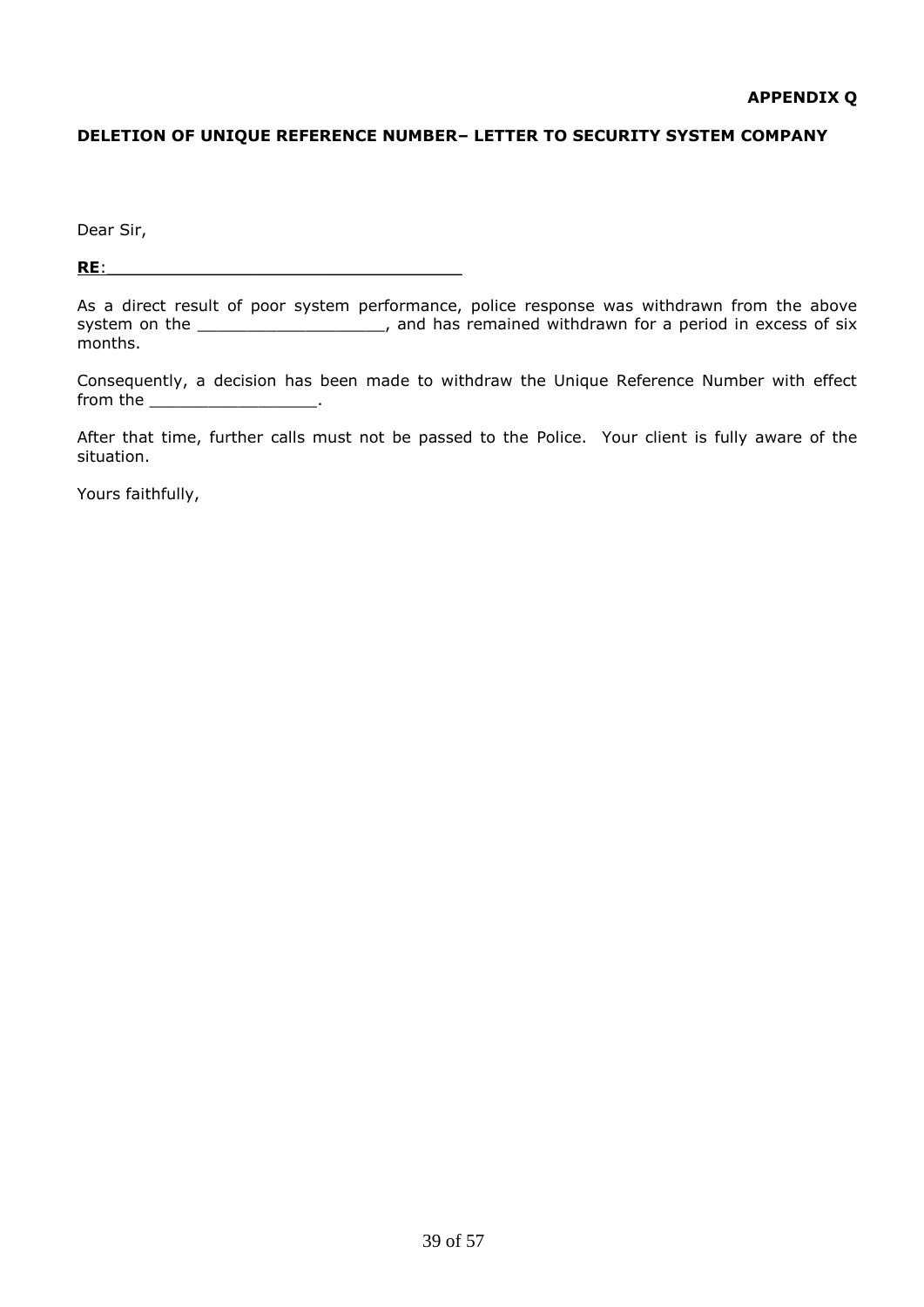**APPENDIX Q**

**DELETION OF UNIQUE REFERENCE NUMBER– LETTER TO SECURITY SYSTEM COMPANY**

Dear Sir,

**RE**:___________________________________

As a direct result of poor system performance, police response was withdrawn from the above system on the ___________________, and has remained withdrawn for a period in excess of six months.

Consequently, a decision has been made to withdraw the Unique Reference Number with effect from the _________________.

After that time, further calls must not be passed to the Police. Your client is fully aware of the situation.

Yours faithfully,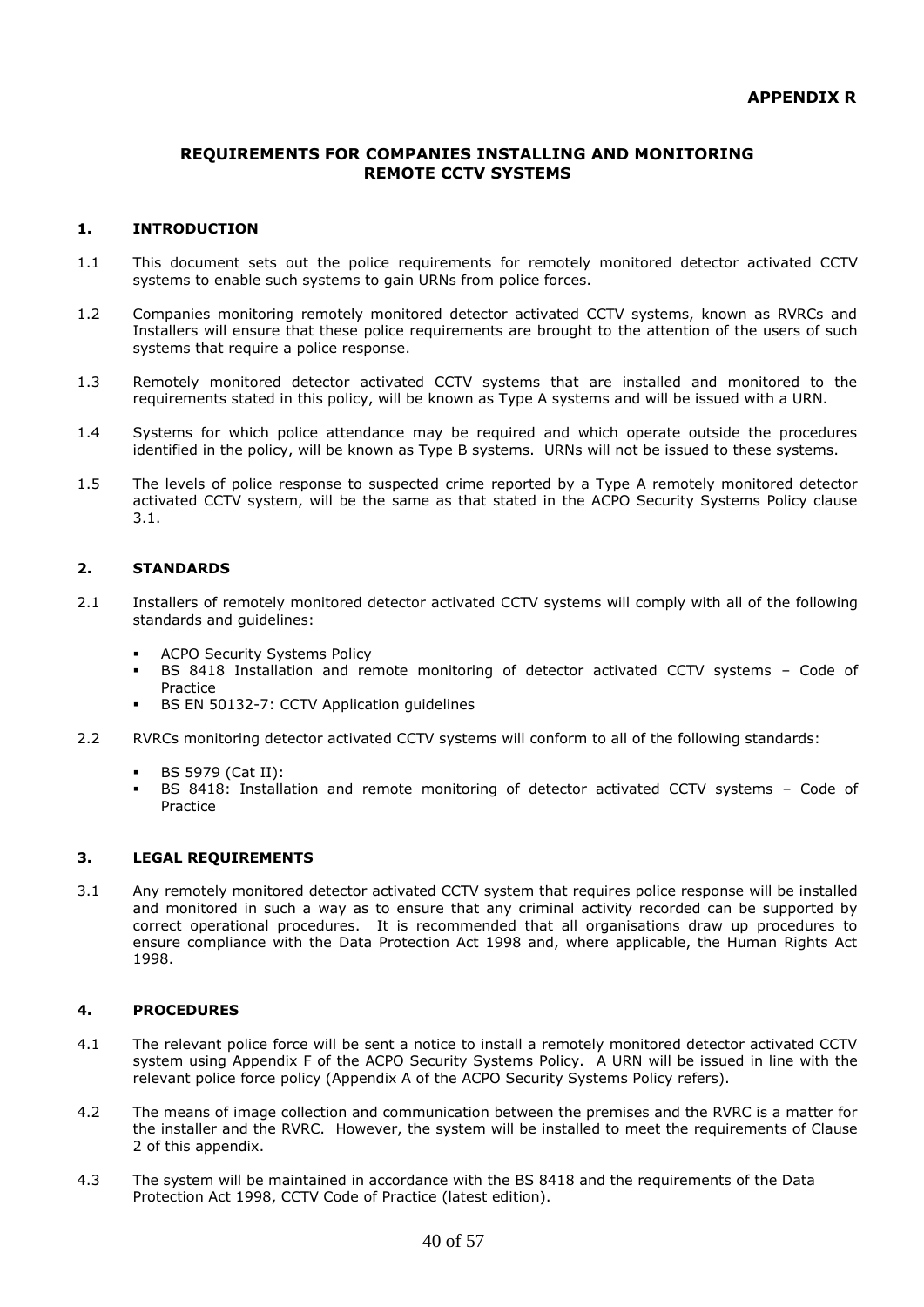**APPENDIX R**

## REQUIREMENTS FOR COMPANIES INSTALLING AND MONITORING REMOTE CCTV SYSTEMS

### 1. INTRODUCTION

1.1 This document sets out the police requirements for remotely monitored detector activated CCTV systems to enable such systems to gain URNs from police forces.

1.2 Companies monitoring remotely monitored detector activated CCTV systems, known as RVRCs and Installers will ensure that these police requirements are brought to the attention of the users of such systems that require a police response.

1.3 Remotely monitored detector activated CCTV systems that are installed and monitored to the requirements stated in this policy, will be known as Type A systems and will be issued with a URN.

1.4 Systems for which police attendance may be required and which operate outside the procedures identified in the policy, will be known as Type B systems. URNs will not be issued to these systems.

1.5 The levels of police response to suspected crime reported by a Type A remotely monitored detector activated CCTV system, will be the same as that stated in the ACPO Security Systems Policy clause 3.1.

### 2. STANDARDS

2.1 Installers of remotely monitored detector activated CCTV systems will comply with all of the following standards and guidelines:

- ACPO Security Systems Policy
- BS 8418 Installation and remote monitoring of detector activated CCTV systems – Code of Practice
- BS EN 50132-7: CCTV Application guidelines

2.2 RVRCs monitoring detector activated CCTV systems will conform to all of the following standards:

- BS 5979 (Cat II):
- BS 8418: Installation and remote monitoring of detector activated CCTV systems – Code of Practice

### 3. LEGAL REQUIREMENTS

3.1 Any remotely monitored detector activated CCTV system that requires police response will be installed and monitored in such a way as to ensure that any criminal activity recorded can be supported by correct operational procedures. It is recommended that all organisations draw up procedures to ensure compliance with the Data Protection Act 1998 and, where applicable, the Human Rights Act 1998.

### 4. PROCEDURES

4.1 The relevant police force will be sent a notice to install a remotely monitored detector activated CCTV system using Appendix F of the ACPO Security Systems Policy. A URN will be issued in line with the relevant police force policy (Appendix A of the ACPO Security Systems Policy refers).

4.2 The means of image collection and communication between the premises and the RVRC is a matter for the installer and the RVRC. However, the system will be installed to meet the requirements of Clause 2 of this appendix.

4.3 The system will be maintained in accordance with the BS 8418 and the requirements of the Data Protection Act 1998, CCTV Code of Practice (latest edition).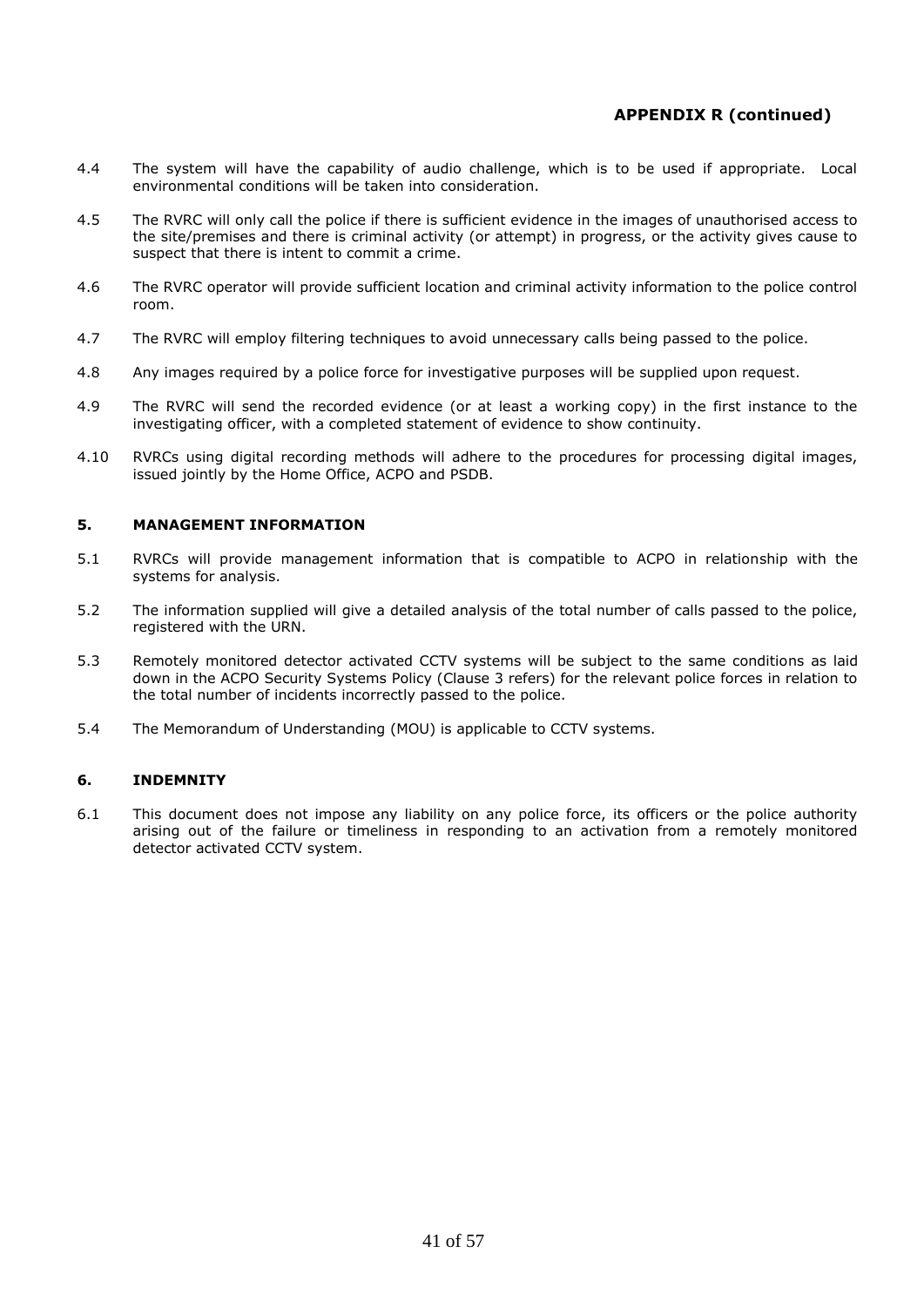**APPENDIX R (continued)**

4.4 The system will have the capability of audio challenge, which is to be used if appropriate. Local environmental conditions will be taken into consideration.

4.5 The RVRC will only call the police if there is sufficient evidence in the images of unauthorised access to the site/premises and there is criminal activity (or attempt) in progress, or the activity gives cause to suspect that there is intent to commit a crime.

4.6 The RVRC operator will provide sufficient location and criminal activity information to the police control room.

4.7 The RVRC will employ filtering techniques to avoid unnecessary calls being passed to the police.

4.8 Any images required by a police force for investigative purposes will be supplied upon request.

4.9 The RVRC will send the recorded evidence (or at least a working copy) in the first instance to the investigating officer, with a completed statement of evidence to show continuity.

4.10 RVRCs using digital recording methods will adhere to the procedures for processing digital images, issued jointly by the Home Office, ACPO and PSDB.

## 5. MANAGEMENT INFORMATION

5.1 RVRCs will provide management information that is compatible to ACPO in relationship with the systems for analysis.

5.2 The information supplied will give a detailed analysis of the total number of calls passed to the police, registered with the URN.

5.3 Remotely monitored detector activated CCTV systems will be subject to the same conditions as laid down in the ACPO Security Systems Policy (Clause 3 refers) for the relevant police forces in relation to the total number of incidents incorrectly passed to the police.

5.4 The Memorandum of Understanding (MOU) is applicable to CCTV systems.

## 6. INDEMNITY

6.1 This document does not impose any liability on any police force, its officers or the police authority arising out of the failure or timeliness in responding to an activation from a remotely monitored detector activated CCTV system.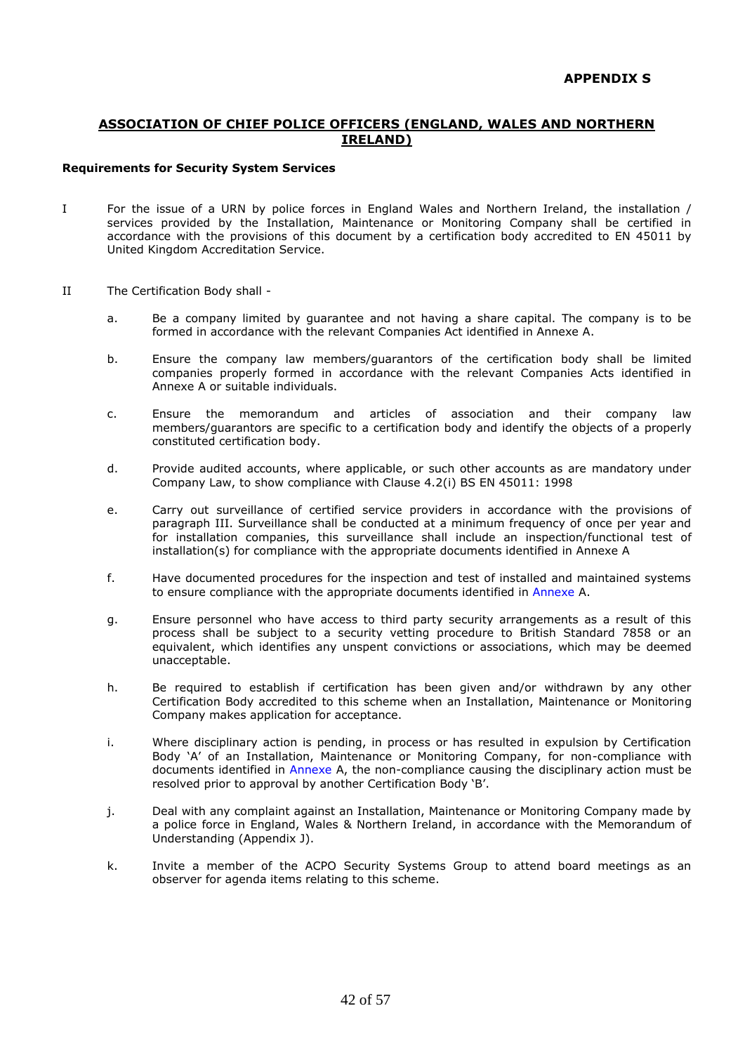**APPENDIX S**

## ASSOCIATION OF CHIEF POLICE OFFICERS (ENGLAND, WALES AND NORTHERN IRELAND)

**Requirements for Security System Services**

I For the issue of a URN by police forces in England Wales and Northern Ireland, the installation / services provided by the Installation, Maintenance or Monitoring Company shall be certified in accordance with the provisions of this document by a certification body accredited to EN 45011 by United Kingdom Accreditation Service.

II The Certification Body shall -

a. Be a company limited by guarantee and not having a share capital. The company is to be formed in accordance with the relevant Companies Act identified in Annexe A.

b. Ensure the company law members/guarantors of the certification body shall be limited companies properly formed in accordance with the relevant Companies Acts identified in Annexe A or suitable individuals.

c. Ensure the memorandum and articles of association and their company law members/guarantors are specific to a certification body and identify the objects of a properly constituted certification body.

d. Provide audited accounts, where applicable, or such other accounts as are mandatory under Company Law, to show compliance with Clause 4.2(i) BS EN 45011: 1998

e. Carry out surveillance of certified service providers in accordance with the provisions of paragraph III. Surveillance shall be conducted at a minimum frequency of once per year and for installation companies, this surveillance shall include an inspection/functional test of installation(s) for compliance with the appropriate documents identified in Annexe A

f. Have documented procedures for the inspection and test of installed and maintained systems to ensure compliance with the appropriate documents identified in Annexe A.

g. Ensure personnel who have access to third party security arrangements as a result of this process shall be subject to a security vetting procedure to British Standard 7858 or an equivalent, which identifies any unspent convictions or associations, which may be deemed unacceptable.

h. Be required to establish if certification has been given and/or withdrawn by any other Certification Body accredited to this scheme when an Installation, Maintenance or Monitoring Company makes application for acceptance.

i. Where disciplinary action is pending, in process or has resulted in expulsion by Certification Body 'A' of an Installation, Maintenance or Monitoring Company, for non-compliance with documents identified in Annexe A, the non-compliance causing the disciplinary action must be resolved prior to approval by another Certification Body 'B'.

j. Deal with any complaint against an Installation, Maintenance or Monitoring Company made by a police force in England, Wales & Northern Ireland, in accordance with the Memorandum of Understanding (Appendix J).

k. Invite a member of the ACPO Security Systems Group to attend board meetings as an observer for agenda items relating to this scheme.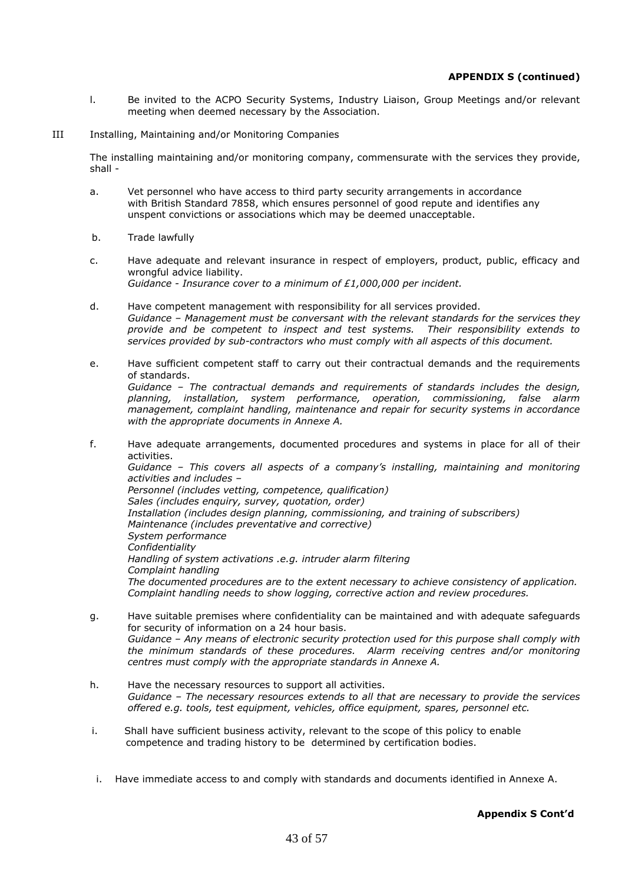**APPENDIX S (continued)**

l. Be invited to the ACPO Security Systems, Industry Liaison, Group Meetings and/or relevant meeting when deemed necessary by the Association.

III Installing, Maintaining and/or Monitoring Companies

The installing maintaining and/or monitoring company, commensurate with the services they provide, shall -

a. Vet personnel who have access to third party security arrangements in accordance with British Standard 7858, which ensures personnel of good repute and identifies any unspent convictions or associations which may be deemed unacceptable.

b. Trade lawfully

c. Have adequate and relevant insurance in respect of employers, product, public, efficacy and wrongful advice liability.
*Guidance - Insurance cover to a minimum of £1,000,000 per incident.*

d. Have competent management with responsibility for all services provided.
*Guidance – Management must be conversant with the relevant standards for the services they provide and be competent to inspect and test systems. Their responsibility extends to services provided by sub-contractors who must comply with all aspects of this document.*

e. Have sufficient competent staff to carry out their contractual demands and the requirements of standards.
*Guidance – The contractual demands and requirements of standards includes the design, planning, installation, system performance, operation, commissioning, false alarm management, complaint handling, maintenance and repair for security systems in accordance with the appropriate documents in Annexe A.*

f. Have adequate arrangements, documented procedures and systems in place for all of their activities.
*Guidance – This covers all aspects of a company's installing, maintaining and monitoring activities and includes –*
*Personnel (includes vetting, competence, qualification)*
*Sales (includes enquiry, survey, quotation, order)*
*Installation (includes design planning, commissioning, and training of subscribers)*
*Maintenance (includes preventative and corrective)*
*System performance*
*Confidentiality*
*Handling of system activations .e.g. intruder alarm filtering*
*Complaint handling*
*The documented procedures are to the extent necessary to achieve consistency of application. Complaint handling needs to show logging, corrective action and review procedures.*

g. Have suitable premises where confidentiality can be maintained and with adequate safeguards for security of information on a 24 hour basis.
*Guidance – Any means of electronic security protection used for this purpose shall comply with the minimum standards of these procedures. Alarm receiving centres and/or monitoring centres must comply with the appropriate standards in Annexe A.*

h. Have the necessary resources to support all activities.
*Guidance – The necessary resources extends to all that are necessary to provide the services offered e.g. tools, test equipment, vehicles, office equipment, spares, personnel etc.*

i. Shall have sufficient business activity, relevant to the scope of this policy to enable competence and trading history to be determined by certification bodies.

i. Have immediate access to and comply with standards and documents identified in Annexe A.

**Appendix S Cont'd**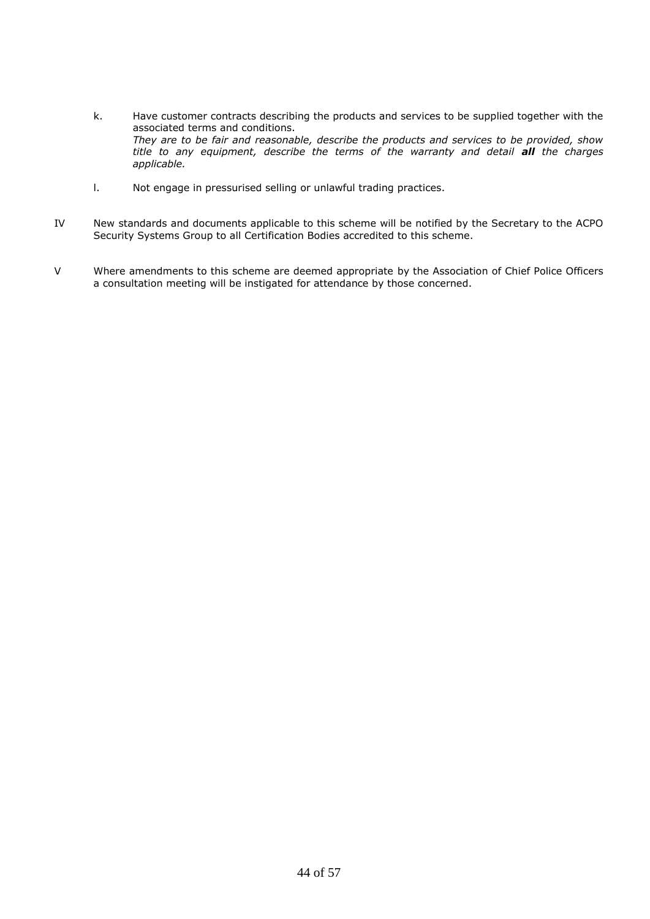k. Have customer contracts describing the products and services to be supplied together with the associated terms and conditions.
*They are to be fair and reasonable, describe the products and services to be provided, show title to any equipment, describe the terms of the warranty and detail* ***all*** *the charges applicable.*

l. Not engage in pressurised selling or unlawful trading practices.

IV New standards and documents applicable to this scheme will be notified by the Secretary to the ACPO Security Systems Group to all Certification Bodies accredited to this scheme.

V Where amendments to this scheme are deemed appropriate by the Association of Chief Police Officers a consultation meeting will be instigated for attendance by those concerned.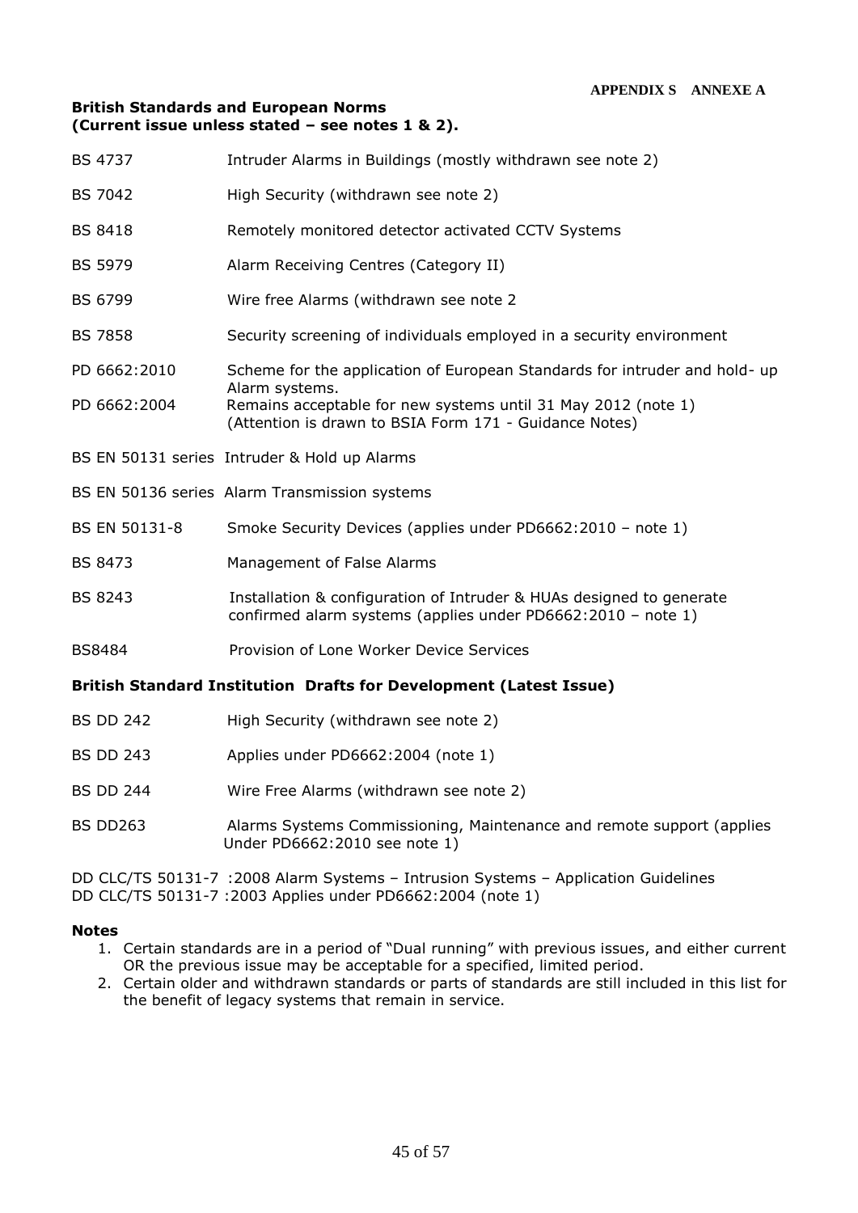**APPENDIX S ANNEXE A**

**British Standards and European Norms**
**(Current issue unless stated – see notes 1 & 2).**

| | |
|---|---|
| BS 4737 | Intruder Alarms in Buildings (mostly withdrawn see note 2) |
| BS 7042 | High Security (withdrawn see note 2) |
| BS 8418 | Remotely monitored detector activated CCTV Systems |
| BS 5979 | Alarm Receiving Centres (Category II) |
| BS 6799 | Wire free Alarms (withdrawn see note 2 |
| BS 7858 | Security screening of individuals employed in a security environment |
| PD 6662:2010 | Scheme for the application of European Standards for intruder and hold- up Alarm systems. |
| PD 6662:2004 | Remains acceptable for new systems until 31 May 2012 (note 1) (Attention is drawn to BSIA Form 171 - Guidance Notes) |
| BS EN 50131 series | Intruder & Hold up Alarms |
| BS EN 50136 series | Alarm Transmission systems |
| BS EN 50131-8 | Smoke Security Devices (applies under PD6662:2010 – note 1) |
| BS 8473 | Management of False Alarms |
| BS 8243 | Installation & configuration of Intruder & HUAs designed to generate confirmed alarm systems (applies under PD6662:2010 – note 1) |
| BS8484 | Provision of Lone Worker Device Services |

**British Standard Institution Drafts for Development (Latest Issue)**

| | |
|---|---|
| BS DD 242 | High Security (withdrawn see note 2) |
| BS DD 243 | Applies under PD6662:2004 (note 1) |
| BS DD 244 | Wire Free Alarms (withdrawn see note 2) |
| BS DD263 | Alarms Systems Commissioning, Maintenance and remote support (applies Under PD6662:2010 see note 1) |

DD CLC/TS 50131-7 :2008 Alarm Systems – Intrusion Systems – Application Guidelines
DD CLC/TS 50131-7 :2003 Applies under PD6662:2004 (note 1)

**Notes**

1. Certain standards are in a period of "Dual running" with previous issues, and either current OR the previous issue may be acceptable for a specified, limited period.
2. Certain older and withdrawn standards or parts of standards are still included in this list for the benefit of legacy systems that remain in service.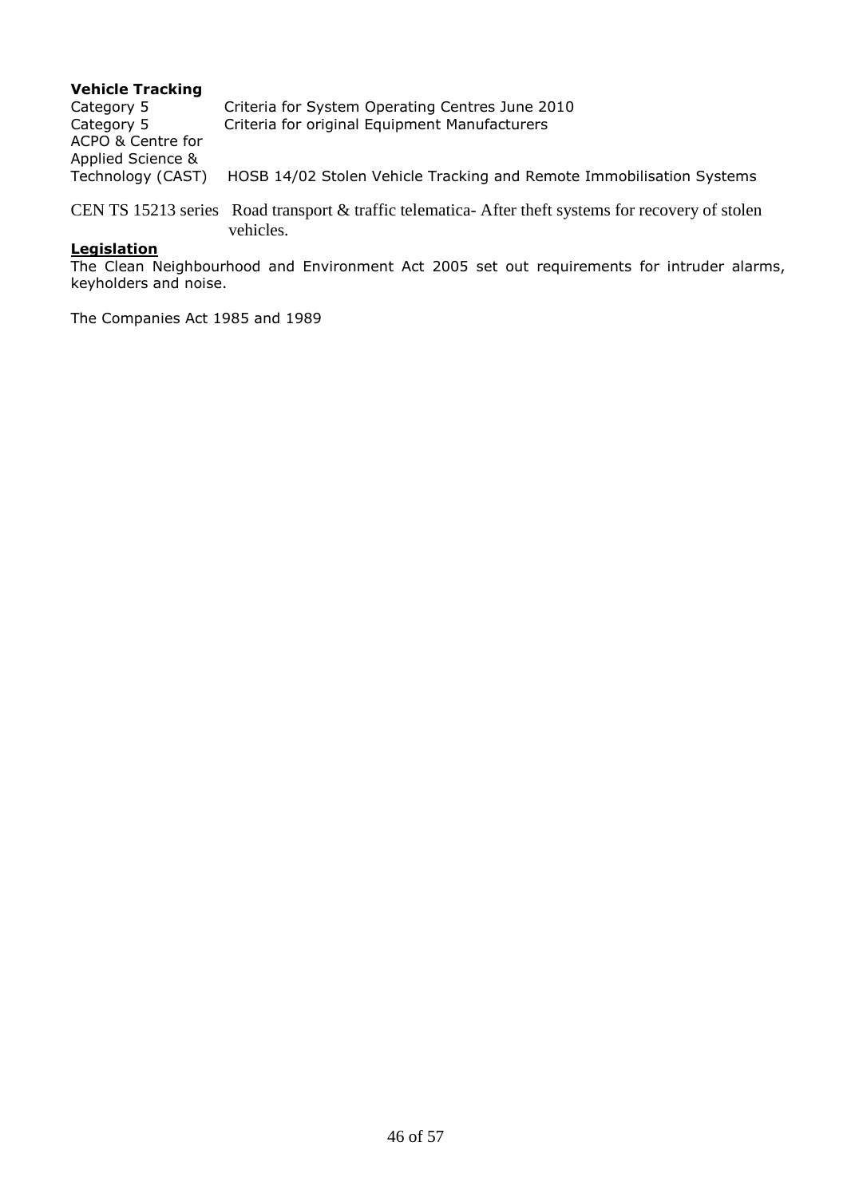**Vehicle Tracking**

| | |
|---|---|
| Category 5 | Criteria for System Operating Centres June 2010 |
| Category 5 | Criteria for original Equipment Manufacturers |
| ACPO & Centre for Applied Science & Technology (CAST) | HOSB 14/02 Stolen Vehicle Tracking and Remote Immobilisation Systems |
| CEN TS 15213 series | Road transport & traffic telematica- After theft systems for recovery of stolen vehicles. |

**Legislation**

The Clean Neighbourhood and Environment Act 2005 set out requirements for intruder alarms, keyholders and noise.

The Companies Act 1985 and 1989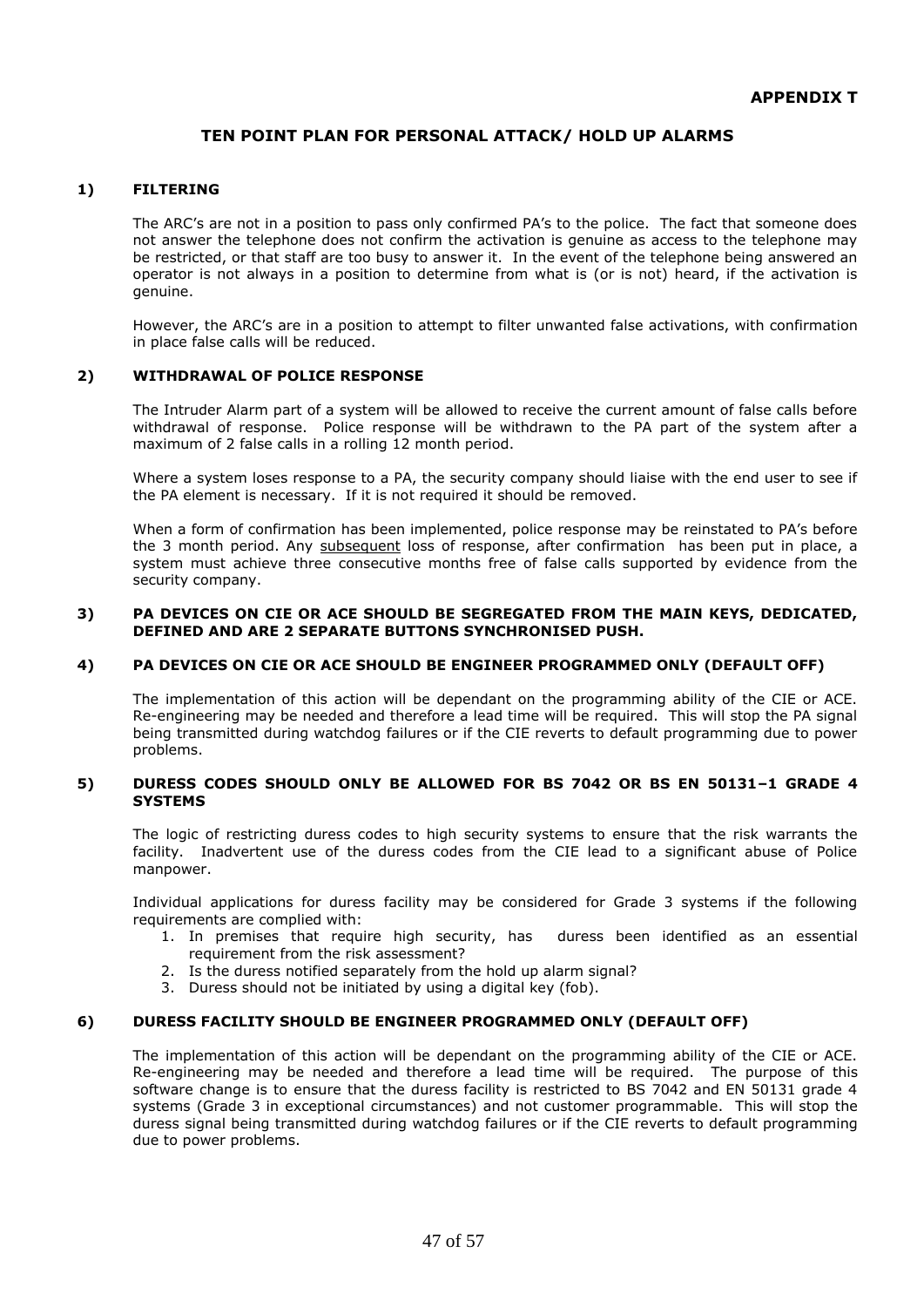**APPENDIX T**

# TEN POINT PLAN FOR PERSONAL ATTACK/ HOLD UP ALARMS

## 1) FILTERING

The ARC's are not in a position to pass only confirmed PA's to the police. The fact that someone does not answer the telephone does not confirm the activation is genuine as access to the telephone may be restricted, or that staff are too busy to answer it. In the event of the telephone being answered an operator is not always in a position to determine from what is (or is not) heard, if the activation is genuine.

However, the ARC's are in a position to attempt to filter unwanted false activations, with confirmation in place false calls will be reduced.

## 2) WITHDRAWAL OF POLICE RESPONSE

The Intruder Alarm part of a system will be allowed to receive the current amount of false calls before withdrawal of response. Police response will be withdrawn to the PA part of the system after a maximum of 2 false calls in a rolling 12 month period.

Where a system loses response to a PA, the security company should liaise with the end user to see if the PA element is necessary. If it is not required it should be removed.

When a form of confirmation has been implemented, police response may be reinstated to PA's before the 3 month period. Any <u>subsequent</u> loss of response, after confirmation has been put in place, a system must achieve three consecutive months free of false calls supported by evidence from the security company.

## 3) PA DEVICES ON CIE OR ACE SHOULD BE SEGREGATED FROM THE MAIN KEYS, DEDICATED, DEFINED AND ARE 2 SEPARATE BUTTONS SYNCHRONISED PUSH.

## 4) PA DEVICES ON CIE OR ACE SHOULD BE ENGINEER PROGRAMMED ONLY (DEFAULT OFF)

The implementation of this action will be dependant on the programming ability of the CIE or ACE. Re-engineering may be needed and therefore a lead time will be required. This will stop the PA signal being transmitted during watchdog failures or if the CIE reverts to default programming due to power problems.

## 5) DURESS CODES SHOULD ONLY BE ALLOWED FOR BS 7042 OR BS EN 50131–1 GRADE 4 SYSTEMS

The logic of restricting duress codes to high security systems to ensure that the risk warrants the facility. Inadvertent use of the duress codes from the CIE lead to a significant abuse of Police manpower.

Individual applications for duress facility may be considered for Grade 3 systems if the following requirements are complied with:

1. In premises that require high security, has duress been identified as an essential requirement from the risk assessment?
2. Is the duress notified separately from the hold up alarm signal?
3. Duress should not be initiated by using a digital key (fob).

## 6) DURESS FACILITY SHOULD BE ENGINEER PROGRAMMED ONLY (DEFAULT OFF)

The implementation of this action will be dependant on the programming ability of the CIE or ACE. Re-engineering may be needed and therefore a lead time will be required. The purpose of this software change is to ensure that the duress facility is restricted to BS 7042 and EN 50131 grade 4 systems (Grade 3 in exceptional circumstances) and not customer programmable. This will stop the duress signal being transmitted during watchdog failures or if the CIE reverts to default programming due to power problems.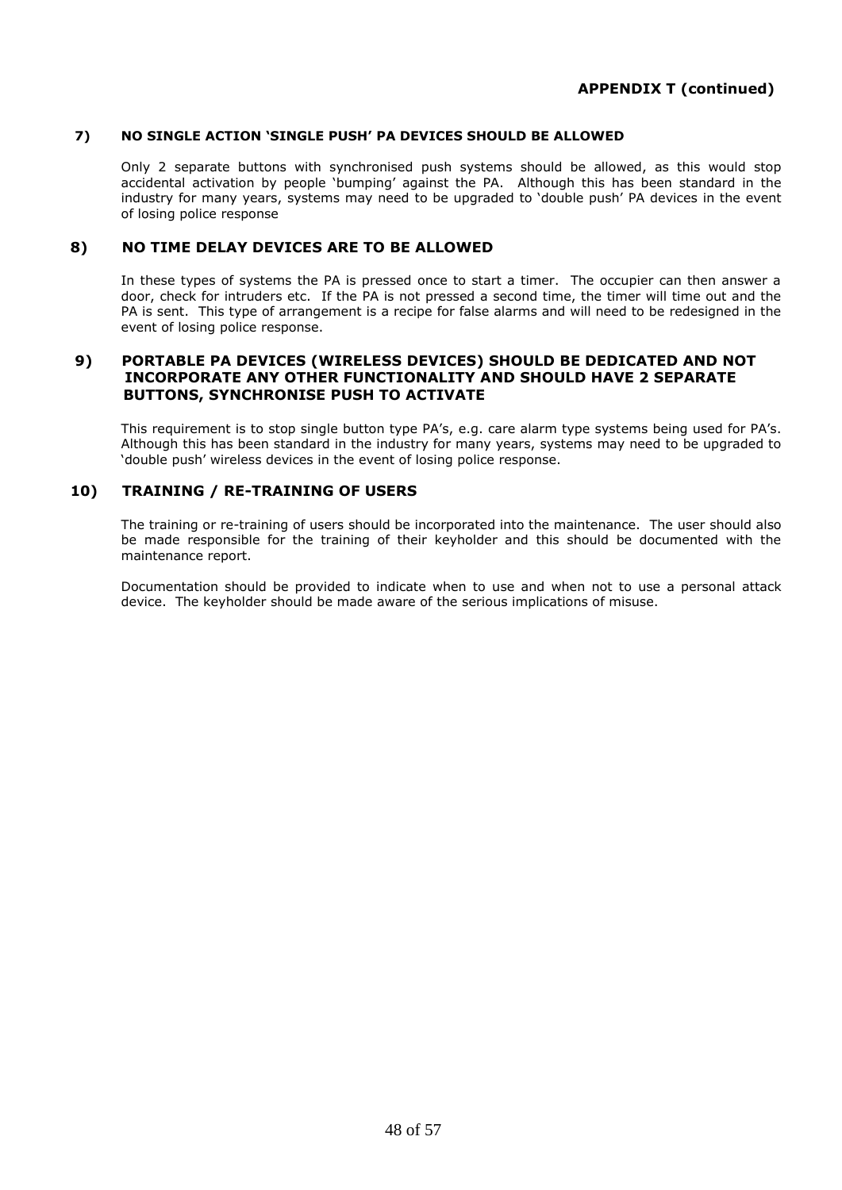**APPENDIX T (continued)**

### 7) NO SINGLE ACTION 'SINGLE PUSH' PA DEVICES SHOULD BE ALLOWED

Only 2 separate buttons with synchronised push systems should be allowed, as this would stop accidental activation by people 'bumping' against the PA. Although this has been standard in the industry for many years, systems may need to be upgraded to 'double push' PA devices in the event of losing police response

### 8) NO TIME DELAY DEVICES ARE TO BE ALLOWED

In these types of systems the PA is pressed once to start a timer. The occupier can then answer a door, check for intruders etc. If the PA is not pressed a second time, the timer will time out and the PA is sent. This type of arrangement is a recipe for false alarms and will need to be redesigned in the event of losing police response.

### 9) PORTABLE PA DEVICES (WIRELESS DEVICES) SHOULD BE DEDICATED AND NOT INCORPORATE ANY OTHER FUNCTIONALITY AND SHOULD HAVE 2 SEPARATE BUTTONS, SYNCHRONISE PUSH TO ACTIVATE

This requirement is to stop single button type PA's, e.g. care alarm type systems being used for PA's. Although this has been standard in the industry for many years, systems may need to be upgraded to 'double push' wireless devices in the event of losing police response.

### 10) TRAINING / RE-TRAINING OF USERS

The training or re-training of users should be incorporated into the maintenance. The user should also be made responsible for the training of their keyholder and this should be documented with the maintenance report.

Documentation should be provided to indicate when to use and when not to use a personal attack device. The keyholder should be made aware of the serious implications of misuse.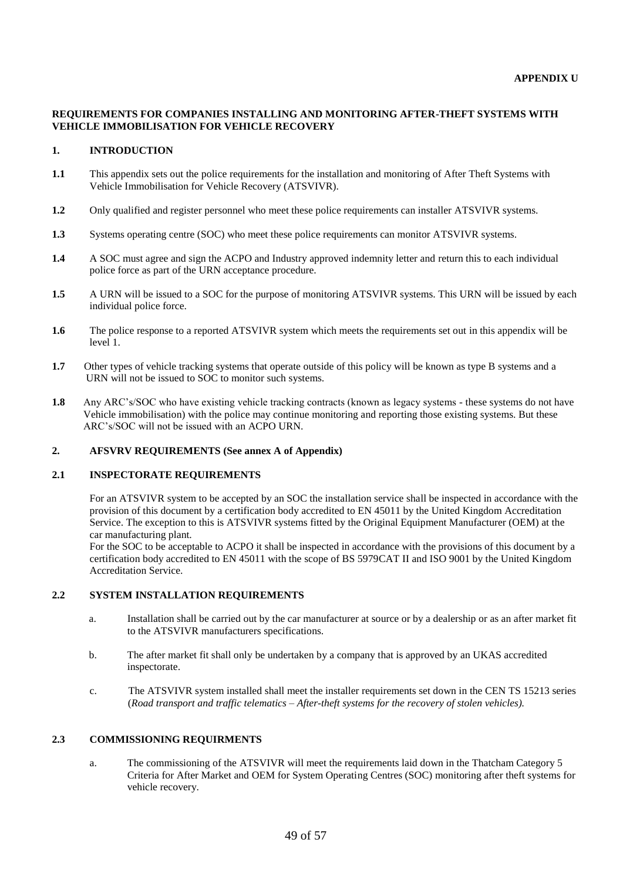**APPENDIX U**

**REQUIREMENTS FOR COMPANIES INSTALLING AND MONITORING AFTER-THEFT SYSTEMS WITH VEHICLE IMMOBILISATION FOR VEHICLE RECOVERY**

## 1. INTRODUCTION

**1.1** This appendix sets out the police requirements for the installation and monitoring of After Theft Systems with Vehicle Immobilisation for Vehicle Recovery (ATSVIVR).

**1.2** Only qualified and register personnel who meet these police requirements can installer ATSVIVR systems.

**1.3** Systems operating centre (SOC) who meet these police requirements can monitor ATSVIVR systems.

**1.4** A SOC must agree and sign the ACPO and Industry approved indemnity letter and return this to each individual police force as part of the URN acceptance procedure.

**1.5** A URN will be issued to a SOC for the purpose of monitoring ATSVIVR systems. This URN will be issued by each individual police force.

**1.6** The police response to a reported ATSVIVR system which meets the requirements set out in this appendix will be level 1.

**1.7** Other types of vehicle tracking systems that operate outside of this policy will be known as type B systems and a URN will not be issued to SOC to monitor such systems.

**1.8** Any ARC's/SOC who have existing vehicle tracking contracts (known as legacy systems - these systems do not have Vehicle immobilisation) with the police may continue monitoring and reporting those existing systems. But these ARC's/SOC will not be issued with an ACPO URN.

## 2. AFSVRV REQUIREMENTS (See annex A of Appendix)

### 2.1 INSPECTORATE REQUIREMENTS

For an ATSVIVR system to be accepted by an SOC the installation service shall be inspected in accordance with the provision of this document by a certification body accredited to EN 45011 by the United Kingdom Accreditation Service. The exception to this is ATSVIVR systems fitted by the Original Equipment Manufacturer (OEM) at the car manufacturing plant.
For the SOC to be acceptable to ACPO it shall be inspected in accordance with the provisions of this document by a certification body accredited to EN 45011 with the scope of BS 5979CAT II and ISO 9001 by the United Kingdom Accreditation Service.

### 2.2 SYSTEM INSTALLATION REQUIREMENTS

a. Installation shall be carried out by the car manufacturer at source or by a dealership or as an after market fit to the ATSVIVR manufacturers specifications.

b. The after market fit shall only be undertaken by a company that is approved by an UKAS accredited inspectorate.

c. The ATSVIVR system installed shall meet the installer requirements set down in the CEN TS 15213 series (*Road transport and traffic telematics – After-theft systems for the recovery of stolen vehicles).*

### 2.3 COMMISSIONING REQUIRMENTS

a. The commissioning of the ATSVIVR will meet the requirements laid down in the Thatcham Category 5 Criteria for After Market and OEM for System Operating Centres (SOC) monitoring after theft systems for vehicle recovery.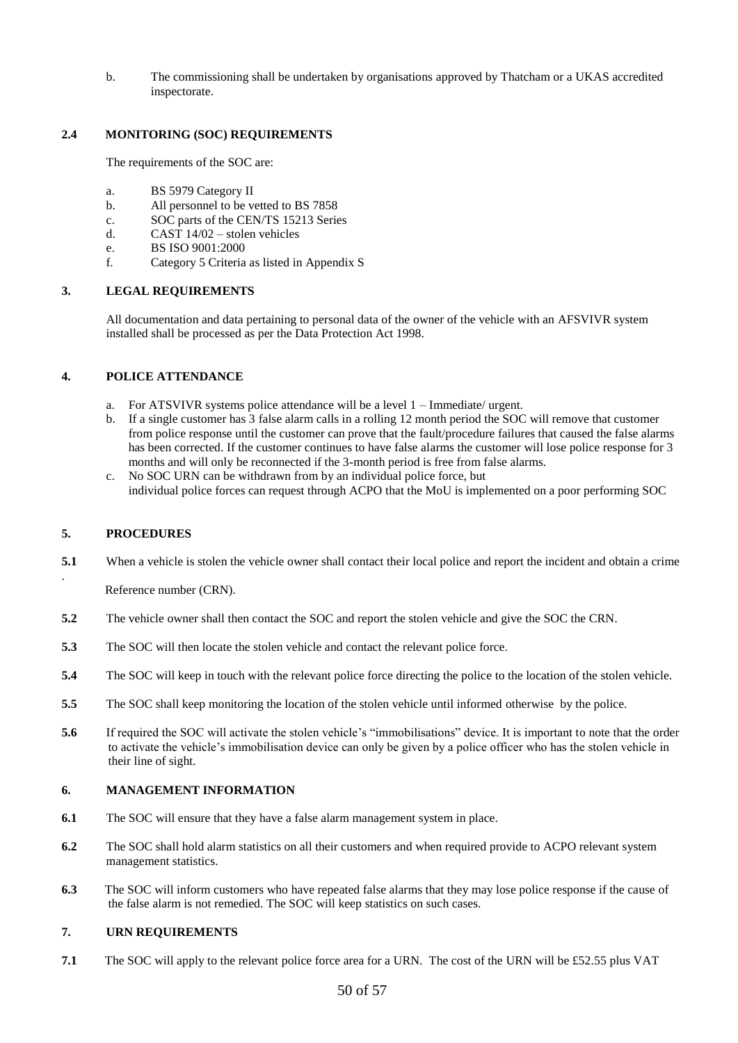b. The commissioning shall be undertaken by organisations approved by Thatcham or a UKAS accredited inspectorate.

## 2.4 MONITORING (SOC) REQUIREMENTS

The requirements of the SOC are:

a. BS 5979 Category II
b. All personnel to be vetted to BS 7858
c. SOC parts of the CEN/TS 15213 Series
d. CAST 14/02 – stolen vehicles
e. BS ISO 9001:2000
f. Category 5 Criteria as listed in Appendix S

## 3. LEGAL REQUIREMENTS

All documentation and data pertaining to personal data of the owner of the vehicle with an AFSVIVR system installed shall be processed as per the Data Protection Act 1998.

## 4. POLICE ATTENDANCE

a. For ATSVIVR systems police attendance will be a level 1 – Immediate/ urgent.
b. If a single customer has 3 false alarm calls in a rolling 12 month period the SOC will remove that customer from police response until the customer can prove that the fault/procedure failures that caused the false alarms has been corrected. If the customer continues to have false alarms the customer will lose police response for 3 months and will only be reconnected if the 3-month period is free from false alarms.
c. No SOC URN can be withdrawn from by an individual police force, but individual police forces can request through ACPO that the MoU is implemented on a poor performing SOC

## 5. PROCEDURES

**5.1** When a vehicle is stolen the vehicle owner shall contact their local police and report the incident and obtain a crime Reference number (CRN).

**5.2** The vehicle owner shall then contact the SOC and report the stolen vehicle and give the SOC the CRN.

**5.3** The SOC will then locate the stolen vehicle and contact the relevant police force.

**5.4** The SOC will keep in touch with the relevant police force directing the police to the location of the stolen vehicle.

**5.5** The SOC shall keep monitoring the location of the stolen vehicle until informed otherwise by the police.

**5.6** If required the SOC will activate the stolen vehicle's "immobilisations" device. It is important to note that the order to activate the vehicle's immobilisation device can only be given by a police officer who has the stolen vehicle in their line of sight.

## 6. MANAGEMENT INFORMATION

**6.1** The SOC will ensure that they have a false alarm management system in place.

**6.2** The SOC shall hold alarm statistics on all their customers and when required provide to ACPO relevant system management statistics.

**6.3** The SOC will inform customers who have repeated false alarms that they may lose police response if the cause of the false alarm is not remedied. The SOC will keep statistics on such cases.

## 7. URN REQUIREMENTS

**7.1** The SOC will apply to the relevant police force area for a URN. The cost of the URN will be £52.55 plus VAT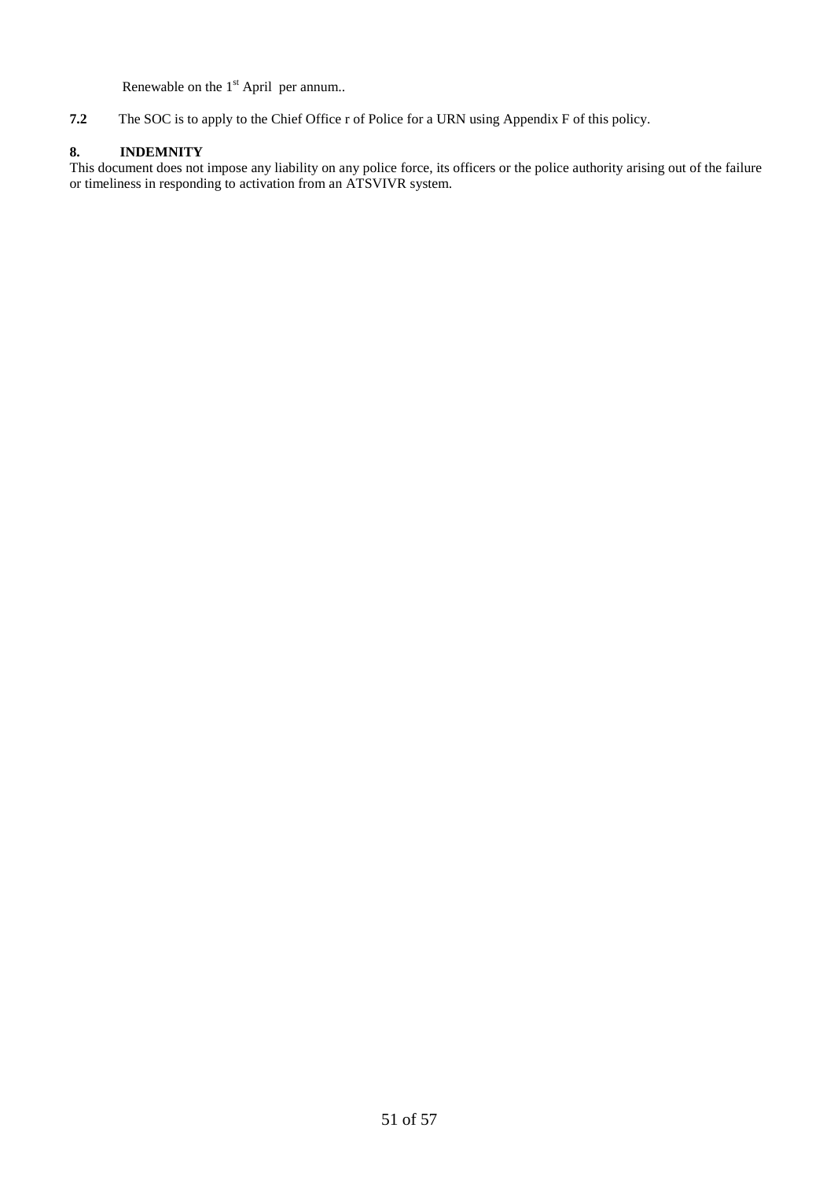Renewable on the 1st April per annum..

**7.2** The SOC is to apply to the Chief Office r of Police for a URN using Appendix F of this policy.

**8. INDEMNITY**

This document does not impose any liability on any police force, its officers or the police authority arising out of the failure or timeliness in responding to activation from an ATSVIVR system.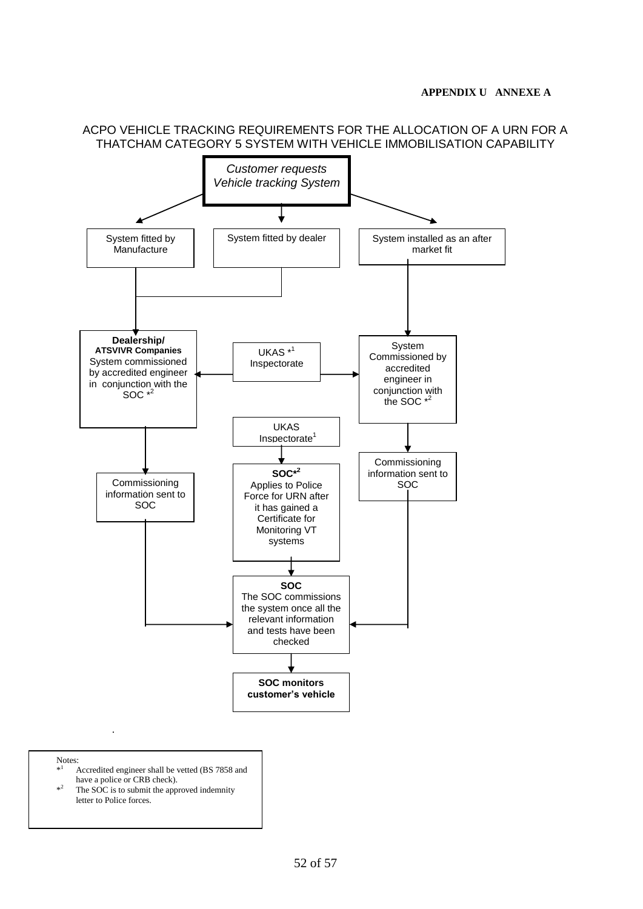**APPENDIX U ANNEXE A**

## ACPO VEHICLE TRACKING REQUIREMENTS FOR THE ALLOCATION OF A URN FOR A THATCHAM CATEGORY 5 SYSTEM WITH VEHICLE IMMOBILISATION CAPABILITY

*Customer requests Vehicle tracking System*

- System fitted by Manufacture
- System fitted by dealer
- System installed as an after market fit

**Dealership/ ATSVIVR Companies** System commissioned by accredited engineer in conjunction with the SOC *[2]

UKAS *[1] Inspectorate

System Commissioned by accredited engineer in conjunction with the SOC *[2]

UKAS Inspectorate[1]

Commissioning information sent to SOC

**SOC*[2]** Applies to Police Force for URN after it has gained a Certificate for Monitoring VT systems

Commissioning information sent to SOC

**SOC** The SOC commissions the system once all the relevant information and tests have been checked

**SOC monitors customer's vehicle**

Notes:

*[1] Accredited engineer shall be vetted (BS 7858 and have a police or CRB check).

*[2] The SOC is to submit the approved indemnity letter to Police forces.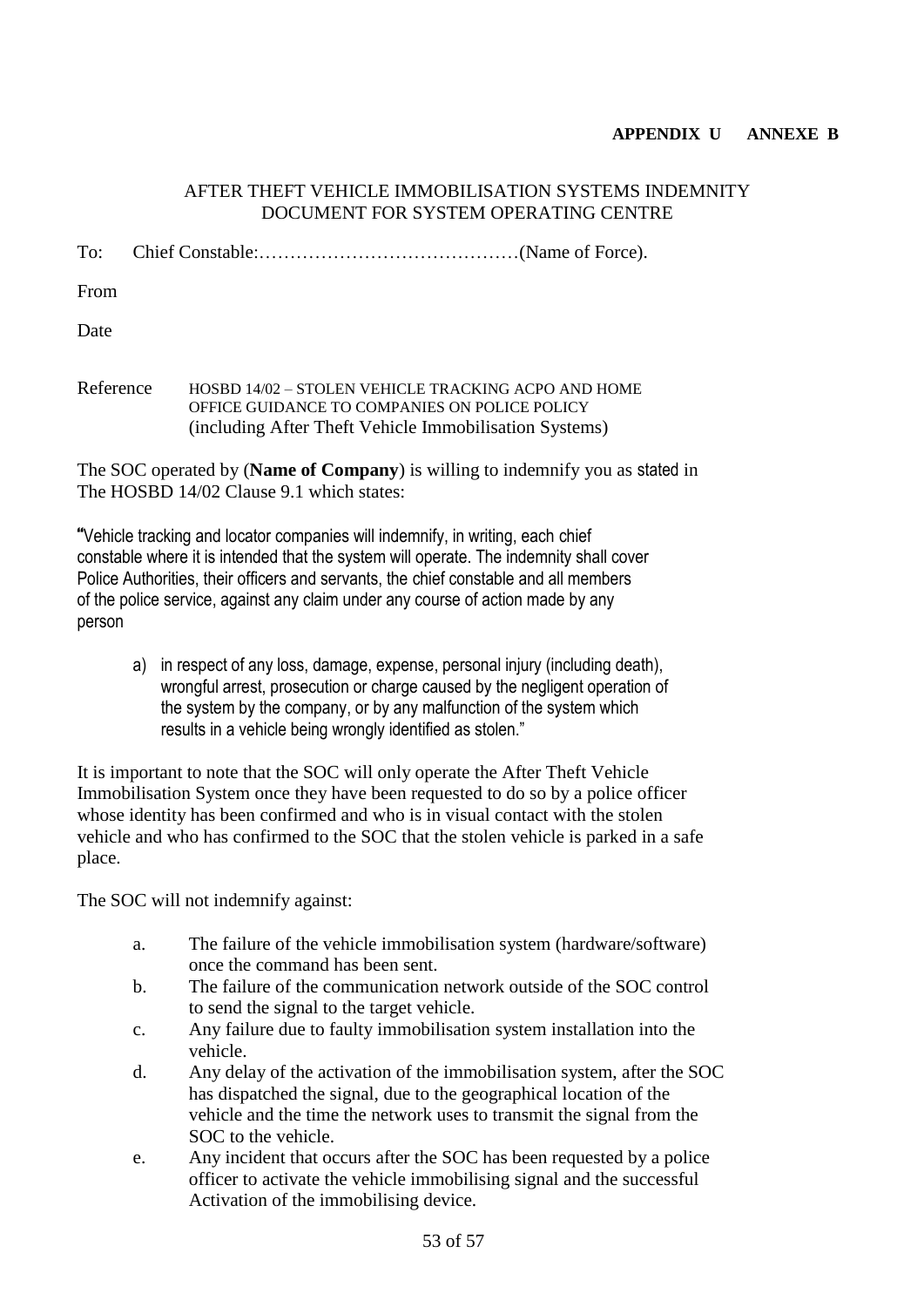**APPENDIX U ANNEXE B**

AFTER THEFT VEHICLE IMMOBILISATION SYSTEMS INDEMNITY DOCUMENT FOR SYSTEM OPERATING CENTRE

To: Chief Constable:……………………………………(Name of Force).

From

Date

Reference HOSBD 14/02 – STOLEN VEHICLE TRACKING ACPO AND HOME OFFICE GUIDANCE TO COMPANIES ON POLICE POLICY (including After Theft Vehicle Immobilisation Systems)

The SOC operated by (**Name of Company**) is willing to indemnify you as stated in The HOSBD 14/02 Clause 9.1 which states:

"Vehicle tracking and locator companies will indemnify, in writing, each chief constable where it is intended that the system will operate. The indemnity shall cover Police Authorities, their officers and servants, the chief constable and all members of the police service, against any claim under any course of action made by any person

a) in respect of any loss, damage, expense, personal injury (including death), wrongful arrest, prosecution or charge caused by the negligent operation of the system by the company, or by any malfunction of the system which results in a vehicle being wrongly identified as stolen."

It is important to note that the SOC will only operate the After Theft Vehicle Immobilisation System once they have been requested to do so by a police officer whose identity has been confirmed and who is in visual contact with the stolen vehicle and who has confirmed to the SOC that the stolen vehicle is parked in a safe place.

The SOC will not indemnify against:

a. The failure of the vehicle immobilisation system (hardware/software) once the command has been sent.
b. The failure of the communication network outside of the SOC control to send the signal to the target vehicle.
c. Any failure due to faulty immobilisation system installation into the vehicle.
d. Any delay of the activation of the immobilisation system, after the SOC has dispatched the signal, due to the geographical location of the vehicle and the time the network uses to transmit the signal from the SOC to the vehicle.
e. Any incident that occurs after the SOC has been requested by a police officer to activate the vehicle immobilising signal and the successful Activation of the immobilising device.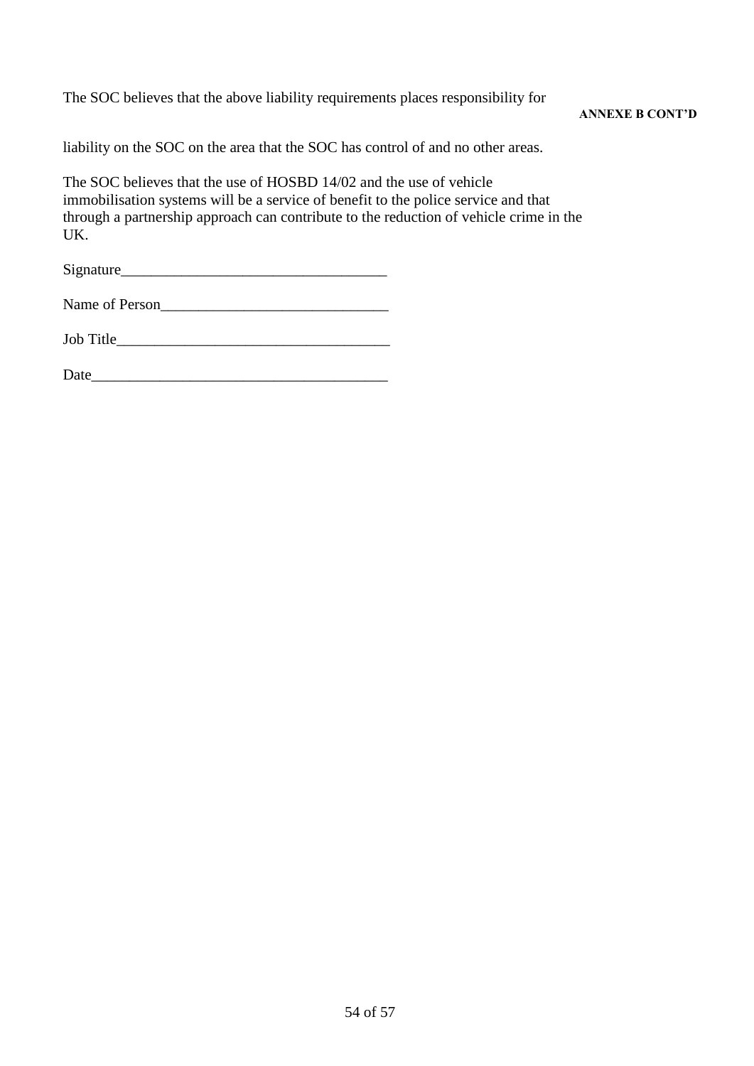**ANNEXE B CONT'D**

The SOC believes that the above liability requirements places responsibility for liability on the SOC on the area that the SOC has control of and no other areas.

The SOC believes that the use of HOSBD 14/02 and the use of vehicle immobilisation systems will be a service of benefit to the police service and that through a partnership approach can contribute to the reduction of vehicle crime in the UK.

Signature___________________________________

Name of Person______________________________

Job Title____________________________________

Date_______________________________________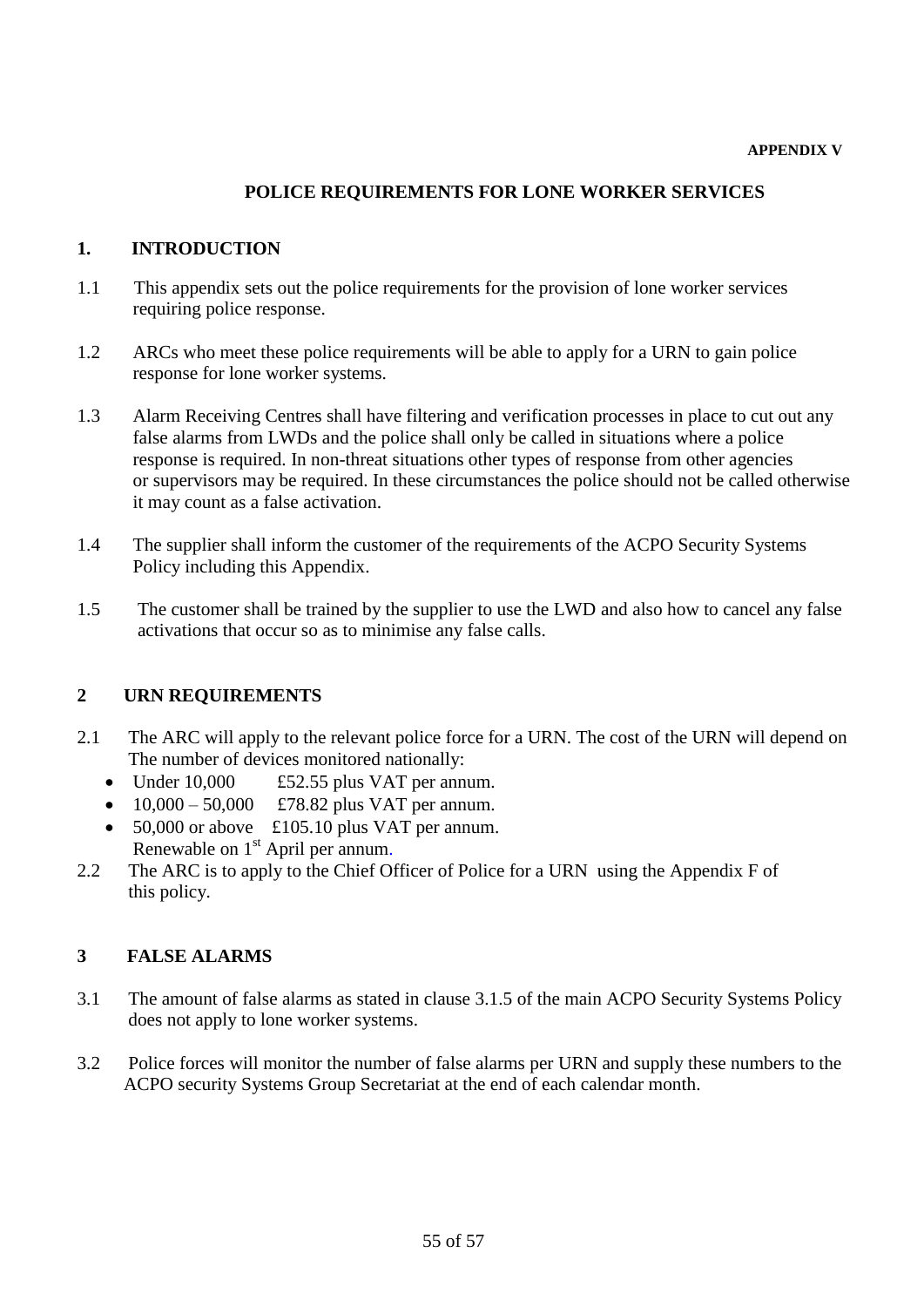**APPENDIX V**

## POLICE REQUIREMENTS FOR LONE WORKER SERVICES

### 1. INTRODUCTION

1.1 This appendix sets out the police requirements for the provision of lone worker services requiring police response.

1.2 ARCs who meet these police requirements will be able to apply for a URN to gain police response for lone worker systems.

1.3 Alarm Receiving Centres shall have filtering and verification processes in place to cut out any false alarms from LWDs and the police shall only be called in situations where a police response is required. In non-threat situations other types of response from other agencies or supervisors may be required. In these circumstances the police should not be called otherwise it may count as a false activation.

1.4 The supplier shall inform the customer of the requirements of the ACPO Security Systems Policy including this Appendix.

1.5 The customer shall be trained by the supplier to use the LWD and also how to cancel any false activations that occur so as to minimise any false calls.

### 2 URN REQUIREMENTS

2.1 The ARC will apply to the relevant police force for a URN. The cost of the URN will depend on The number of devices monitored nationally:

- Under 10,000 £52.55 plus VAT per annum.
- 10,000 – 50,000 £78.82 plus VAT per annum.
- 50,000 or above £105.10 plus VAT per annum.

Renewable on 1st April per annum.

2.2 The ARC is to apply to the Chief Officer of Police for a URN using the Appendix F of this policy.

### 3 FALSE ALARMS

3.1 The amount of false alarms as stated in clause 3.1.5 of the main ACPO Security Systems Policy does not apply to lone worker systems.

3.2 Police forces will monitor the number of false alarms per URN and supply these numbers to the ACPO security Systems Group Secretariat at the end of each calendar month.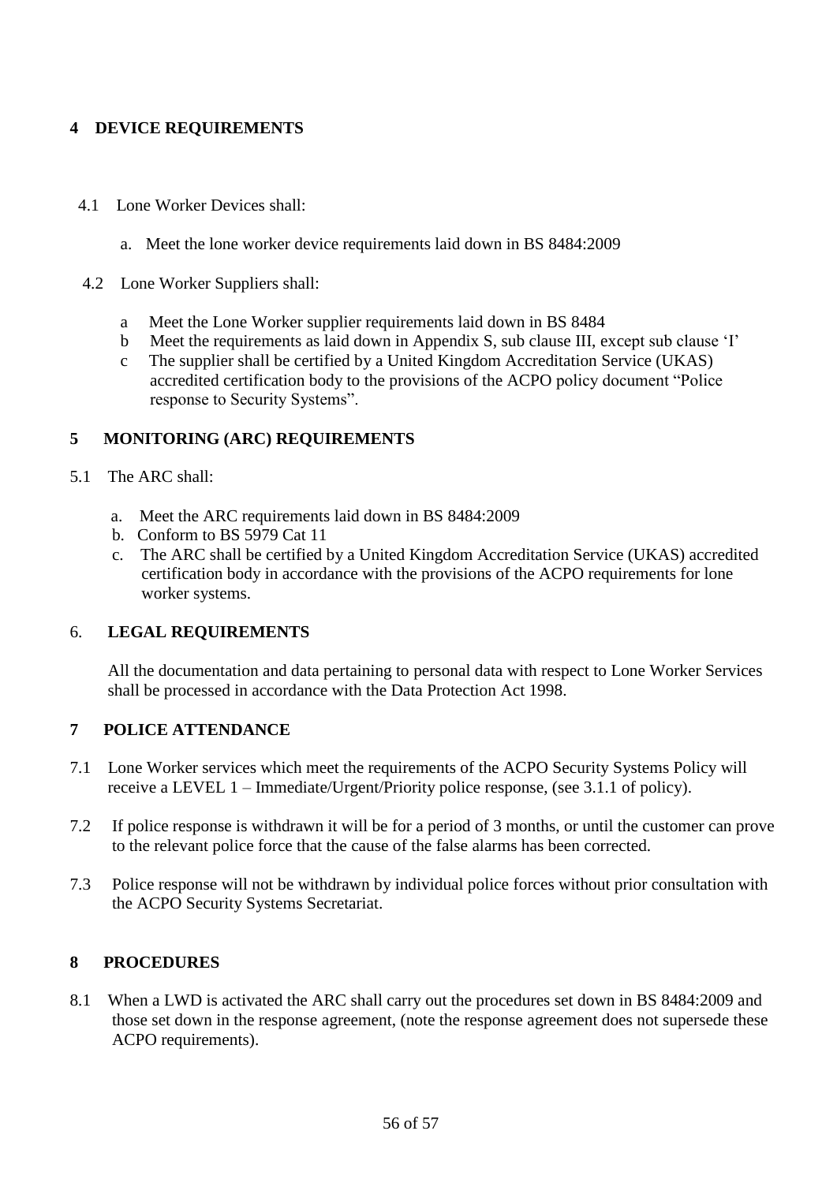## 4 DEVICE REQUIREMENTS

4.1 Lone Worker Devices shall:

a. Meet the lone worker device requirements laid down in BS 8484:2009

4.2 Lone Worker Suppliers shall:

a Meet the Lone Worker supplier requirements laid down in BS 8484

b Meet the requirements as laid down in Appendix S, sub clause III, except sub clause 'I'

c The supplier shall be certified by a United Kingdom Accreditation Service (UKAS) accredited certification body to the provisions of the ACPO policy document "Police response to Security Systems".

## 5 MONITORING (ARC) REQUIREMENTS

5.1 The ARC shall:

a. Meet the ARC requirements laid down in BS 8484:2009

b. Conform to BS 5979 Cat 11

c. The ARC shall be certified by a United Kingdom Accreditation Service (UKAS) accredited certification body in accordance with the provisions of the ACPO requirements for lone worker systems.

## 6. LEGAL REQUIREMENTS

All the documentation and data pertaining to personal data with respect to Lone Worker Services shall be processed in accordance with the Data Protection Act 1998.

## 7 POLICE ATTENDANCE

7.1 Lone Worker services which meet the requirements of the ACPO Security Systems Policy will receive a LEVEL 1 – Immediate/Urgent/Priority police response, (see 3.1.1 of policy).

7.2 If police response is withdrawn it will be for a period of 3 months, or until the customer can prove to the relevant police force that the cause of the false alarms has been corrected.

7.3 Police response will not be withdrawn by individual police forces without prior consultation with the ACPO Security Systems Secretariat.

## 8 PROCEDURES

8.1 When a LWD is activated the ARC shall carry out the procedures set down in BS 8484:2009 and those set down in the response agreement, (note the response agreement does not supersede these ACPO requirements).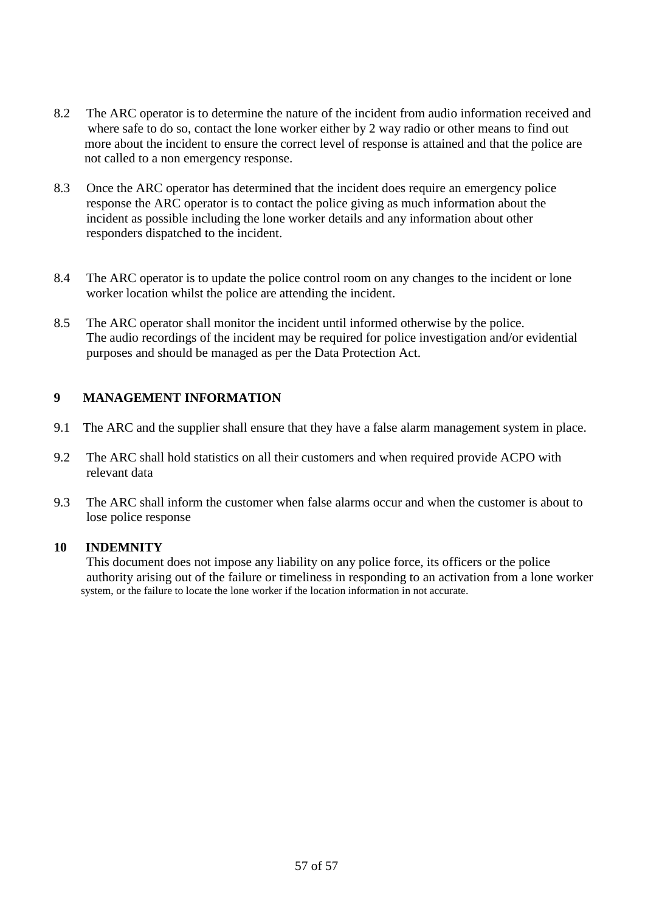8.2 The ARC operator is to determine the nature of the incident from audio information received and where safe to do so, contact the lone worker either by 2 way radio or other means to find out more about the incident to ensure the correct level of response is attained and that the police are not called to a non emergency response.

8.3 Once the ARC operator has determined that the incident does require an emergency police response the ARC operator is to contact the police giving as much information about the incident as possible including the lone worker details and any information about other responders dispatched to the incident.

8.4 The ARC operator is to update the police control room on any changes to the incident or lone worker location whilst the police are attending the incident.

8.5 The ARC operator shall monitor the incident until informed otherwise by the police. The audio recordings of the incident may be required for police investigation and/or evidential purposes and should be managed as per the Data Protection Act.

## 9 MANAGEMENT INFORMATION

9.1 The ARC and the supplier shall ensure that they have a false alarm management system in place.

9.2 The ARC shall hold statistics on all their customers and when required provide ACPO with relevant data

9.3 The ARC shall inform the customer when false alarms occur and when the customer is about to lose police response

## 10 INDEMNITY

This document does not impose any liability on any police force, its officers or the police authority arising out of the failure or timeliness in responding to an activation from a lone worker system, or the failure to locate the lone worker if the location information in not accurate.